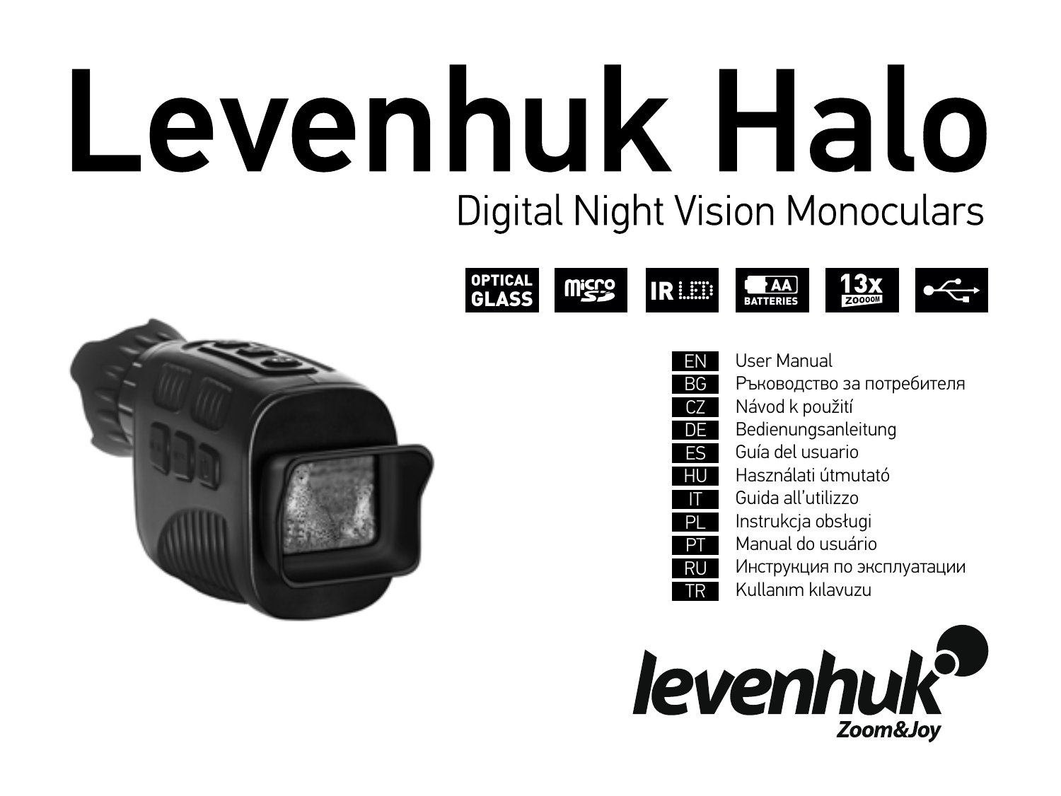# Levenhuk Halo

## Digital Night Vision Monoculars

OPTICAL GLASS | micro SD | IR LED | AA BATTERIES | 13x ZOOOOM | USB

| | |
|---|---|
| EN | User Manual |
| BG | Ръководство за потребителя |
| CZ | Návod k použití |
| DE | Bedienungsanleitung |
| ES | Guía del usuario |
| HU | Használati útmutató |
| IT | Guida all'utilizzo |
| PL | Instrukcja obsługi |
| PT | Manual do usuário |
| RU | Инструкция по эксплуатации |
| TR | Kullanım kılavuzu |

levenhuk

Zoom&Joy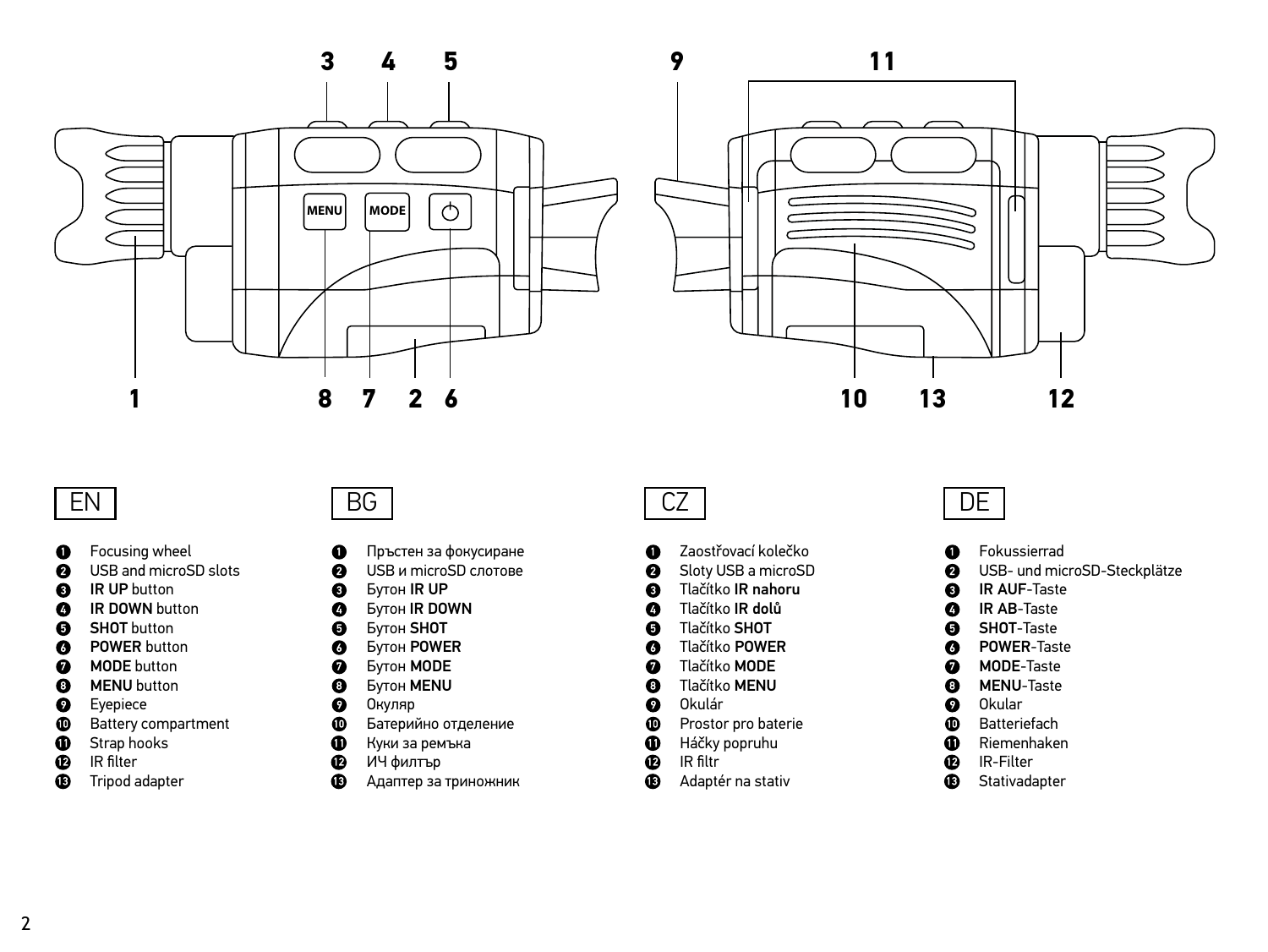## EN

1. Focusing wheel
2. USB and microSD slots
3. **IR UP** button
4. **IR DOWN** button
5. **SHOT** button
6. **POWER** button
7. **MODE** button
8. **MENU** button
9. Eyepiece
10. Battery compartment
11. Strap hooks
12. IR filter
13. Tripod adapter

## BG

1. Пръстен за фокусиране
2. USB и microSD слотове
3. Бутон **IR UP**
4. Бутон **IR DOWN**
5. Бутон **SHOT**
6. Бутон **POWER**
7. Бутон **MODE**
8. Бутон **MENU**
9. Окуляр
10. Батерийно отделение
11. Куки за ремъка
12. ИЧ филтър
13. Адаптер за триножник

## CZ

1. Zaostřovací kolečko
2. Sloty USB a microSD
3. Tlačítko **IR nahoru**
4. Tlačítko **IR dolů**
5. Tlačítko **SHOT**
6. Tlačítko **POWER**
7. Tlačítko **MODE**
8. Tlačítko **MENU**
9. Okulár
10. Prostor pro baterie
11. Háčky popruhu
12. IR filtr
13. Adaptér na stativ

## DE

1. Fokussierrad
2. USB- und microSD-Steckplätze
3. **IR AUF**-Taste
4. **IR AB**-Taste
5. **SHOT**-Taste
6. **POWER**-Taste
7. **MODE**-Taste
8. **MENU**-Taste
9. Okular
10. Batteriefach
11. Riemenhaken
12. IR-Filter
13. Stativadapter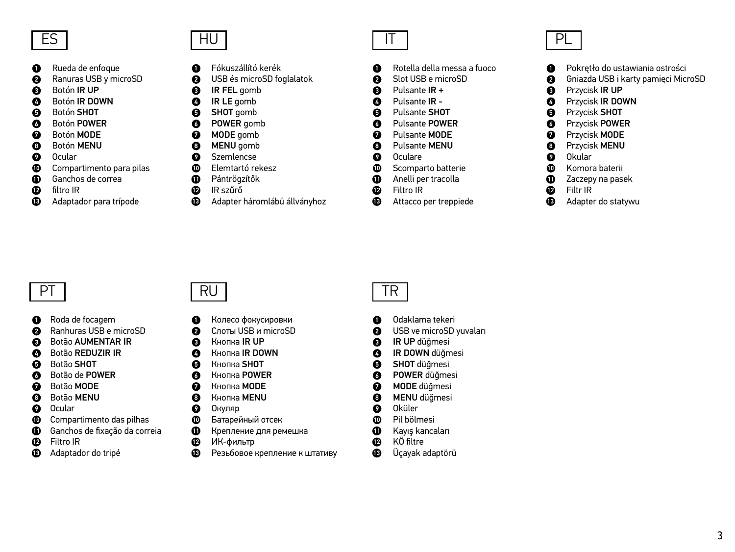## ES

1. Rueda de enfoque
2. Ranuras USB y microSD
3. Botón **IR UP**
4. Botón **IR DOWN**
5. Botón **SHOT**
6. Botón **POWER**
7. Botón **MODE**
8. Botón **MENU**
9. Ocular
10. Compartimento para pilas
11. Ganchos de correa
12. filtro IR
13. Adaptador para trípode

## HU

1. Fókuszállító kerék
2. USB és microSD foglalatok
3. **IR FEL** gomb
4. **IR LE** gomb
5. **SHOT** gomb
6. **POWER** gomb
7. **MODE** gomb
8. **MENU** gomb
9. Szemlencse
10. Elemtartó rekesz
11. Pántrögzítők
12. IR szűrő
13. Adapter háromlábú állványhoz

## IT

1. Rotella della messa a fuoco
2. Slot USB e microSD
3. Pulsante **IR +**
4. Pulsante **IR -**
5. Pulsante **SHOT**
6. Pulsante **POWER**
7. Pulsante **MODE**
8. Pulsante **MENU**
9. Oculare
10. Scomparto batterie
11. Anelli per tracolla
12. Filtro IR
13. Attacco per treppiede

## PL

1. Pokrętło do ustawiania ostrości
2. Gniazda USB i karty pamięci MicroSD
3. Przycisk **IR UP**
4. Przycisk **IR DOWN**
5. Przycisk **SHOT**
6. Przycisk **POWER**
7. Przycisk **MODE**
8. Przycisk **MENU**
9. Okular
10. Komora baterii
11. Zaczepy na pasek
12. Filtr IR
13. Adapter do statywu

## PT

1. Roda de focagem
2. Ranhuras USB e microSD
3. Botão **AUMENTAR IR**
4. Botão **REDUZIR IR**
5. Botão **SHOT**
6. Botão de **POWER**
7. Botão **MODE**
8. Botão **MENU**
9. Ocular
10. Compartimento das pilhas
11. Ganchos de fixação da correia
12. Filtro IR
13. Adaptador do tripé

## RU

1. Колесо фокусировки
2. Слоты USB и microSD
3. Кнопка **IR UP**
4. Кнопка **IR DOWN**
5. Кнопка **SHOT**
6. Кнопка **POWER**
7. Кнопка **MODE**
8. Кнопка **MENU**
9. Окуляр
10. Батарейный отсек
11. Крепление для ремешка
12. ИК-фильтр
13. Резьбовое крепление к штативу

## TR

1. Odaklama tekeri
2. USB ve microSD yuvaları
3. **IR UP** düğmesi
4. **IR DOWN** düğmesi
5. **SHOT** düğmesi
6. **POWER** düğmesi
7. **MODE** düğmesi
8. **MENU** düğmesi
9. Oküler
10. Pil bölmesi
11. Kayış kancaları
12. KÖ filtre
13. Üçayak adaptörü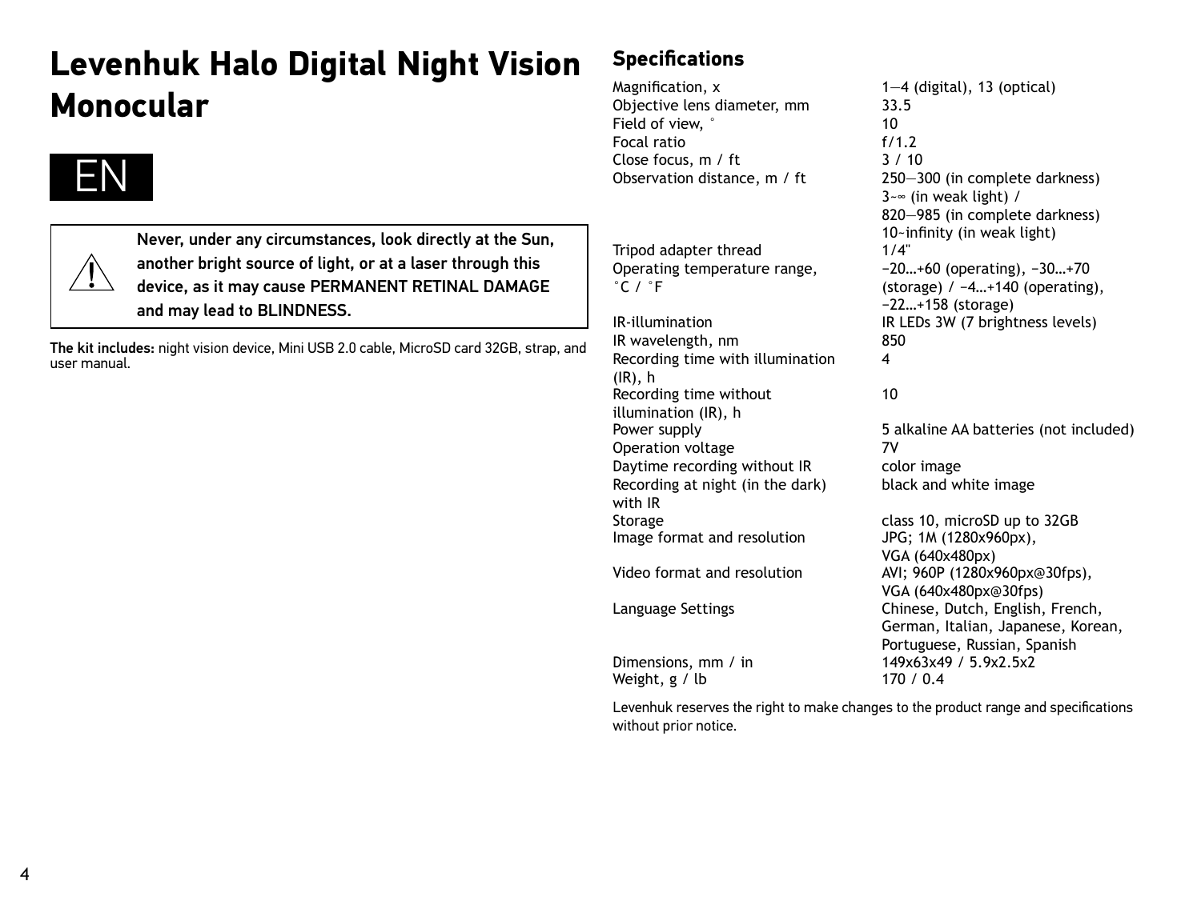# Levenhuk Halo Digital Night Vision Monocular

EN

**Never, under any circumstances, look directly at the Sun, another bright source of light, or at a laser through this device, as it may cause PERMANENT RETINAL DAMAGE and may lead to BLINDNESS.**

**The kit includes:** night vision device, Mini USB 2.0 cable, MicroSD card 32GB, strap, and user manual.

## Specifications

| | |
|---|---|
| Magnification, x | 1—4 (digital), 13 (optical) |
| Objective lens diameter, mm | 33.5 |
| Field of view, ° | 10 |
| Focal ratio | f/1.2 |
| Close focus, m / ft | 3 / 10 |
| Observation distance, m / ft | 250—300 (in complete darkness) 3~∞ (in weak light) / 820—985 (in complete darkness) 10~infinity (in weak light) |
| Tripod adapter thread | 1/4" |
| Operating temperature range, °C / °F | −20…+60 (operating), −30…+70 (storage) / −4…+140 (operating), −22…+158 (storage) |
| IR-illumination | IR LEDs 3W (7 brightness levels) |
| IR wavelength, nm | 850 |
| Recording time with illumination (IR), h | 4 |
| Recording time without illumination (IR), h | 10 |
| Power supply | 5 alkaline AA batteries (not included) |
| Operation voltage | 7V |
| Daytime recording without IR | color image |
| Recording at night (in the dark) with IR | black and white image |
| Storage | class 10, microSD up to 32GB |
| Image format and resolution | JPG; 1M (1280x960px), VGA (640x480px) |
| Video format and resolution | AVI; 960P (1280x960px@30fps), VGA (640x480px@30fps) |
| Language Settings | Chinese, Dutch, English, French, German, Italian, Japanese, Korean, Portuguese, Russian, Spanish |
| Dimensions, mm / in | 149x63x49 / 5.9x2.5x2 |
| Weight, g / lb | 170 / 0.4 |

Levenhuk reserves the right to make changes to the product range and specifications without prior notice.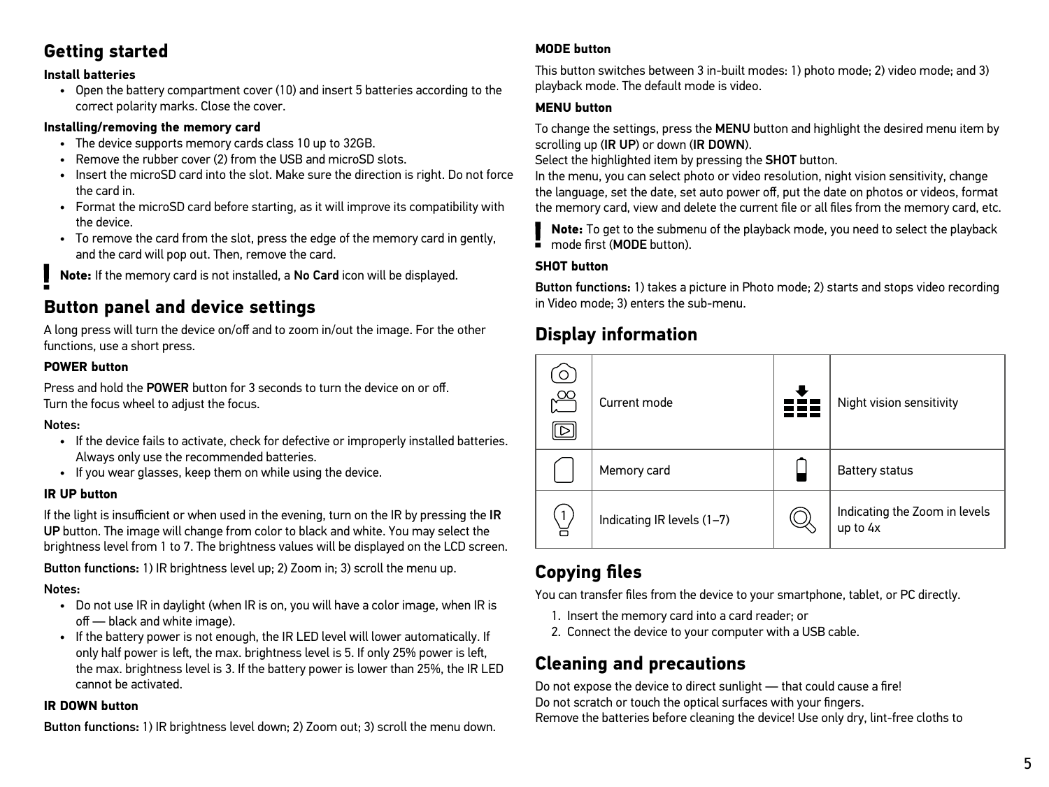## Getting started

### Install batteries

- Open the battery compartment cover (10) and insert 5 batteries according to the correct polarity marks. Close the cover.

### Installing/removing the memory card

- The device supports memory cards class 10 up to 32GB.
- Remove the rubber cover (2) from the USB and microSD slots.
- Insert the microSD card into the slot. Make sure the direction is right. Do not force the card in.
- Format the microSD card before starting, as it will improve its compatibility with the device.
- To remove the card from the slot, press the edge of the memory card in gently, and the card will pop out. Then, remove the card.

**Note:** If the memory card is not installed, a No Card icon will be displayed.

## Button panel and device settings

A long press will turn the device on/off and to zoom in/out the image. For the other functions, use a short press.

### POWER button

Press and hold the POWER button for 3 seconds to turn the device on or off.
Turn the focus wheel to adjust the focus.

Notes:

- If the device fails to activate, check for defective or improperly installed batteries. Always only use the recommended batteries.
- If you wear glasses, keep them on while using the device.

### IR UP button

If the light is insufficient or when used in the evening, turn on the IR by pressing the IR UP button. The image will change from color to black and white. You may select the brightness level from 1 to 7. The brightness values will be displayed on the LCD screen.

Button functions: 1) IR brightness level up; 2) Zoom in; 3) scroll the menu up.

Notes:

- Do not use IR in daylight (when IR is on, you will have a color image, when IR is off — black and white image).
- If the battery power is not enough, the IR LED level will lower automatically. If only half power is left, the max. brightness level is 5. If only 25% power is left, the max. brightness level is 3. If the battery power is lower than 25%, the IR LED cannot be activated.

### IR DOWN button

Button functions: 1) IR brightness level down; 2) Zoom out; 3) scroll the menu down.

### MODE button

This button switches between 3 in-built modes: 1) photo mode; 2) video mode; and 3) playback mode. The default mode is video.

### MENU button

To change the settings, press the MENU button and highlight the desired menu item by scrolling up (IR UP) or down (IR DOWN).
Select the highlighted item by pressing the SHOT button.
In the menu, you can select photo or video resolution, night vision sensitivity, change the language, set the date, set auto power off, put the date on photos or videos, format the memory card, view and delete the current file or all files from the memory card, etc.

**Note:** To get to the submenu of the playback mode, you need to select the playback mode first (MODE button).

### SHOT button

Button functions: 1) takes a picture in Photo mode; 2) starts and stops video recording in Video mode; 3) enters the sub-menu.

## Display information

| Icon | Description | Icon | Description |
|---|---|---|---|
| | Current mode | | Night vision sensitivity |
| | Memory card | | Battery status |
| | Indicating IR levels (1–7) | | Indicating the Zoom in levels up to 4x |

## Copying files

You can transfer files from the device to your smartphone, tablet, or PC directly.

1. Insert the memory card into a card reader; or
2. Connect the device to your computer with a USB cable.

## Cleaning and precautions

Do not expose the device to direct sunlight — that could cause a fire!
Do not scratch or touch the optical surfaces with your fingers.
Remove the batteries before cleaning the device! Use only dry, lint-free cloths to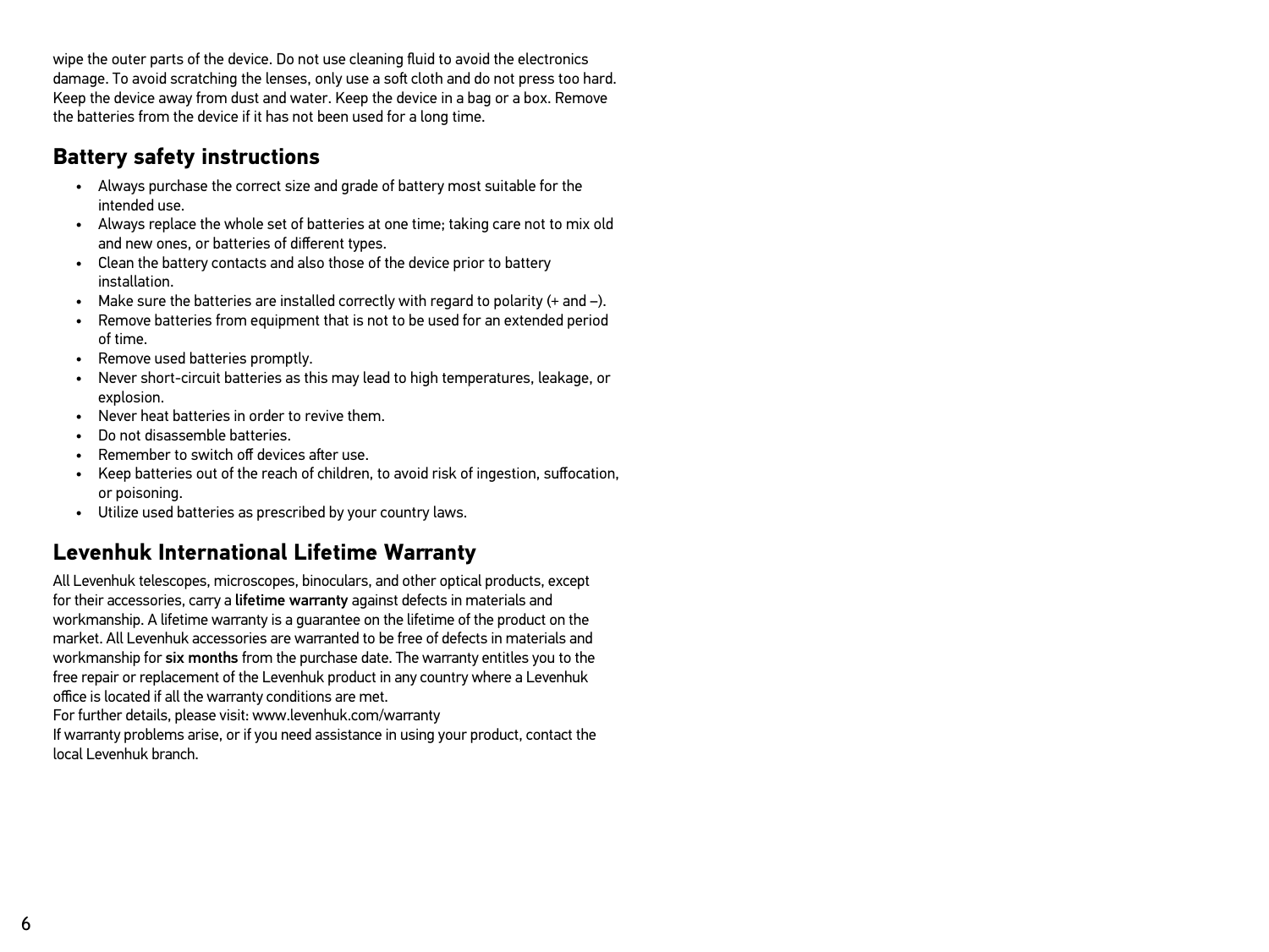wipe the outer parts of the device. Do not use cleaning fluid to avoid the electronics damage. To avoid scratching the lenses, only use a soft cloth and do not press too hard. Keep the device away from dust and water. Keep the device in a bag or a box. Remove the batteries from the device if it has not been used for a long time.

## Battery safety instructions

- Always purchase the correct size and grade of battery most suitable for the intended use.
- Always replace the whole set of batteries at one time; taking care not to mix old and new ones, or batteries of different types.
- Clean the battery contacts and also those of the device prior to battery installation.
- Make sure the batteries are installed correctly with regard to polarity (+ and –).
- Remove batteries from equipment that is not to be used for an extended period of time.
- Remove used batteries promptly.
- Never short-circuit batteries as this may lead to high temperatures, leakage, or explosion.
- Never heat batteries in order to revive them.
- Do not disassemble batteries.
- Remember to switch off devices after use.
- Keep batteries out of the reach of children, to avoid risk of ingestion, suffocation, or poisoning.
- Utilize used batteries as prescribed by your country laws.

## Levenhuk International Lifetime Warranty

All Levenhuk telescopes, microscopes, binoculars, and other optical products, except for their accessories, carry a **lifetime warranty** against defects in materials and workmanship. A lifetime warranty is a guarantee on the lifetime of the product on the market. All Levenhuk accessories are warranted to be free of defects in materials and workmanship for **six months** from the purchase date. The warranty entitles you to the free repair or replacement of the Levenhuk product in any country where a Levenhuk office is located if all the warranty conditions are met.

For further details, please visit: www.levenhuk.com/warranty

If warranty problems arise, or if you need assistance in using your product, contact the local Levenhuk branch.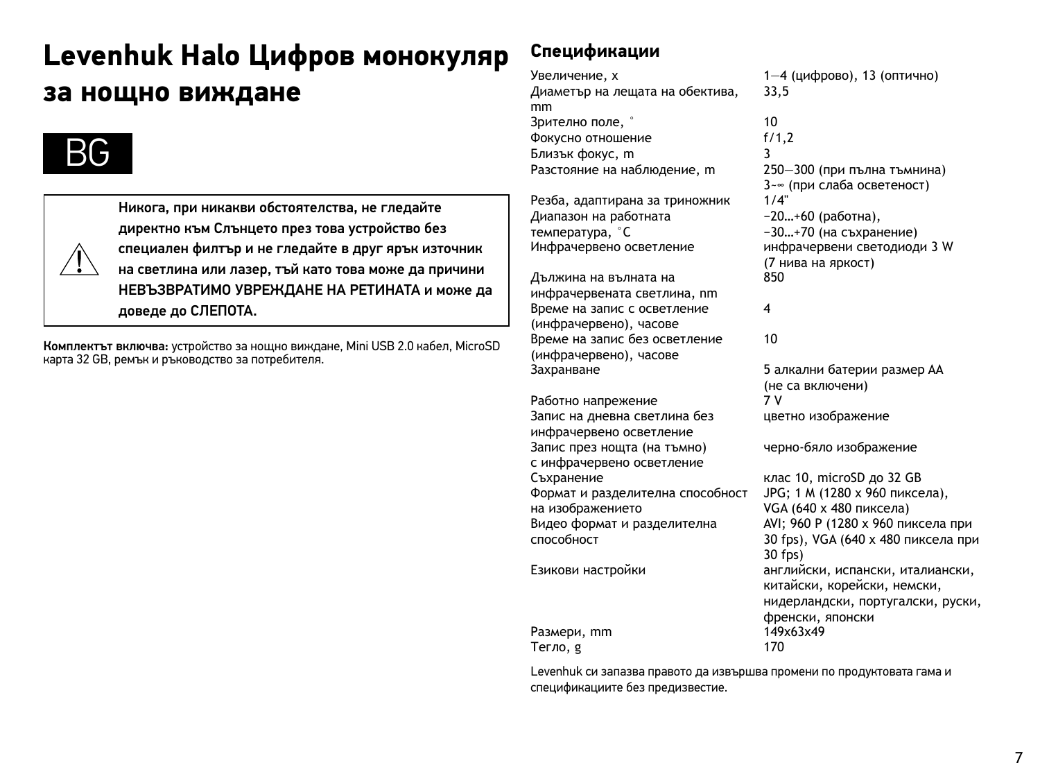# Levenhuk Halo Цифров монокуляр за нощно виждане

BG

⚠ **Никога, при никакви обстоятелства, не гледайте директно към Слънцето през това устройство без специален филтър и не гледайте в друг ярък източник на светлина или лазер, тъй като това може да причини НЕВЪЗВРАТИМО УВРЕЖДАНЕ НА РЕТИНАТА и може да доведе до СЛЕПОТА.**

**Комплектът включва:** устройство за нощно виждане, Mini USB 2.0 кабел, MicroSD карта 32 GB, ремък и ръководство за потребителя.

## Спецификации

| | |
|---|---|
| Увеличение, x | 1—4 (цифрово), 13 (оптично) |
| Диаметър на лещата на обектива, mm | 33,5 |
| Зрително поле, ° | 10 |
| Фокусно отношение | f/1,2 |
| Близък фокус, m | 3 |
| Разстояние на наблюдение, m | 250—300 (при пълна тъмнина) 3~∞ (при слаба осветеност) |
| Резба, адаптирана за триножник | 1/4" |
| Диапазон на работната температура, °C | −20…+60 (работна), −30…+70 (на съхранение) |
| Инфрачервено осветление | инфрачервени светодиоди 3 W (7 нива на яркост) |
| Дължина на вълната на инфрачервената светлина, nm | 850 |
| Време на запис с осветление (инфрачервено), часове | 4 |
| Време на запис без осветление (инфрачервено), часове | 10 |
| Захранване | 5 алкални батерии размер AA (не са включени) |
| Работно напрежение | 7 V |
| Запис на дневна светлина без инфрачервено осветление | цветно изображение |
| Запис през нощта (на тъмно) с инфрачервено осветление | черно-бяло изображение |
| Съхранение | клас 10, microSD до 32 GB |
| Формат и разделителна способност на изображението | JPG; 1 M (1280 x 960 пиксела), VGA (640 x 480 пиксела) |
| Видео формат и разделителна способност | AVI; 960 P (1280 x 960 пиксела при 30 fps), VGA (640 x 480 пиксела при 30 fps) |
| Езикови настройки | английски, испански, италиански, китайски, корейски, немски, нидерландски, португалски, руски, френски, японски |
| Размери, mm | 149x63x49 |
| Тегло, g | 170 |

Levenhuk си запазва правото да извършва промени по продуктовата гама и спецификациите без предизвестие.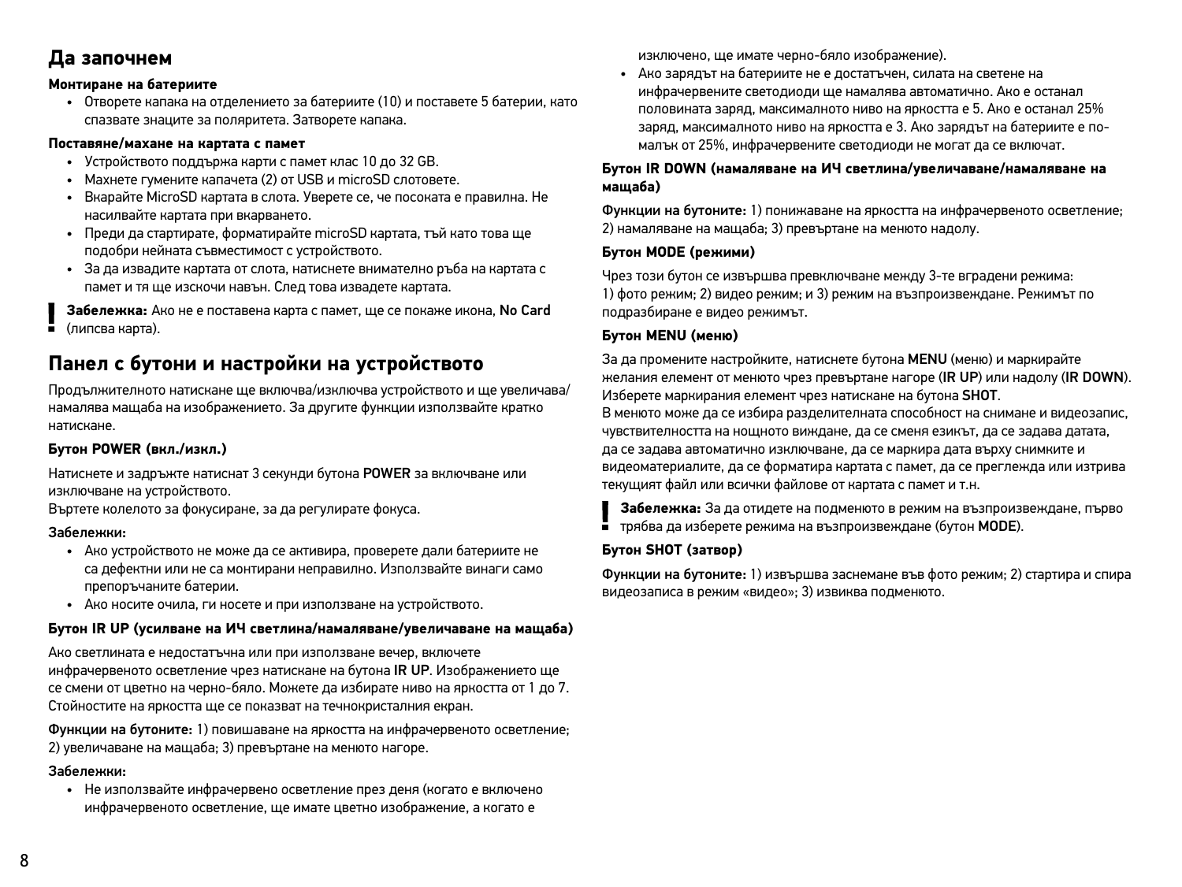## Да започнем

**Монтиране на батериите**

- Отворете капака на отделението за батериите (10) и поставете 5 батерии, като спазвате знаците за поляритета. Затворете капака.

**Поставяне/махане на картата с памет**

- Устройството поддържа карти с памет клас 10 до 32 GB.
- Махнете гумените капачета (2) от USB и microSD слотовете.
- Вкарайте MicroSD картата в слота. Уверете се, че посоката е правилна. Не насилвайте картата при вкарването.
- Преди да стартирате, форматирайте microSD картата, тъй като това ще подобри нейната съвместимост с устройството.
- За да извадите картата от слота, натиснете внимателно ръба на картата с памет и тя ще изскочи навън. След това извадете картата.

**Забележка:** Ако не е поставена карта с памет, ще се покаже икона, **No Card** (липсва карта).

## Панел с бутони и настройки на устройството

Продължителното натискане ще включва/изключва устройството и ще увеличава/намалява мащаба на изображението. За другите функции използвайте кратко натискане.

**Бутон POWER (вкл./изкл.)**

Натиснете и задръжте натиснат 3 секунди бутона **POWER** за включване или изключване на устройството.
Въртете колелото за фокусиране, за да регулирате фокуса.

Забележки:

- Ако устройството не може да се активира, проверете дали батериите не са дефектни или не са монтирани неправилно. Използвайте винаги само препоръчаните батерии.
- Ако носите очила, ги носете и при използване на устройството.

**Бутон IR UP (усилване на ИЧ светлина/намаляване/увеличаване на мащаба)**

Ако светлината е недостатъчна или при използване вечер, включете инфрачервеното осветление чрез натискане на бутона **IR UP**. Изображението ще се смени от цветно на черно-бяло. Можете да избирате ниво на яркостта от 1 до 7. Стойностите на яркостта ще се показват на течнокристалния екран.

**Функции на бутоните:** 1) повишаване на яркостта на инфрачервеното осветление; 2) увеличаване на мащаба; 3) превъртане на менюто нагоре.

Забележки:

- Не използвайте инфрачервено осветление през деня (когато е включено инфрачервеното осветление, ще имате цветно изображение, а когато е изключено, ще имате черно-бяло изображение).
- Ако зарядът на батериите не е достатъчен, силата на светене на инфрачервените светодиоди ще намалява автоматично. Ако е останал половината заряд, максималното ниво на яркостта е 5. Ако е останал 25% заряд, максималното ниво на яркостта е 3. Ако зарядът на батериите е по-малък от 25%, инфрачервените светодиоди не могат да се включат.

**Бутон IR DOWN (намаляване на ИЧ светлина/увеличаване/намаляване на мащаба)**

**Функции на бутоните:** 1) понижаване на яркостта на инфрачервеното осветление; 2) намаляване на мащаба; 3) превъртане на менюто надолу.

**Бутон MODE (режими)**

Чрез този бутон се извършва превключване между 3-те вградени режима: 1) фото режим; 2) видео режим; и 3) режим на възпроизвеждане. Режимът по подразбиране е видео режимът.

**Бутон MENU (меню)**

За да промените настройките, натиснете бутона **MENU** (меню) и маркирайте желания елемент от менюто чрез превъртане нагоре (**IR UP**) или надолу (**IR DOWN**). Изберете маркирания елемент чрез натискане на бутона **SHOT**.
В менюто може да се избира разделителната способност на снимане и видеозапис, чувствителността на нощното виждане, да се сменя езикът, да се задава датата, да се задава автоматично изключване, да се маркира дата върху снимките и видеоматериалите, да се форматира картата с памет, да се преглежда или изтрива текущият файл или всички файлове от картата с памет и т.н.

**Забележка:** За да отидете на подменюто в режим на възпроизвеждане, първо трябва да изберете режима на възпроизвеждане (бутон **MODE**).

**Бутон SHOT (затвор)**

**Функции на бутоните:** 1) извършва заснемане във фото режим; 2) стартира и спира видеозаписа в режим «видео»; 3) извиква подменюто.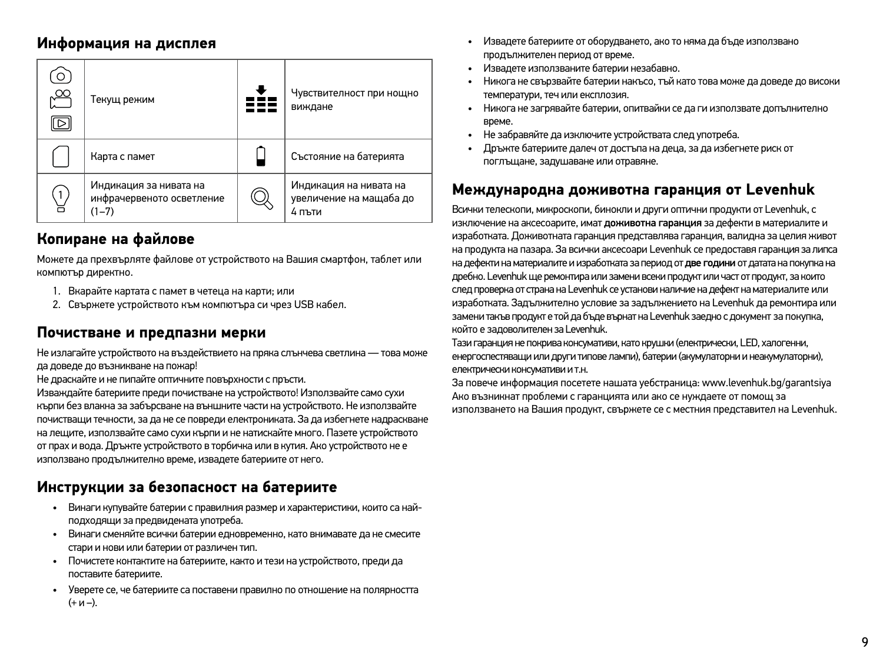## Информация на дисплея

| | | | |
|---|---|---|---|
| | Текущ режим | | Чувствителност при нощно виждане |
| | Карта с памет | | Състояние на батерията |
| | Индикация за нивата на инфрачервеното осветление (1–7) | | Индикация на нивата на увеличение на мащаба до 4 пъти |

## Копиране на файлове

Можете да прехвърляте файлове от устройството на Вашия смартфон, таблет или компютър директно.

1. Вкарайте картата с памет в четеца на карти; или
2. Свържете устройството към компютъра си чрез USB кабел.

## Почистване и предпазни мерки

Не излагайте устройството на въздействието на пряка слънчева светлина — това може да доведе до възникване на пожар!
Не драскайте и не пипайте оптичните повърхности с пръсти.
Изваждайте батериите преди почистване на устройството! Използвайте само сухи кърпи без влакна за забърсване на външните части на устройството. Не използвайте почистващи течности, за да не се повреди електрониката. За да избегнете надраскване на лещите, използвайте само сухи кърпи и не натискайте много. Пазете устройството от прах и вода. Дръжте устройството в торбичка или в кутия. Ако устройството не е използвано продължително време, извадете батериите от него.

## Инструкции за безопасност на батериите

- Винаги купувайте батерии с правилния размер и характеристики, които са най-подходящи за предвидената употреба.
- Винаги сменяйте всички батерии едновременно, като внимавате да не смесите стари и нови или батерии от различен тип.
- Почистете контактите на батериите, както и тези на устройството, преди да поставите батериите.
- Уверете се, че батериите са поставени правилно по отношение на полярността (+ и –).
- Извадете батериите от оборудването, ако то няма да бъде използвано продължителен период от време.
- Извадете използваните батерии незабавно.
- Никога не свързвайте батерии накъсо, тъй като това може да доведе до високи температури, теч или експлозия.
- Никога не загрявайте батерии, опитвайки се да ги използвате допълнително време.
- Не забравяйте да изключите устройствата след употреба.
- Дръжте батериите далеч от достъпа на деца, за да избегнете риск от поглъщане, задушаване или отравяне.

## Международна доживотна гаранция от Levenhuk

Всички телескопи, микроскопи, бинокли и други оптични продукти от Levenhuk, с изключение на аксесоарите, имат **доживотна гаранция** за дефекти в материалите и изработката. Доживотната гаранция представлява гаранция, валидна за целия живот на продукта на пазара. За всички аксесоари Levenhuk се предоставя гаранция за липса на дефекти на материалите и изработката за период от **две години** от датата на покупка на дребно. Levenhuk ще ремонтира или замени всеки продукт или част от продукт, за които след проверка от страна на Levenhuk се установи наличие на дефект на материалите или изработката. Задължително условие за задължението на Levenhuk да ремонтира или замени такъв продукт е той да бъде върнат на Levenhuk заедно с документ за покупка, който е задоволителен за Levenhuk.
Тази гаранция не покрива консумативи, като крушки (електрически, LED, халогенни, енергоспестяващи или други типове лампи), батерии (акумулаторни и неакумулаторни), електрически консумативи и т.н.
За повече информация посетете нашата уебстраница: www.levenhuk.bg/garantsiya
Ако възникнат проблеми с гаранцията или ако се нуждаете от помощ за използването на Вашия продукт, свържете се с местния представител на Levenhuk.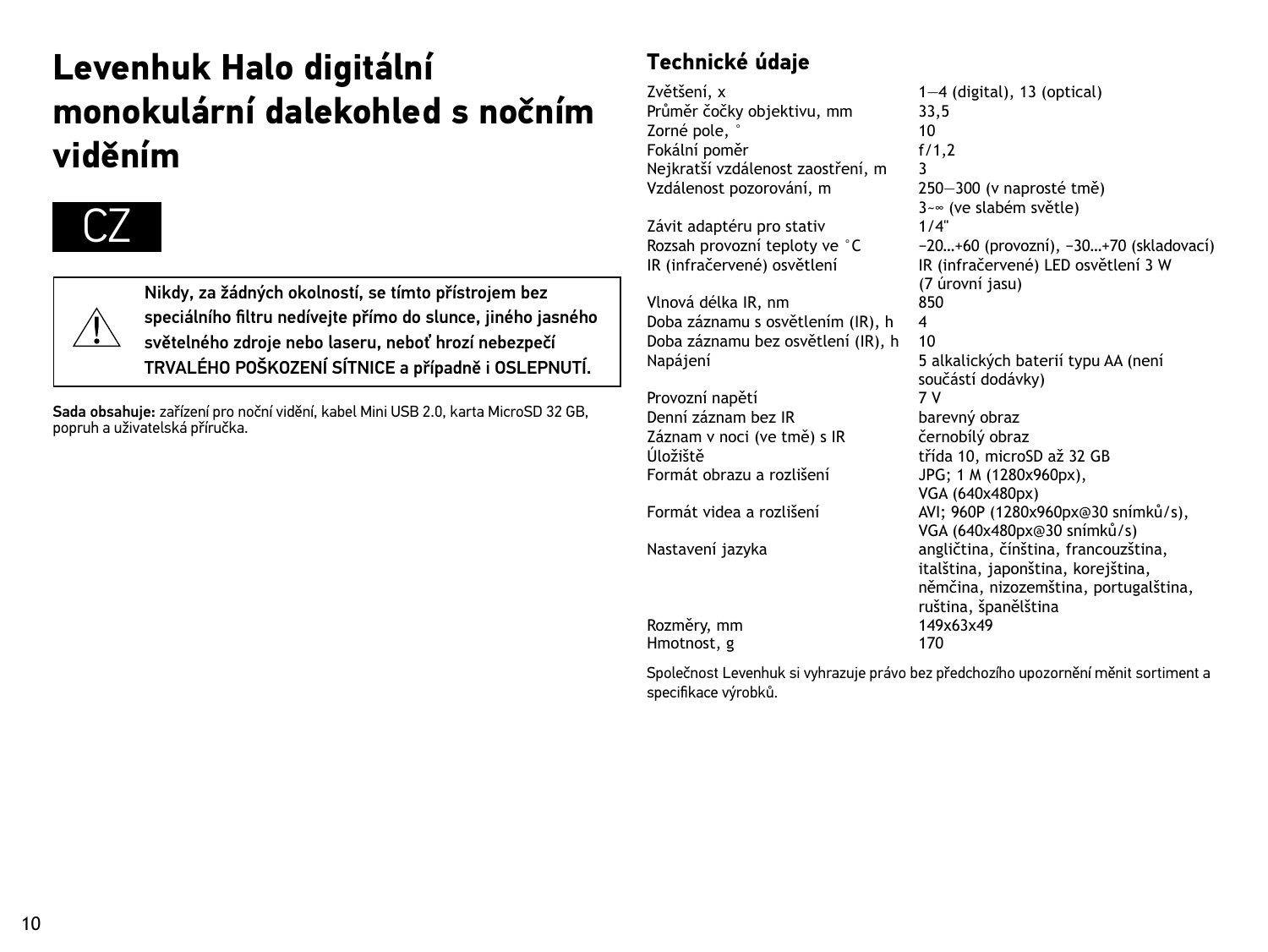# Levenhuk Halo digitální monokulární dalekohled s nočním viděním

CZ

**Nikdy, za žádných okolností, se tímto přístrojem bez speciálního filtru nedívejte přímo do slunce, jiného jasného světelného zdroje nebo laseru, neboť hrozí nebezpečí TRVALÉHO POŠKOZENÍ SÍTNICE a případně i OSLEPNUTÍ.**

**Sada obsahuje:** zařízení pro noční vidění, kabel Mini USB 2.0, karta MicroSD 32 GB, popruh a uživatelská příručka.

## Technické údaje

| | |
|---|---|
| Zvětšení, x | 1—4 (digital), 13 (optical) |
| Průměr čočky objektivu, mm | 33,5 |
| Zorné pole, ° | 10 |
| Fokální poměr | f/1,2 |
| Nejkratší vzdálenost zaostření, m | 3 |
| Vzdálenost pozorování, m | 250—300 (v naprosté tmě)<br>3~∞ (ve slabém světle) |
| Závit adaptéru pro stativ | 1/4" |
| Rozsah provozní teploty ve °C | −20…+60 (provozní), −30…+70 (skladovací) |
| IR (infračervené) osvětlení | IR (infračervené) LED osvětlení 3 W (7 úrovní jasu) |
| Vlnová délka IR, nm | 850 |
| Doba záznamu s osvětlením (IR), h | 4 |
| Doba záznamu bez osvětlení (IR), h | 10 |
| Napájení | 5 alkalických baterií typu AA (není součástí dodávky) |
| Provozní napětí | 7 V |
| Denní záznam bez IR | barevný obraz |
| Záznam v noci (ve tmě) s IR | černobílý obraz |
| Úložiště | třída 10, microSD až 32 GB |
| Formát obrazu a rozlišení | JPG; 1 M (1280x960px), VGA (640x480px) |
| Formát videa a rozlišení | AVI; 960P (1280x960px@30 snímků/s), VGA (640x480px@30 snímků/s) |
| Nastavení jazyka | angličtina, čínština, francouzština, italština, japonština, korejština, němčina, nizozemština, portugalština, ruština, španělština |
| Rozměry, mm | 149x63x49 |
| Hmotnost, g | 170 |

Společnost Levenhuk si vyhrazuje právo bez předchozího upozornění měnit sortiment a specifikace výrobků.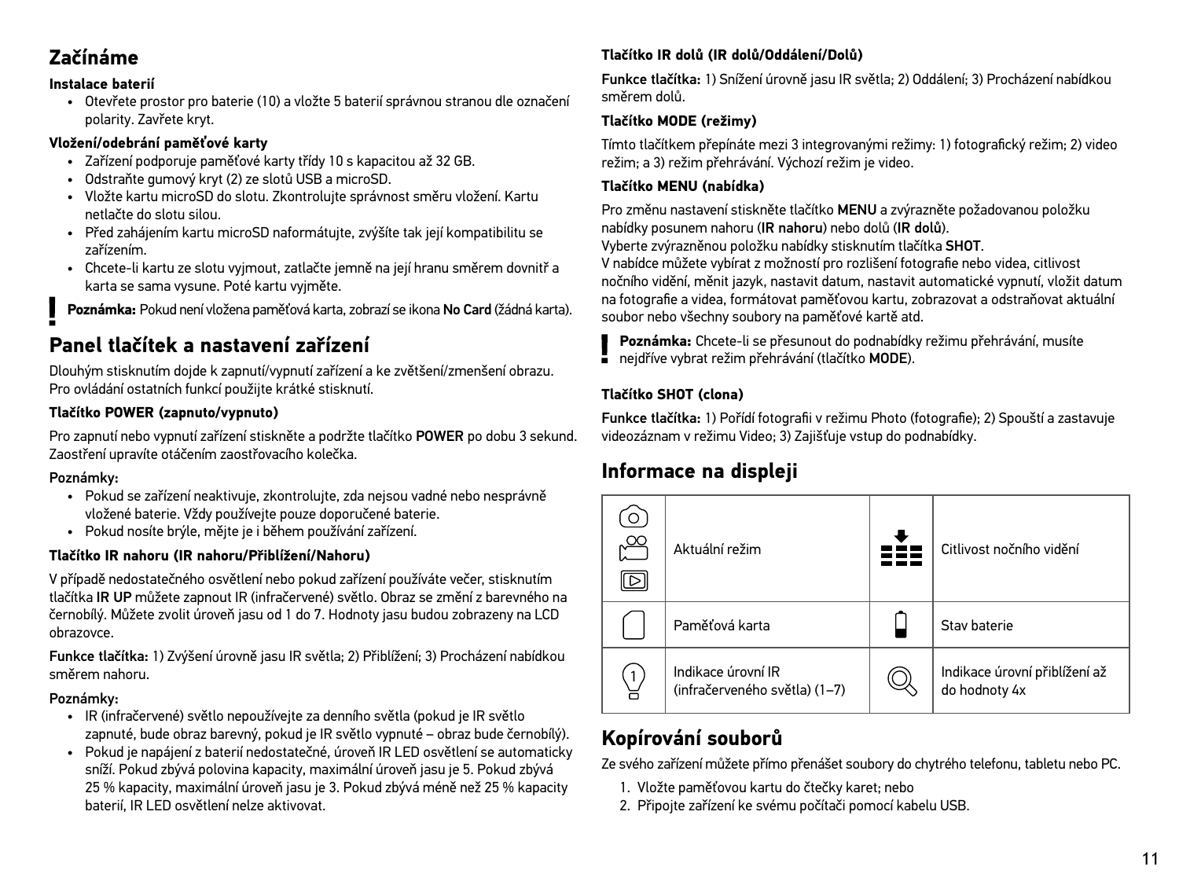## Začínáme

### Instalace baterií

- Otevřete prostor pro baterie (10) a vložte 5 baterií správnou stranou dle označení polarity. Zavřete kryt.

### Vložení/odebrání paměťové karty

- Zařízení podporuje paměťové karty třídy 10 s kapacitou až 32 GB.
- Odstraňte gumový kryt (2) ze slotů USB a microSD.
- Vložte kartu microSD do slotu. Zkontrolujte správnost směru vložení. Kartu netlačte do slotu silou.
- Před zahájením kartu microSD naformátujte, zvýšíte tak její kompatibilitu se zařízením.
- Chcete-li kartu ze slotu vyjmout, zatlačte jemně na její hranu směrem dovnitř a karta se sama vysune. Poté kartu vyjměte.

**Poznámka:** Pokud není vložena paměťová karta, zobrazí se ikona **No Card** (žádná karta).

## Panel tlačítek a nastavení zařízení

Dlouhým stisknutím dojde k zapnutí/vypnutí zařízení a ke zvětšení/zmenšení obrazu. Pro ovládání ostatních funkcí použijte krátké stisknutí.

### Tlačítko POWER (zapnuto/vypnuto)

Pro zapnutí nebo vypnutí zařízení stiskněte a podržte tlačítko **POWER** po dobu 3 sekund. Zaostření upravíte otáčením zaostřovacího kolečka.

**Poznámky:**

- Pokud se zařízení neaktivuje, zkontrolujte, zda nejsou vadné nebo nesprávně vložené baterie. Vždy používejte pouze doporučené baterie.
- Pokud nosíte brýle, mějte je i během používání zařízení.

### Tlačítko IR nahoru (IR nahoru/Přiblížení/Nahoru)

V případě nedostatečného osvětlení nebo pokud zařízení používáte večer, stisknutím tlačítka **IR UP** můžete zapnout IR (infračervené) světlo. Obraz se změní z barevného na černobílý. Můžete zvolit úroveň jasu od 1 do 7. Hodnoty jasu budou zobrazeny na LCD obrazovce.

**Funkce tlačítka:** 1) Zvýšení úrovně jasu IR světla; 2) Přiblížení; 3) Procházení nabídkou směrem nahoru.

**Poznámky:**

- IR (infračervené) světlo nepoužívejte za denního světla (pokud je IR světlo zapnuté, bude obraz barevný, pokud je IR světlo vypnuté – obraz bude černobílý).
- Pokud je napájení z baterií nedostatečné, úroveň IR LED osvětlení se automaticky sníží. Pokud zbývá polovina kapacity, maximální úroveň jasu je 5. Pokud zbývá 25 % kapacity, maximální úroveň jasu je 3. Pokud zbývá méně než 25 % kapacity baterií, IR LED osvětlení nelze aktivovat.

### Tlačítko IR dolů (IR dolů/Oddálení/Dolů)

**Funkce tlačítka:** 1) Snížení úrovně jasu IR světla; 2) Oddálení; 3) Procházení nabídkou směrem dolů.

### Tlačítko MODE (režimy)

Tímto tlačítkem přepínáte mezi 3 integrovanými režimy: 1) fotografický režim; 2) video režim; a 3) režim přehrávání. Výchozí režim je video.

### Tlačítko MENU (nabídka)

Pro změnu nastavení stiskněte tlačítko **MENU** a zvýrazněte požadovanou položku nabídky posunem nahoru (**IR nahoru**) nebo dolů (**IR dolů**).
Vyberte zvýrazněnou položku nabídky stisknutím tlačítka **SHOT**.
V nabídce můžete vybírat z možností pro rozlišení fotografie nebo videa, citlivost nočního vidění, měnit jazyk, nastavit datum, nastavit automatické vypnutí, vložit datum na fotografie a videa, formátovat paměťovou kartu, zobrazovat a odstraňovat aktuální soubor nebo všechny soubory na paměťové kartě atd.

**Poznámka:** Chcete-li se přesunout do podnabídky režimu přehrávání, musíte nejdříve vybrat režim přehrávání (tlačítko **MODE**).

### Tlačítko SHOT (clona)

**Funkce tlačítka:** 1) Pořídí fotografii v režimu Photo (fotografie); 2) Spouští a zastavuje videozáznam v režimu Video; 3) Zajišťuje vstup do podnabídky.

## Informace na displeji

| | | | |
|---|---|---|---|
| | Aktuální režim | | Citlivost nočního vidění |
| | Paměťová karta | | Stav baterie |
| | Indikace úrovní IR (infračerveného světla) (1–7) | | Indikace úrovní přiblížení až do hodnoty 4x |

## Kopírování souborů

Ze svého zařízení můžete přímo přenášet soubory do chytrého telefonu, tabletu nebo PC.

1. Vložte paměťovou kartu do čtečky karet; nebo
2. Připojte zařízení ke svému počítači pomocí kabelu USB.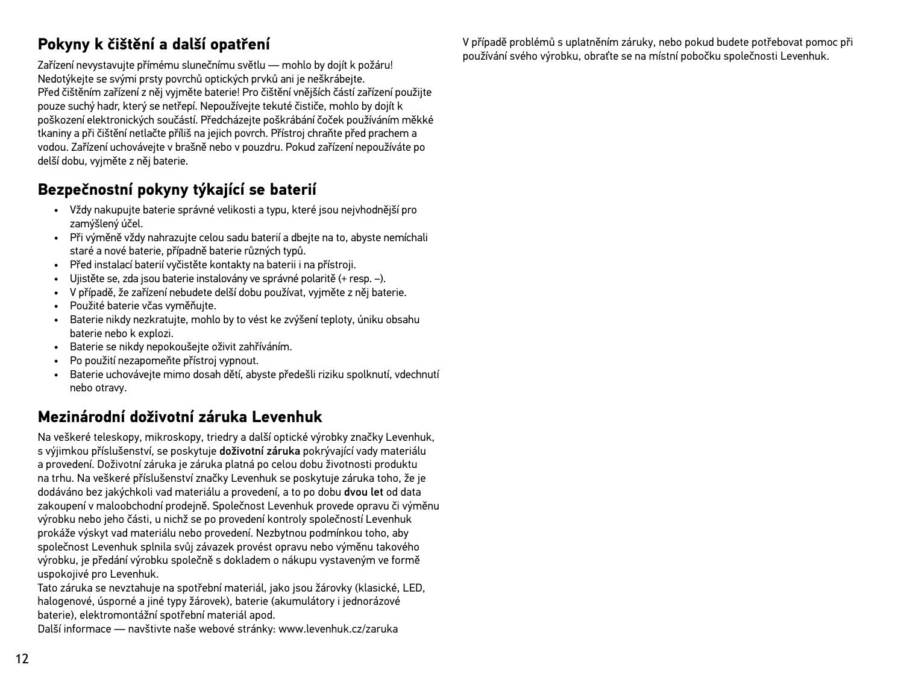## Pokyny k čištění a další opatření

Zařízení nevystavujte přímému slunečnímu světlu — mohlo by dojít k požáru! Nedotýkejte se svými prsty povrchů optických prvků ani je neškrábejte. Před čištěním zařízení z něj vyjměte baterie! Pro čištění vnějších částí zařízení použijte pouze suchý hadr, který se netřepí. Nepoužívejte tekuté čističe, mohlo by dojít k poškození elektronických součástí. Předcházejte poškrábání čoček používáním měkké tkaniny a při čištění netlačte příliš na jejich povrch. Přístroj chraňte před prachem a vodou. Zařízení uchovávejte v brašně nebo v pouzdru. Pokud zařízení nepoužíváte po delší dobu, vyjměte z něj baterie.

## Bezpečnostní pokyny týkající se baterií

- Vždy nakupujte baterie správné velikosti a typu, které jsou nejvhodnější pro zamýšlený účel.
- Při výměně vždy nahrazujte celou sadu baterií a dbejte na to, abyste nemíchali staré a nové baterie, případně baterie různých typů.
- Před instalací baterií vyčistěte kontakty na baterii i na přístroji.
- Ujistěte se, zda jsou baterie instalovány ve správné polaritě (+ resp. –).
- V případě, že zařízení nebudete delší dobu používat, vyjměte z něj baterie.
- Použité baterie včas vyměňujte.
- Baterie nikdy nezkratujte, mohlo by to vést ke zvýšení teploty, úniku obsahu baterie nebo k explozi.
- Baterie se nikdy nepokoušejte oživit zahříváním.
- Po použití nezapomeňte přístroj vypnout.
- Baterie uchovávejte mimo dosah dětí, abyste předešli riziku spolknutí, vdechnutí nebo otravy.

## Mezinárodní doživotní záruka Levenhuk

Na veškeré teleskopy, mikroskopy, triedry a další optické výrobky značky Levenhuk, s výjimkou příslušenství, se poskytuje **doživotní záruka** pokrývající vady materiálu a provedení. Doživotní záruka je záruka platná po celou dobu životnosti produktu na trhu. Na veškeré příslušenství značky Levenhuk se poskytuje záruka toho, že je dodáváno bez jakýchkoli vad materiálu a provedení, a to po dobu **dvou let** od data zakoupení v maloobchodní prodejně. Společnost Levenhuk provede opravu či výměnu výrobku nebo jeho části, u nichž se po provedení kontroly společností Levenhuk prokáže výskyt vad materiálu nebo provedení. Nezbytnou podmínkou toho, aby společnost Levenhuk splnila svůj závazek provést opravu nebo výměnu takového výrobku, je předání výrobku společně s dokladem o nákupu vystaveným ve formě uspokojivé pro Levenhuk.

Tato záruka se nevztahuje na spotřební materiál, jako jsou žárovky (klasické, LED, halogenové, úsporné a jiné typy žárovek), baterie (akumulátory i jednorázové baterie), elektromontážní spotřební materiál apod.

Další informace — navštivte naše webové stránky: www.levenhuk.cz/zaruka

V případě problémů s uplatněním záruky, nebo pokud budete potřebovat pomoc při používání svého výrobku, obraťte se na místní pobočku společnosti Levenhuk.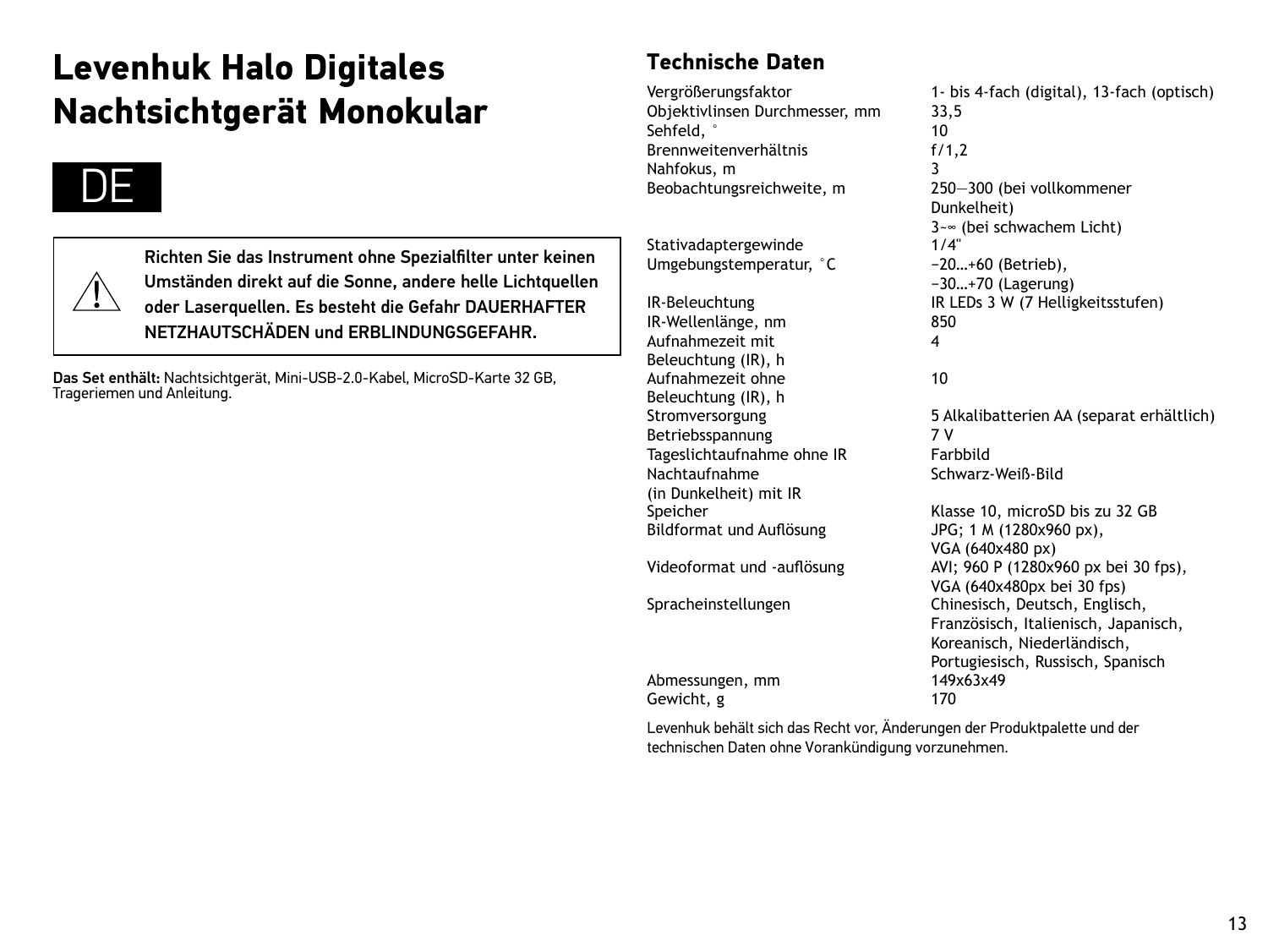# Levenhuk Halo Digitales Nachtsichtgerät Monokular

DE

⚠ **Richten Sie das Instrument ohne Spezialfilter unter keinen Umständen direkt auf die Sonne, andere helle Lichtquellen oder Laserquellen. Es besteht die Gefahr DAUERHAFTER NETZHAUTSCHÄDEN und ERBLINDUNGSGEFAHR.**

**Das Set enthält:** Nachtsichtgerät, Mini-USB-2.0-Kabel, MicroSD-Karte 32 GB, Trageriemen und Anleitung.

## Technische Daten

| | |
|---|---|
| Vergrößerungsfaktor | 1- bis 4-fach (digital), 13-fach (optisch) |
| Objektivlinsen Durchmesser, mm | 33,5 |
| Sehfeld, ° | 10 |
| Brennweitenverhältnis | f/1,2 |
| Nahfokus, m | 3 |
| Beobachtungsreichweite, m | 250—300 (bei vollkommener Dunkelheit)<br>3~∞ (bei schwachem Licht) |
| Stativadaptergewinde | 1/4" |
| Umgebungstemperatur, °C | −20…+60 (Betrieb),<br>−30…+70 (Lagerung) |
| IR-Beleuchtung | IR LEDs 3 W (7 Helligkeitsstufen) |
| IR-Wellenlänge, nm | 850 |
| Aufnahmezeit mit Beleuchtung (IR), h | 4 |
| Aufnahmezeit ohne Beleuchtung (IR), h | 10 |
| Stromversorgung | 5 Alkalibatterien AA (separat erhältlich) |
| Betriebsspannung | 7 V |
| Tageslichtaufnahme ohne IR | Farbbild |
| Nachtaufnahme (in Dunkelheit) mit IR | Schwarz-Weiß-Bild |
| Speicher | Klasse 10, microSD bis zu 32 GB |
| Bildformat und Auflösung | JPG; 1 M (1280x960 px),<br>VGA (640x480 px) |
| Videoformat und -auflösung | AVI; 960 P (1280x960 px bei 30 fps),<br>VGA (640x480px bei 30 fps) |
| Spracheinstellungen | Chinesisch, Deutsch, Englisch, Französisch, Italienisch, Japanisch, Koreanisch, Niederländisch, Portugiesisch, Russisch, Spanisch |
| Abmessungen, mm | 149x63x49 |
| Gewicht, g | 170 |

Levenhuk behält sich das Recht vor, Änderungen der Produktpalette und der technischen Daten ohne Vorankündigung vorzunehmen.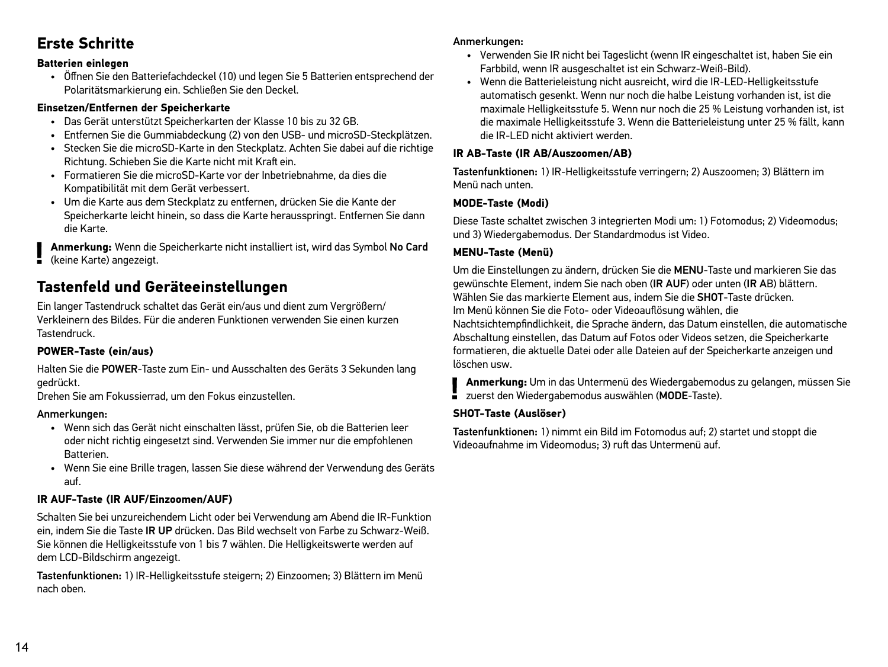## Erste Schritte

### Batterien einlegen

- Öffnen Sie den Batteriefachdeckel (10) und legen Sie 5 Batterien entsprechend der Polaritätsmarkierung ein. Schließen Sie den Deckel.

### Einsetzen/Entfernen der Speicherkarte

- Das Gerät unterstützt Speicherkarten der Klasse 10 bis zu 32 GB.
- Entfernen Sie die Gummiabdeckung (2) von den USB- und microSD-Steckplätzen.
- Stecken Sie die microSD-Karte in den Steckplatz. Achten Sie dabei auf die richtige Richtung. Schieben Sie die Karte nicht mit Kraft ein.
- Formatieren Sie die microSD-Karte vor der Inbetriebnahme, da dies die Kompatibilität mit dem Gerät verbessert.
- Um die Karte aus dem Steckplatz zu entfernen, drücken Sie die Kante der Speicherkarte leicht hinein, so dass die Karte herausspringt. Entfernen Sie dann die Karte.

**Anmerkung:** Wenn die Speicherkarte nicht installiert ist, wird das Symbol **No Card** (keine Karte) angezeigt.

## Tastenfeld und Geräteeinstellungen

Ein langer Tastendruck schaltet das Gerät ein/aus und dient zum Vergrößern/Verkleinern des Bildes. Für die anderen Funktionen verwenden Sie einen kurzen Tastendruck.

### POWER-Taste (ein/aus)

Halten Sie die **POWER**-Taste zum Ein- und Ausschalten des Geräts 3 Sekunden lang gedrückt.
Drehen Sie am Fokussierrad, um den Fokus einzustellen.

Anmerkungen:

- Wenn sich das Gerät nicht einschalten lässt, prüfen Sie, ob die Batterien leer oder nicht richtig eingesetzt sind. Verwenden Sie immer nur die empfohlenen Batterien.
- Wenn Sie eine Brille tragen, lassen Sie diese während der Verwendung des Geräts auf.

### IR AUF-Taste (IR AUF/Einzoomen/AUF)

Schalten Sie bei unzureichendem Licht oder bei Verwendung am Abend die IR-Funktion ein, indem Sie die Taste **IR UP** drücken. Das Bild wechselt von Farbe zu Schwarz-Weiß. Sie können die Helligkeitsstufe von 1 bis 7 wählen. Die Helligkeitswerte werden auf dem LCD-Bildschirm angezeigt.

**Tastenfunktionen:** 1) IR-Helligkeitsstufe steigern; 2) Einzoomen; 3) Blättern im Menü nach oben.

Anmerkungen:

- Verwenden Sie IR nicht bei Tageslicht (wenn IR eingeschaltet ist, haben Sie ein Farbbild, wenn IR ausgeschaltet ist ein Schwarz-Weiß-Bild).
- Wenn die Batterieleistung nicht ausreicht, wird die IR-LED-Helligkeitsstufe automatisch gesenkt. Wenn nur noch die halbe Leistung vorhanden ist, ist die maximale Helligkeitsstufe 5. Wenn nur noch die 25 % Leistung vorhanden ist, ist die maximale Helligkeitsstufe 3. Wenn die Batterieleistung unter 25 % fällt, kann die IR-LED nicht aktiviert werden.

### IR AB-Taste (IR AB/Auszoomen/AB)

**Tastenfunktionen:** 1) IR-Helligkeitsstufe verringern; 2) Auszoomen; 3) Blättern im Menü nach unten.

### MODE-Taste (Modi)

Diese Taste schaltet zwischen 3 integrierten Modi um: 1) Fotomodus; 2) Videomodus; und 3) Wiedergabemodus. Der Standardmodus ist Video.

### MENU-Taste (Menü)

Um die Einstellungen zu ändern, drücken Sie die **MENU**-Taste und markieren Sie das gewünschte Element, indem Sie nach oben (**IR AUF**) oder unten (**IR AB**) blättern. Wählen Sie das markierte Element aus, indem Sie die **SHOT**-Taste drücken.
Im Menü können Sie die Foto- oder Videoauflösung wählen, die Nachtsichtempfindlichkeit, die Sprache ändern, das Datum einstellen, die automatische Abschaltung einstellen, das Datum auf Fotos oder Videos setzen, die Speicherkarte formatieren, die aktuelle Datei oder alle Dateien auf der Speicherkarte anzeigen und löschen usw.

**Anmerkung:** Um in das Untermenü des Wiedergabemodus zu gelangen, müssen Sie zuerst den Wiedergabemodus auswählen (**MODE**-Taste).

### SHOT-Taste (Auslöser)

**Tastenfunktionen:** 1) nimmt ein Bild im Fotomodus auf; 2) startet und stoppt die Videoaufnahme im Videomodus; 3) ruft das Untermenü auf.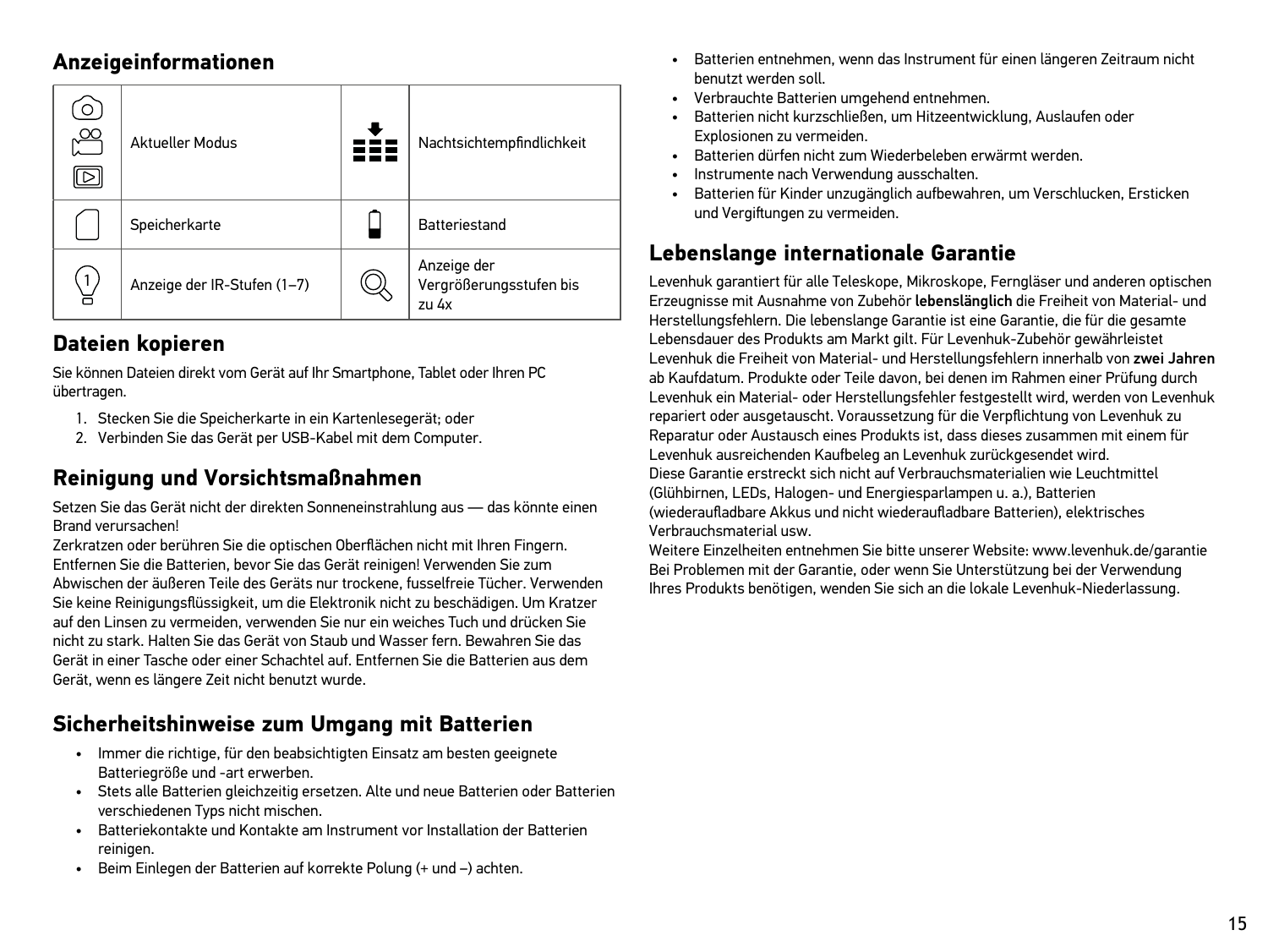## Anzeigeinformationen

| | | | |
|---|---|---|---|
| | Aktueller Modus | | Nachtsichtempfindlichkeit |
| | Speicherkarte | | Batteriestand |
| | Anzeige der IR-Stufen (1–7) | | Anzeige der Vergrößerungsstufen bis zu 4x |

## Dateien kopieren

Sie können Dateien direkt vom Gerät auf Ihr Smartphone, Tablet oder Ihren PC übertragen.

1. Stecken Sie die Speicherkarte in ein Kartenlesegerät; oder
2. Verbinden Sie das Gerät per USB-Kabel mit dem Computer.

## Reinigung und Vorsichtsmaßnahmen

Setzen Sie das Gerät nicht der direkten Sonneneinstrahlung aus — das könnte einen Brand verursachen!
Zerkratzen oder berühren Sie die optischen Oberflächen nicht mit Ihren Fingern. Entfernen Sie die Batterien, bevor Sie das Gerät reinigen! Verwenden Sie zum Abwischen der äußeren Teile des Geräts nur trockene, fusselfreie Tücher. Verwenden Sie keine Reinigungsflüssigkeit, um die Elektronik nicht zu beschädigen. Um Kratzer auf den Linsen zu vermeiden, verwenden Sie nur ein weiches Tuch und drücken Sie nicht zu stark. Halten Sie das Gerät von Staub und Wasser fern. Bewahren Sie das Gerät in einer Tasche oder einer Schachtel auf. Entfernen Sie die Batterien aus dem Gerät, wenn es längere Zeit nicht benutzt wurde.

## Sicherheitshinweise zum Umgang mit Batterien

- Immer die richtige, für den beabsichtigten Einsatz am besten geeignete Batteriegröße und -art erwerben.
- Stets alle Batterien gleichzeitig ersetzen. Alte und neue Batterien oder Batterien verschiedenen Typs nicht mischen.
- Batteriekontakte und Kontakte am Instrument vor Installation der Batterien reinigen.
- Beim Einlegen der Batterien auf korrekte Polung (+ und –) achten.
- Batterien entnehmen, wenn das Instrument für einen längeren Zeitraum nicht benutzt werden soll.
- Verbrauchte Batterien umgehend entnehmen.
- Batterien nicht kurzschließen, um Hitzeentwicklung, Auslaufen oder Explosionen zu vermeiden.
- Batterien dürfen nicht zum Wiederbeleben erwärmt werden.
- Instrumente nach Verwendung ausschalten.
- Batterien für Kinder unzugänglich aufbewahren, um Verschlucken, Ersticken und Vergiftungen zu vermeiden.

## Lebenslange internationale Garantie

Levenhuk garantiert für alle Teleskope, Mikroskope, Ferngläser und anderen optischen Erzeugnisse mit Ausnahme von Zubehör **lebenslänglich** die Freiheit von Material- und Herstellungsfehlern. Die lebenslange Garantie ist eine Garantie, die für die gesamte Lebensdauer des Produkts am Markt gilt. Für Levenhuk-Zubehör gewährleistet Levenhuk die Freiheit von Material- und Herstellungsfehlern innerhalb von **zwei Jahren** ab Kaufdatum. Produkte oder Teile davon, bei denen im Rahmen einer Prüfung durch Levenhuk ein Material- oder Herstellungsfehler festgestellt wird, werden von Levenhuk repariert oder ausgetauscht. Voraussetzung für die Verpflichtung von Levenhuk zu Reparatur oder Austausch eines Produkts ist, dass dieses zusammen mit einem für Levenhuk ausreichenden Kaufbeleg an Levenhuk zurückgesendet wird.
Diese Garantie erstreckt sich nicht auf Verbrauchsmaterialien wie Leuchtmittel (Glühbirnen, LEDs, Halogen- und Energiesparlampen u. a.), Batterien (wiederaufladbare Akkus und nicht wiederaufladbare Batterien), elektrisches Verbrauchsmaterial usw.
Weitere Einzelheiten entnehmen Sie bitte unserer Website: www.levenhuk.de/garantie
Bei Problemen mit der Garantie, oder wenn Sie Unterstützung bei der Verwendung Ihres Produkts benötigen, wenden Sie sich an die lokale Levenhuk-Niederlassung.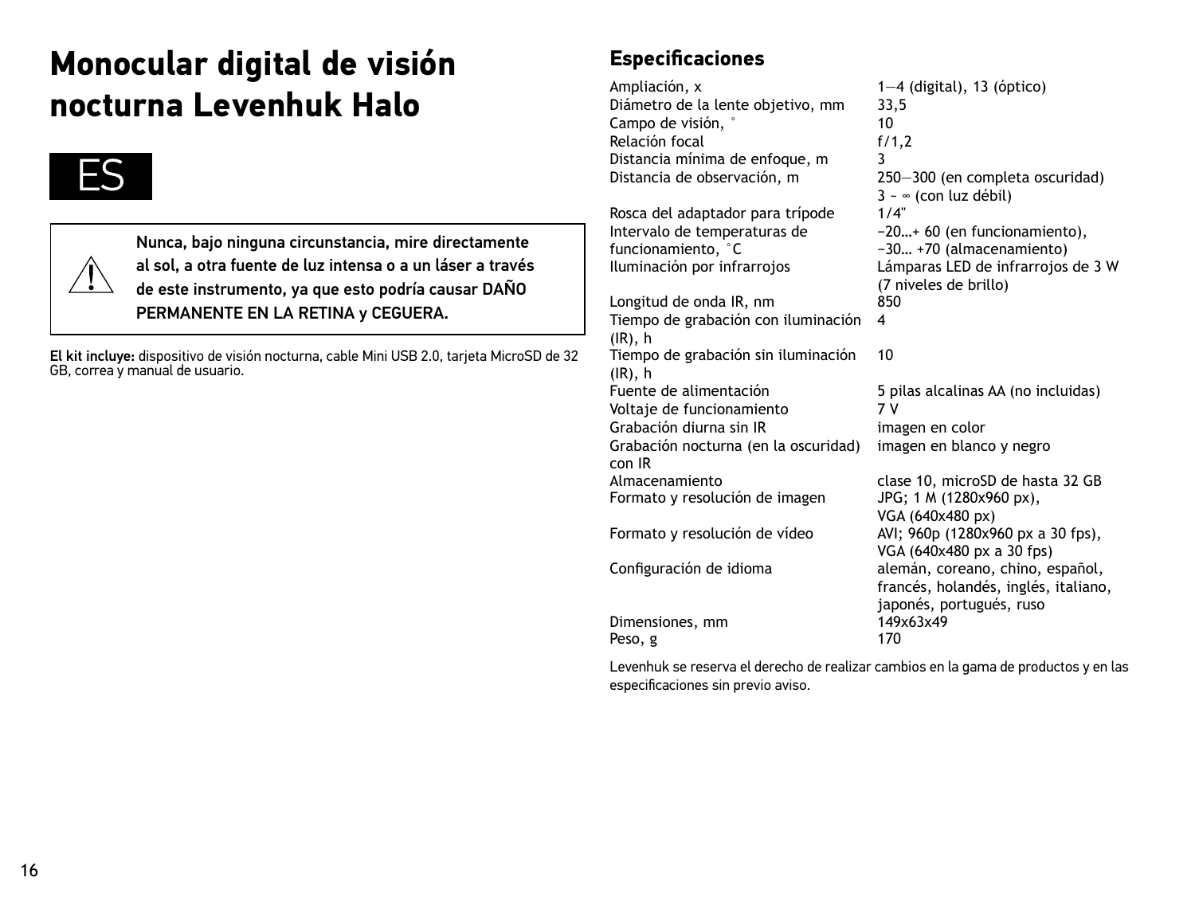# Monocular digital de visión nocturna Levenhuk Halo

ES

**Nunca, bajo ninguna circunstancia, mire directamente al sol, a otra fuente de luz intensa o a un láser a través de este instrumento, ya que esto podría causar DAÑO PERMANENTE EN LA RETINA y CEGUERA.**

**El kit incluye:** dispositivo de visión nocturna, cable Mini USB 2.0, tarjeta MicroSD de 32 GB, correa y manual de usuario.

## Especificaciones

| | |
|---|---|
| Ampliación, x | 1—4 (digital), 13 (óptico) |
| Diámetro de la lente objetivo, mm | 33,5 |
| Campo de visión, ° | 10 |
| Relación focal | f/1,2 |
| Distancia mínima de enfoque, m | 3 |
| Distancia de observación, m | 250—300 (en completa oscuridad)<br>3 ~ ∞ (con luz débil) |
| Rosca del adaptador para trípode | 1/4" |
| Intervalo de temperaturas de funcionamiento, °C | −20…+ 60 (en funcionamiento),<br>−30… +70 (almacenamiento) |
| Iluminación por infrarrojos | Lámparas LED de infrarrojos de 3 W (7 niveles de brillo) |
| Longitud de onda IR, nm | 850 |
| Tiempo de grabación con iluminación (IR), h | 4 |
| Tiempo de grabación sin iluminación (IR), h | 10 |
| Fuente de alimentación | 5 pilas alcalinas AA (no incluidas) |
| Voltaje de funcionamiento | 7 V |
| Grabación diurna sin IR | imagen en color |
| Grabación nocturna (en la oscuridad) con IR | imagen en blanco y negro |
| Almacenamiento | clase 10, microSD de hasta 32 GB |
| Formato y resolución de imagen | JPG; 1 M (1280x960 px),<br>VGA (640x480 px) |
| Formato y resolución de vídeo | AVI; 960p (1280x960 px a 30 fps),<br>VGA (640x480 px a 30 fps) |
| Configuración de idioma | alemán, coreano, chino, español, francés, holandés, inglés, italiano, japonés, portugués, ruso |
| Dimensiones, mm | 149x63x49 |
| Peso, g | 170 |

Levenhuk se reserva el derecho de realizar cambios en la gama de productos y en las especificaciones sin previo aviso.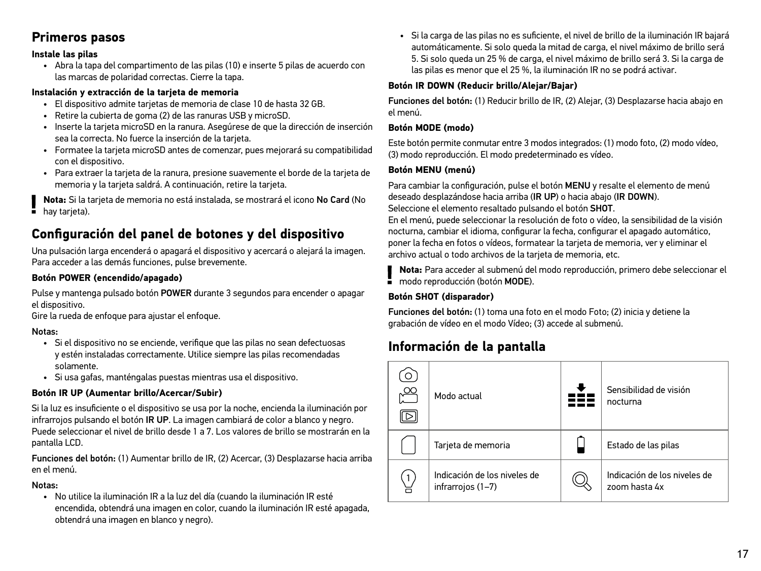## Primeros pasos

### Instale las pilas

- Abra la tapa del compartimento de las pilas (10) e inserte 5 pilas de acuerdo con las marcas de polaridad correctas. Cierre la tapa.

### Instalación y extracción de la tarjeta de memoria

- El dispositivo admite tarjetas de memoria de clase 10 de hasta 32 GB.
- Retire la cubierta de goma (2) de las ranuras USB y microSD.
- Inserte la tarjeta microSD en la ranura. Asegúrese de que la dirección de inserción sea la correcta. No fuerce la inserción de la tarjeta.
- Formatee la tarjeta microSD antes de comenzar, pues mejorará su compatibilidad con el dispositivo.
- Para extraer la tarjeta de la ranura, presione suavemente el borde de la tarjeta de memoria y la tarjeta saldrá. A continuación, retire la tarjeta.

**Nota:** Si la tarjeta de memoria no está instalada, se mostrará el icono **No Card** (No hay tarjeta).

## Configuración del panel de botones y del dispositivo

Una pulsación larga encenderá o apagará el dispositivo y acercará o alejará la imagen. Para acceder a las demás funciones, pulse brevemente.

### Botón POWER (encendido/apagado)

Pulse y mantenga pulsado botón **POWER** durante 3 segundos para encender o apagar el dispositivo.
Gire la rueda de enfoque para ajustar el enfoque.

Notas:

- Si el dispositivo no se enciende, verifique que las pilas no sean defectuosas y estén instaladas correctamente. Utilice siempre las pilas recomendadas solamente.
- Si usa gafas, manténgalas puestas mientras usa el dispositivo.

### Botón IR UP (Aumentar brillo/Acercar/Subir)

Si la luz es insuficiente o el dispositivo se usa por la noche, encienda la iluminación por infrarrojos pulsando el botón **IR UP**. La imagen cambiará de color a blanco y negro. Puede seleccionar el nivel de brillo desde 1 a 7. Los valores de brillo se mostrarán en la pantalla LCD.

Funciones del botón: (1) Aumentar brillo de IR, (2) Acercar, (3) Desplazarse hacia arriba en el menú.

Notas:

- No utilice la iluminación IR a la luz del día (cuando la iluminación IR esté encendida, obtendrá una imagen en color, cuando la iluminación IR esté apagada, obtendrá una imagen en blanco y negro).
- Si la carga de las pilas no es suficiente, el nivel de brillo de la iluminación IR bajará automáticamente. Si solo queda la mitad de carga, el nivel máximo de brillo será 5. Si solo queda un 25 % de carga, el nivel máximo de brillo será 3. Si la carga de las pilas es menor que el 25 %, la iluminación IR no se podrá activar.

### Botón IR DOWN (Reducir brillo/Alejar/Bajar)

Funciones del botón: (1) Reducir brillo de IR, (2) Alejar, (3) Desplazarse hacia abajo en el menú.

### Botón MODE (modo)

Este botón permite conmutar entre 3 modos integrados: (1) modo foto, (2) modo vídeo, (3) modo reproducción. El modo predeterminado es vídeo.

### Botón MENU (menú)

Para cambiar la configuración, pulse el botón **MENU** y resalte el elemento de menú deseado desplazándose hacia arriba (**IR UP**) o hacia abajo (**IR DOWN**).
Seleccione el elemento resaltado pulsando el botón **SHOT**.
En el menú, puede seleccionar la resolución de foto o vídeo, la sensibilidad de la visión nocturna, cambiar el idioma, configurar la fecha, configurar el apagado automático, poner la fecha en fotos o vídeos, formatear la tarjeta de memoria, ver y eliminar el archivo actual o todo archivos de la tarjeta de memoria, etc.

**Nota:** Para acceder al submenú del modo reproducción, primero debe seleccionar el modo reproducción (botón **MODE**).

### Botón SHOT (disparador)

Funciones del botón: (1) toma una foto en el modo Foto; (2) inicia y detiene la grabación de vídeo en el modo Vídeo; (3) accede al submenú.

## Información de la pantalla

| | | | |
|---|---|---|---|
| | Modo actual | | Sensibilidad de visión nocturna |
| | Tarjeta de memoria | | Estado de las pilas |
| | Indicación de los niveles de infrarrojos (1–7) | | Indicación de los niveles de zoom hasta 4x |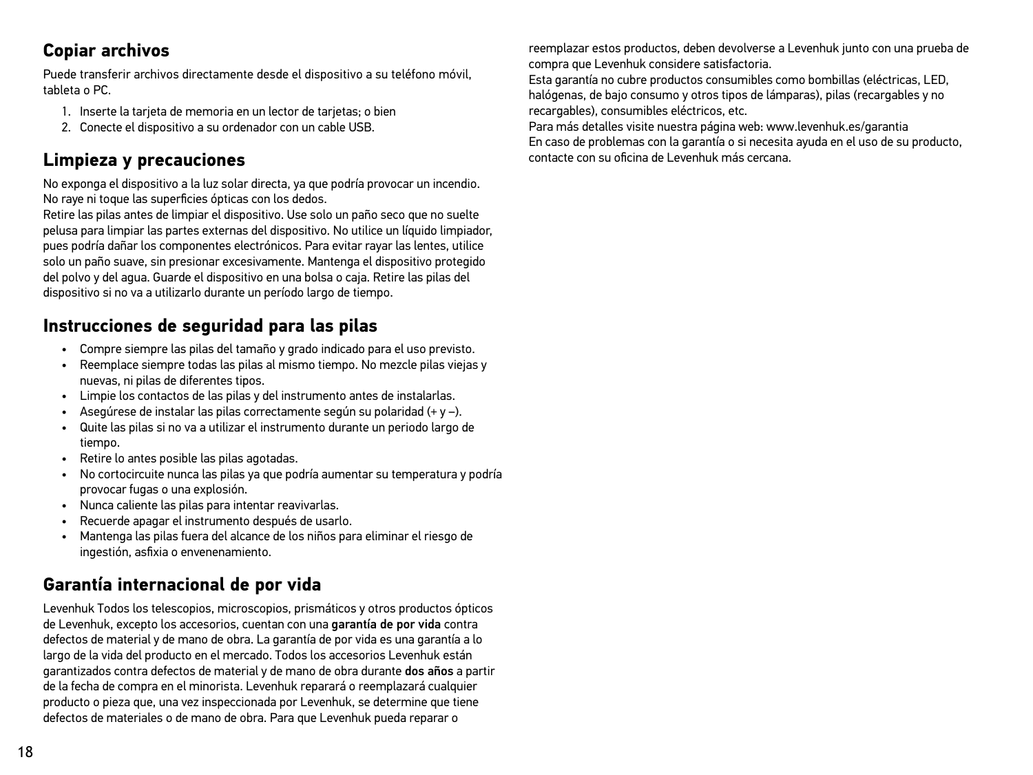## Copiar archivos

Puede transferir archivos directamente desde el dispositivo a su teléfono móvil, tableta o PC.

1. Inserte la tarjeta de memoria en un lector de tarjetas; o bien
2. Conecte el dispositivo a su ordenador con un cable USB.

## Limpieza y precauciones

No exponga el dispositivo a la luz solar directa, ya que podría provocar un incendio. No raye ni toque las superficies ópticas con los dedos.
Retire las pilas antes de limpiar el dispositivo. Use solo un paño seco que no suelte pelusa para limpiar las partes externas del dispositivo. No utilice un líquido limpiador, pues podría dañar los componentes electrónicos. Para evitar rayar las lentes, utilice solo un paño suave, sin presionar excesivamente. Mantenga el dispositivo protegido del polvo y del agua. Guarde el dispositivo en una bolsa o caja. Retire las pilas del dispositivo si no va a utilizarlo durante un período largo de tiempo.

## Instrucciones de seguridad para las pilas

- Compre siempre las pilas del tamaño y grado indicado para el uso previsto.
- Reemplace siempre todas las pilas al mismo tiempo. No mezcle pilas viejas y nuevas, ni pilas de diferentes tipos.
- Limpie los contactos de las pilas y del instrumento antes de instalarlas.
- Asegúrese de instalar las pilas correctamente según su polaridad (+ y –).
- Quite las pilas si no va a utilizar el instrumento durante un periodo largo de tiempo.
- Retire lo antes posible las pilas agotadas.
- No cortocircuite nunca las pilas ya que podría aumentar su temperatura y podría provocar fugas o una explosión.
- Nunca caliente las pilas para intentar reavivarlas.
- Recuerde apagar el instrumento después de usarlo.
- Mantenga las pilas fuera del alcance de los niños para eliminar el riesgo de ingestión, asfixia o envenenamiento.

## Garantía internacional de por vida

Levenhuk Todos los telescopios, microscopios, prismáticos y otros productos ópticos de Levenhuk, excepto los accesorios, cuentan con una **garantía de por vida** contra defectos de material y de mano de obra. La garantía de por vida es una garantía a lo largo de la vida del producto en el mercado. Todos los accesorios Levenhuk están garantizados contra defectos de material y de mano de obra durante **dos años** a partir de la fecha de compra en el minorista. Levenhuk reparará o reemplazará cualquier producto o pieza que, una vez inspeccionada por Levenhuk, se determine que tiene defectos de materiales o de mano de obra. Para que Levenhuk pueda reparar o reemplazar estos productos, deben devolverse a Levenhuk junto con una prueba de compra que Levenhuk considere satisfactoria.
Esta garantía no cubre productos consumibles como bombillas (eléctricas, LED, halógenas, de bajo consumo y otros tipos de lámparas), pilas (recargables y no recargables), consumibles eléctricos, etc.
Para más detalles visite nuestra página web: www.levenhuk.es/garantia
En caso de problemas con la garantía o si necesita ayuda en el uso de su producto, contacte con su oficina de Levenhuk más cercana.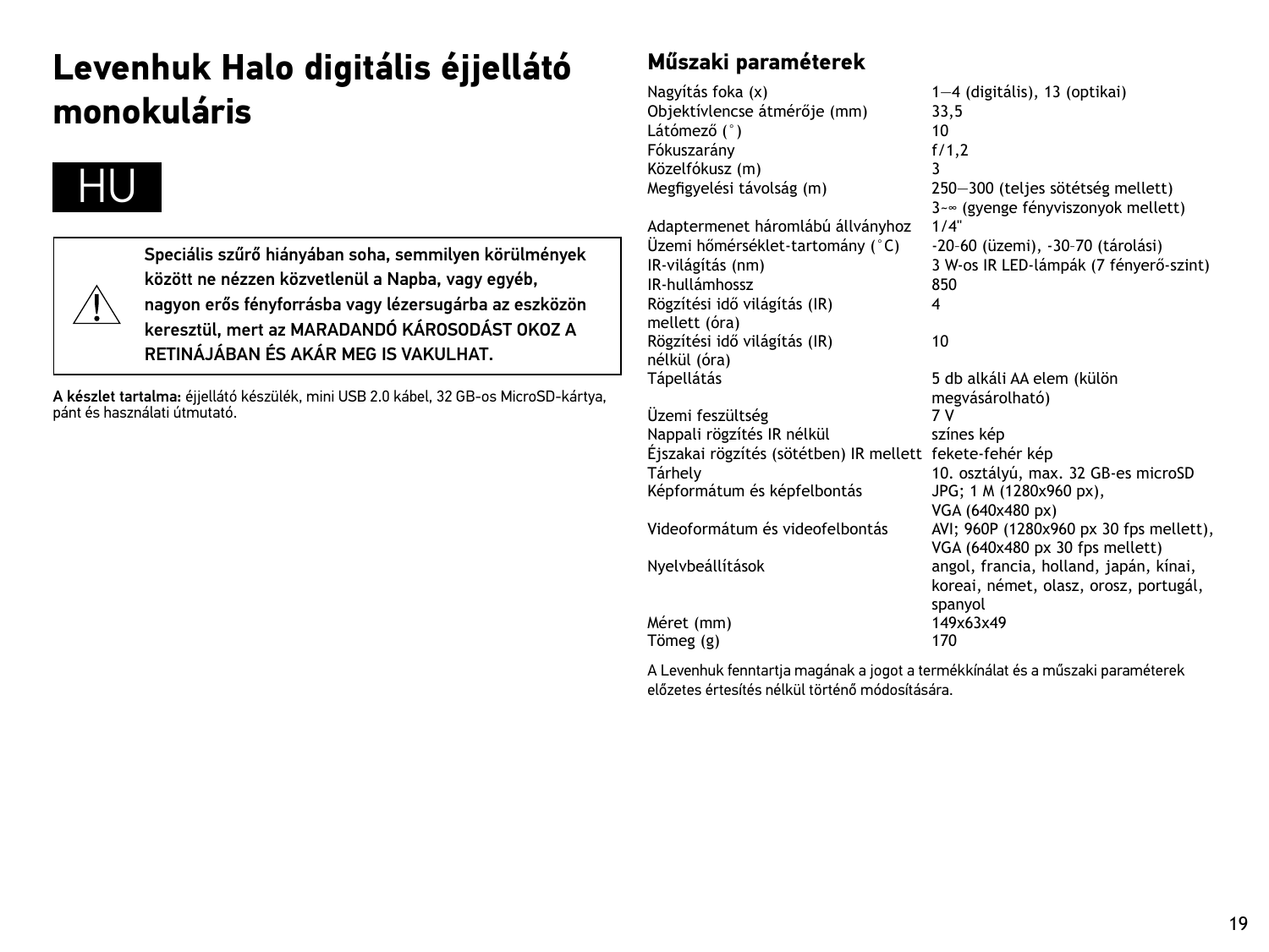# Levenhuk Halo digitális éjjellátó monokuláris

HU

**Speciális szűrő hiányában soha, semmilyen körülmények között ne nézzen közvetlenül a Napba, vagy egyéb, nagyon erős fényforrásba vagy lézersugárba az eszközön keresztül, mert az MARADANDÓ KÁROSODÁST OKOZ A RETINÁJÁBAN ÉS AKÁR MEG IS VAKULHAT.**

**A készlet tartalma:** éjjellátó készülék, mini USB 2.0 kábel, 32 GB-os MicroSD-kártya, pánt és használati útmutató.

## Műszaki paraméterek

| | |
|---|---|
| Nagyítás foka (x) | 1—4 (digitális), 13 (optikai) |
| Objektívlencse átmérője (mm) | 33,5 |
| Látómező (˚) | 10 |
| Fókuszarány | f/1,2 |
| Közelfókusz (m) | 3 |
| Megfigyelési távolság (m) | 250—300 (teljes sötétség mellett)<br>3~∞ (gyenge fényviszonyok mellett) |
| Adaptermenet háromlábú állványhoz | 1/4" |
| Üzemi hőmérséklet-tartomány (˚C) | -20–60 (üzemi), -30–70 (tárolási) |
| IR-világítás (nm) | 3 W-os IR LED-lámpák (7 fényerő-szint) |
| IR-hullámhossz | 850 |
| Rögzítési idő világítás (IR) mellett (óra) | 4 |
| Rögzítési idő világítás (IR) nélkül (óra) | 10 |
| Tápellátás | 5 db alkáli AA elem (külön megvásárolható) |
| Üzemi feszültség | 7 V |
| Nappali rögzítés IR nélkül | színes kép |
| Éjszakai rögzítés (sötétben) IR mellett | fekete-fehér kép |
| Tárhely | 10. osztályú, max. 32 GB-es microSD |
| Képformátum és képfelbontás | JPG; 1 M (1280x960 px),<br>VGA (640x480 px) |
| Videoformátum és videofelbontás | AVI; 960P (1280x960 px 30 fps mellett),<br>VGA (640x480 px 30 fps mellett) |
| Nyelvbeállítások | angol, francia, holland, japán, kínai, koreai, német, olasz, orosz, portugál, spanyol |
| Méret (mm) | 149x63x49 |
| Tömeg (g) | 170 |

A Levenhuk fenntartja magának a jogot a termékkínálat és a műszaki paraméterek előzetes értesítés nélkül történő módosítására.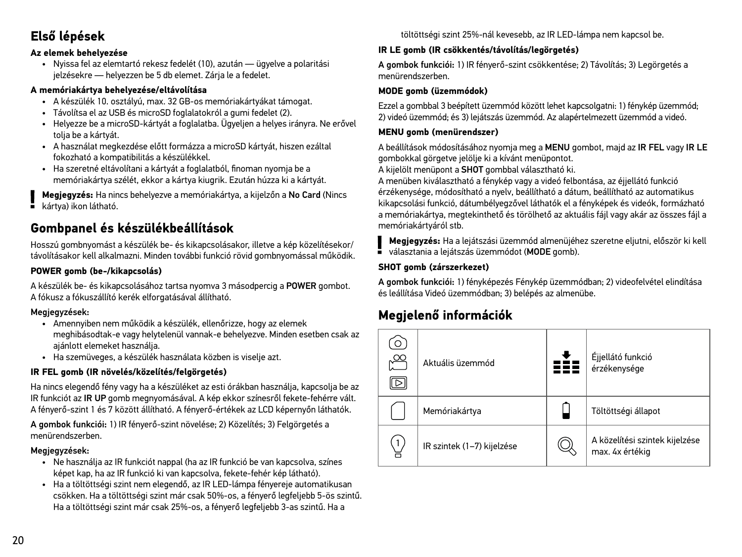## Első lépések

**Az elemek behelyezése**

- Nyissa fel az elemtartó rekesz fedelét (10), azután — ügyelve a polaritási jelzésekre — helyezzen be 5 db elemet. Zárja le a fedelet.

**A memóriakártya behelyezése/eltávolítása**

- A készülék 10. osztályú, max. 32 GB-os memóriakártyákat támogat.
- Távolítsa el az USB és microSD foglalatokról a gumi fedelet (2).
- Helyezze be a microSD-kártyát a foglalatba. Ügyeljen a helyes irányra. Ne erővel tolja be a kártyát.
- A használat megkezdése előtt formázza a microSD kártyát, hiszen ezáltal fokozható a kompatibilitás a készülékkel.
- Ha szeretné eltávolítani a kártyát a foglalatból, finoman nyomja be a memóriakártya szélét, ekkor a kártya kiugrik. Ezután húzza ki a kártyát.

**Megjegyzés:** Ha nincs behelyezve a memóriakártya, a kijelzőn a **No Card** (Nincs kártya) ikon látható.

## Gombpanel és készülékbeállítások

Hosszú gombnyomást a készülék be- és kikapcsolásakor, illetve a kép közelítésekor/távolításakor kell alkalmazni. Minden további funkció rövid gombnyomással működik.

**POWER gomb (be-/kikapcsolás)**

A készülék be- és kikapcsolásához tartsa nyomva 3 másodpercig a **POWER** gombot. A fókusz a fókuszállító kerék elforgatásával állítható.

Megjegyzések:

- Amennyiben nem működik a készülék, ellenőrizze, hogy az elemek meghibásodtak-e vagy helytelenül vannak-e behelyezve. Minden esetben csak az ajánlott elemeket használja.
- Ha szemüveges, a készülék használata közben is viselje azt.

**IR FEL gomb (IR növelés/közelítés/felgörgetés)**

Ha nincs elegendő fény vagy ha a készüléket az esti órákban használja, kapcsolja be az IR funkciót az **IR UP** gomb megnyomásával. A kép ekkor színesről fekete-fehérre vált. A fényerő-szint 1 és 7 között állítható. A fényerő-értékek az LCD képernyőn láthatók.

A gombok funkciói: 1) IR fényerő-szint növelése; 2) Közelítés; 3) Felgörgetés a menürendszerben.

Megjegyzések:

- Ne használja az IR funkciót nappal (ha az IR funkció be van kapcsolva, színes képet kap, ha az IR funkció ki van kapcsolva, fekete-fehér kép látható).
- Ha a töltöttségi szint nem elegendő, az IR LED-lámpa fényereje automatikusan csökken. Ha a töltöttségi szint már csak 50%-os, a fényerő legfeljebb 5-ös szintű. Ha a töltöttségi szint már csak 25%-os, a fényerő legfeljebb 3-as szintű. Ha a töltöttségi szint 25%-nál kevesebb, az IR LED-lámpa nem kapcsol be.

**IR LE gomb (IR csökkentés/távolítás/legörgetés)**

A gombok funkciói: 1) IR fényerő-szint csökkentése; 2) Távolítás; 3) Legörgetés a menürendszerben.

**MODE gomb (üzemmódok)**

Ezzel a gombbal 3 beépített üzemmód között lehet kapcsolgatni: 1) fénykép üzemmód; 2) videó üzemmód; és 3) lejátszás üzemmód. Az alapértelmezett üzemmód a videó.

**MENU gomb (menürendszer)**

A beállítások módosításához nyomja meg a **MENU** gombot, majd az **IR FEL** vagy **IR LE** gombokkal görgetve jelölje ki a kívánt menüpontot.
A kijelölt menüpont a **SHOT** gombbal választható ki.
A menüben kiválasztható a fénykép vagy a videó felbontása, az éjjellátó funkció érzékenysége, módosítható a nyelv, beállítható a dátum, beállítható az automatikus kikapcsolási funkció, dátumbélyegzővel láthatók el a fényképek és videók, formázható a memóriakártya, megtekinthető és törölhető az aktuális fájl vagy akár az összes fájl a memóriakártyáról stb.

**Megjegyzés:** Ha a lejátszási üzemmód almenüjéhez szeretne eljutni, először ki kell választania a lejátszás üzemmódot (**MODE** gomb).

**SHOT gomb (zárszerkezet)**

A gombok funkciói: 1) fényképezés Fénykép üzemmódban; 2) videofelvétel elindítása és leállítása Videó üzemmódban; 3) belépés az almenübe.

## Megjelenő információk

| | | | |
|---|---|---|---|
| | Aktuális üzemmód | | Éjjellátó funkció érzékenysége |
| | Memóriakártya | | Töltöttségi állapot |
| | IR szintek (1–7) kijelzése | | A közelítési szintek kijelzése max. 4x értékig |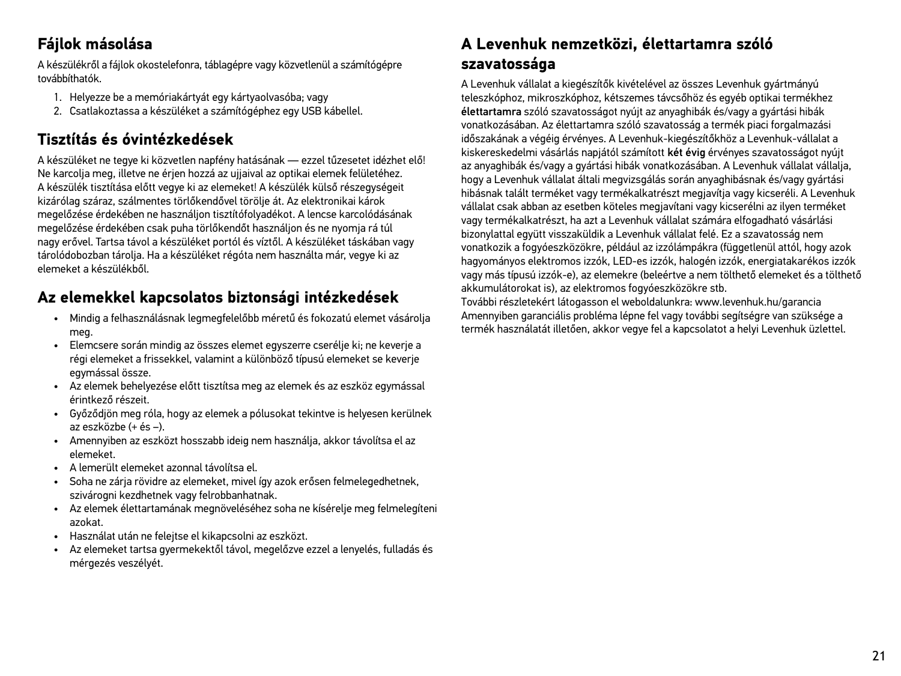## Fájlok másolása

A készülékről a fájlok okostelefonra, táblagépre vagy közvetlenül a számítógépre továbbíthatók.

1. Helyezze be a memóriakártyát egy kártyaolvasóba; vagy
2. Csatlakoztassa a készüléket a számítógéphez egy USB kábellel.

## Tisztítás és óvintézkedések

A készüléket ne tegye ki közvetlen napfény hatásának — ezzel tűzesetet idézhet elő! Ne karcolja meg, illetve ne érjen hozzá az ujjaival az optikai elemek felületéhez. A készülék tisztítása előtt vegye ki az elemeket! A készülék külső részegységeit kizárólag száraz, szálmentes törlőkendővel törölje át. Az elektronikai károk megelőzése érdekében ne használjon tisztítófolyadékot. A lencse karcolódásának megelőzése érdekében csak puha törlőkendőt használjon és ne nyomja rá túl nagy erővel. Tartsa távol a készüléket portól és víztől. A készüléket táskában vagy tárolódobozban tárolja. Ha a készüléket régóta nem használta már, vegye ki az elemeket a készülékből.

## Az elemekkel kapcsolatos biztonsági intézkedések

- Mindig a felhasználásnak legmegfelelőbb méretű és fokozatú elemet vásárolja meg.
- Elemcsere során mindig az összes elemet egyszerre cserélje ki; ne keverje a régi elemeket a frissekkel, valamint a különböző típusú elemeket se keverje egymással össze.
- Az elemek behelyezése előtt tisztítsa meg az elemek és az eszköz egymással érintkező részeit.
- Győződjön meg róla, hogy az elemek a pólusokat tekintve is helyesen kerülnek az eszközbe (+ és –).
- Amennyiben az eszközt hosszabb ideig nem használja, akkor távolítsa el az elemeket.
- A lemerült elemeket azonnal távolítsa el.
- Soha ne zárja rövidre az elemeket, mivel így azok erősen felmelegedhetnek, szivárogni kezdhetnek vagy felrobbanhatnak.
- Az elemek élettartamának megnöveléséhez soha ne kísérelje meg felmelegíteni azokat.
- Használat után ne felejtse el kikapcsolni az eszközt.
- Az elemeket tartsa gyermekektől távol, megelőzve ezzel a lenyelés, fulladás és mérgezés veszélyét.

## A Levenhuk nemzetközi, élettartamra szóló szavatossága

A Levenhuk vállalat a kiegészítők kivételével az összes Levenhuk gyártmányú teleszkóphoz, mikroszkóphoz, kétszemes távcsőhöz és egyéb optikai termékhez **élettartamra** szóló szavatosságot nyújt az anyaghibák és/vagy a gyártási hibák vonatkozásában. Az élettartamra szóló szavatosság a termék piaci forgalmazási időszakának a végéig érvényes. A Levenhuk-kiegészítőkhöz a Levenhuk-vállalat a kiskereskedelmi vásárlás napjától számított **két évig** érvényes szavatosságot nyújt az anyaghibák és/vagy a gyártási hibák vonatkozásában. A Levenhuk vállalat vállalja, hogy a Levenhuk vállalat általi megvizsgálás során anyaghibásnak és/vagy gyártási hibásnak talált terméket vagy termékalkatrészt megjavítja vagy kicseréli. A Levenhuk vállalat csak abban az esetben köteles megjavítani vagy kicserélni az ilyen terméket vagy termékalkatrészt, ha azt a Levenhuk vállalat számára elfogadható vásárlási bizonylattal együtt visszaküldik a Levenhuk vállalat felé. Ez a szavatosság nem vonatkozik a fogyóeszközökre, például az izzólámpákra (függetlenül attól, hogy azok hagyományos elektromos izzók, LED-es izzók, halogén izzók, energiatakarékos izzók vagy más típusú izzók-e), az elemekre (beleértve a nem tölthető elemeket és a tölthető akkumulátorokat is), az elektromos fogyóeszközökre stb.

További részletekért látogasson el weboldalunkra: www.levenhuk.hu/garancia

Amennyiben garanciális probléma lépne fel vagy további segítségre van szüksége a termék használatát illetően, akkor vegye fel a kapcsolatot a helyi Levenhuk üzlettel.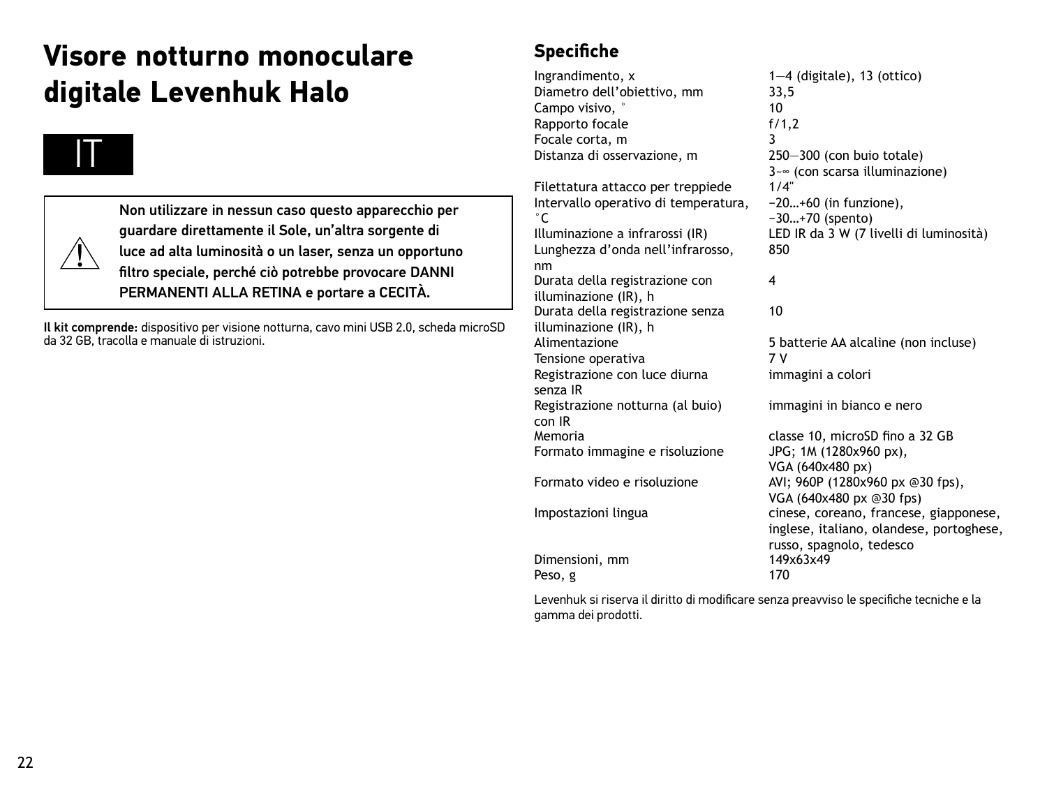# Visore notturno monoculare digitale Levenhuk Halo

IT

⚠ **Non utilizzare in nessun caso questo apparecchio per guardare direttamente il Sole, un'altra sorgente di luce ad alta luminosità o un laser, senza un opportuno filtro speciale, perché ciò potrebbe provocare DANNI PERMANENTI ALLA RETINA e portare a CECITÀ.**

**Il kit comprende:** dispositivo per visione notturna, cavo mini USB 2.0, scheda microSD da 32 GB, tracolla e manuale di istruzioni.

## Specifiche

| | |
|---|---|
| Ingrandimento, x | 1—4 (digitale), 13 (ottico) |
| Diametro dell'obiettivo, mm | 33,5 |
| Campo visivo, ° | 10 |
| Rapporto focale | f/1,2 |
| Focale corta, m | 3 |
| Distanza di osservazione, m | 250—300 (con buio totale)<br>3~∞ (con scarsa illuminazione) |
| Filettatura attacco per treppiede | 1/4" |
| Intervallo operativo di temperatura, °C | −20…+60 (in funzione),<br>−30…+70 (spento) |
| Illuminazione a infrarossi (IR) | LED IR da 3 W (7 livelli di luminosità) |
| Lunghezza d'onda nell'infrarosso, nm | 850 |
| Durata della registrazione con illuminazione (IR), h | 4 |
| Durata della registrazione senza illuminazione (IR), h | 10 |
| Alimentazione | 5 batterie AA alcaline (non incluse) |
| Tensione operativa | 7 V |
| Registrazione con luce diurna senza IR | immagini a colori |
| Registrazione notturna (al buio) con IR | immagini in bianco e nero |
| Memoria | classe 10, microSD fino a 32 GB |
| Formato immagine e risoluzione | JPG; 1M (1280x960 px),<br>VGA (640x480 px) |
| Formato video e risoluzione | AVI; 960P (1280x960 px @30 fps),<br>VGA (640x480 px @30 fps) |
| Impostazioni lingua | cinese, coreano, francese, giapponese, inglese, italiano, olandese, portoghese, russo, spagnolo, tedesco |
| Dimensioni, mm | 149x63x49 |
| Peso, g | 170 |

Levenhuk si riserva il diritto di modificare senza preavviso le specifiche tecniche e la gamma dei prodotti.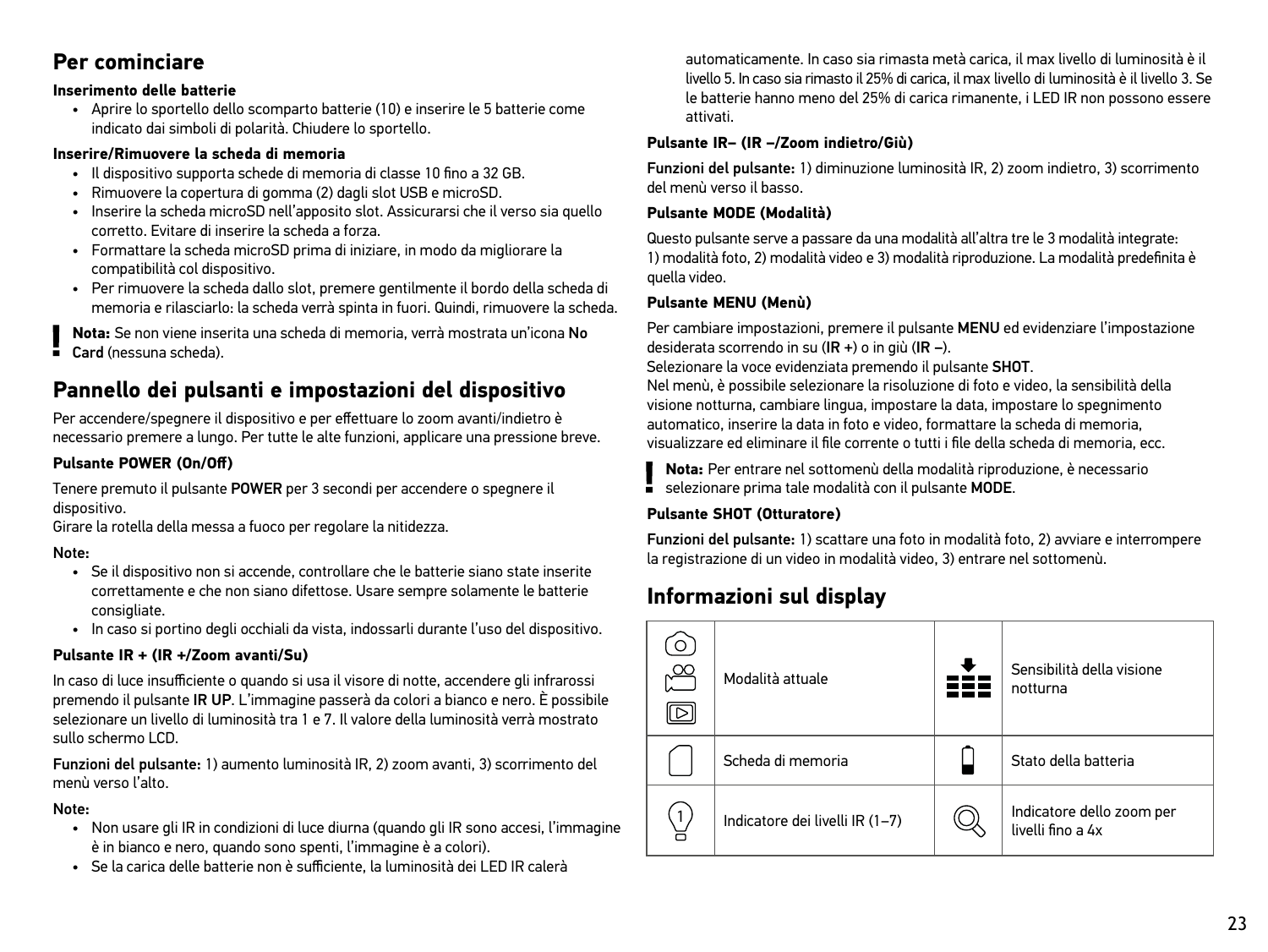## Per cominciare

### Inserimento delle batterie

- Aprire lo sportello dello scomparto batterie (10) e inserire le 5 batterie come indicato dai simboli di polarità. Chiudere lo sportello.

### Inserire/Rimuovere la scheda di memoria

- Il dispositivo supporta schede di memoria di classe 10 fino a 32 GB.
- Rimuovere la copertura di gomma (2) dagli slot USB e microSD.
- Inserire la scheda microSD nell'apposito slot. Assicurarsi che il verso sia quello corretto. Evitare di inserire la scheda a forza.
- Formattare la scheda microSD prima di iniziare, in modo da migliorare la compatibilità col dispositivo.
- Per rimuovere la scheda dallo slot, premere gentilmente il bordo della scheda di memoria e rilasciarlo: la scheda verrà spinta in fuori. Quindi, rimuovere la scheda.

**Nota:** Se non viene inserita una scheda di memoria, verrà mostrata un'icona **No Card** (nessuna scheda).

## Pannello dei pulsanti e impostazioni del dispositivo

Per accendere/spegnere il dispositivo e per effettuare lo zoom avanti/indietro è necessario premere a lungo. Per tutte le alte funzioni, applicare una pressione breve.

### Pulsante POWER (On/Off)

Tenere premuto il pulsante **POWER** per 3 secondi per accendere o spegnere il dispositivo.
Girare la rotella della messa a fuoco per regolare la nitidezza.

**Note:**

- Se il dispositivo non si accende, controllare che le batterie siano state inserite correttamente e che non siano difettose. Usare sempre solamente le batterie consigliate.
- In caso si portino degli occhiali da vista, indossarli durante l'uso del dispositivo.

### Pulsante IR + (IR +/Zoom avanti/Su)

In caso di luce insufficiente o quando si usa il visore di notte, accendere gli infrarossi premendo il pulsante **IR UP**. L'immagine passerà da colori a bianco e nero. È possibile selezionare un livello di luminosità tra 1 e 7. Il valore della luminosità verrà mostrato sullo schermo LCD.

**Funzioni del pulsante:** 1) aumento luminosità IR, 2) zoom avanti, 3) scorrimento del menù verso l'alto.

**Note:**

- Non usare gli IR in condizioni di luce diurna (quando gli IR sono accesi, l'immagine è in bianco e nero, quando sono spenti, l'immagine è a colori).
- Se la carica delle batterie non è sufficiente, la luminosità dei LED IR calerà automaticamente. In caso sia rimasta metà carica, il max livello di luminosità è il livello 5. In caso sia rimasto il 25% di carica, il max livello di luminosità è il livello 3. Se le batterie hanno meno del 25% di carica rimanente, i LED IR non possono essere attivati.

### Pulsante IR– (IR –/Zoom indietro/Giù)

**Funzioni del pulsante:** 1) diminuzione luminosità IR, 2) zoom indietro, 3) scorrimento del menù verso il basso.

### Pulsante MODE (Modalità)

Questo pulsante serve a passare da una modalità all'altra tre le 3 modalità integrate: 1) modalità foto, 2) modalità video e 3) modalità riproduzione. La modalità predefinita è quella video.

### Pulsante MENU (Menù)

Per cambiare impostazioni, premere il pulsante **MENU** ed evidenziare l'impostazione desiderata scorrendo in su (**IR +**) o in giù (**IR –**).
Selezionare la voce evidenziata premendo il pulsante **SHOT**.
Nel menù, è possibile selezionare la risoluzione di foto e video, la sensibilità della visione notturna, cambiare lingua, impostare la data, impostare lo spegnimento automatico, inserire la data in foto e video, formattare la scheda di memoria, visualizzare ed eliminare il file corrente o tutti i file della scheda di memoria, ecc.

**Nota:** Per entrare nel sottomenù della modalità riproduzione, è necessario selezionare prima tale modalità con il pulsante **MODE**.

### Pulsante SHOT (Otturatore)

**Funzioni del pulsante:** 1) scattare una foto in modalità foto, 2) avviare e interrompere la registrazione di un video in modalità video, 3) entrare nel sottomenù.

## Informazioni sul display

| | | | |
|---|---|---|---|
| | Modalità attuale | | Sensibilità della visione notturna |
| | Scheda di memoria | | Stato della batteria |
| | Indicatore dei livelli IR (1–7) | | Indicatore dello zoom per livelli fino a 4x |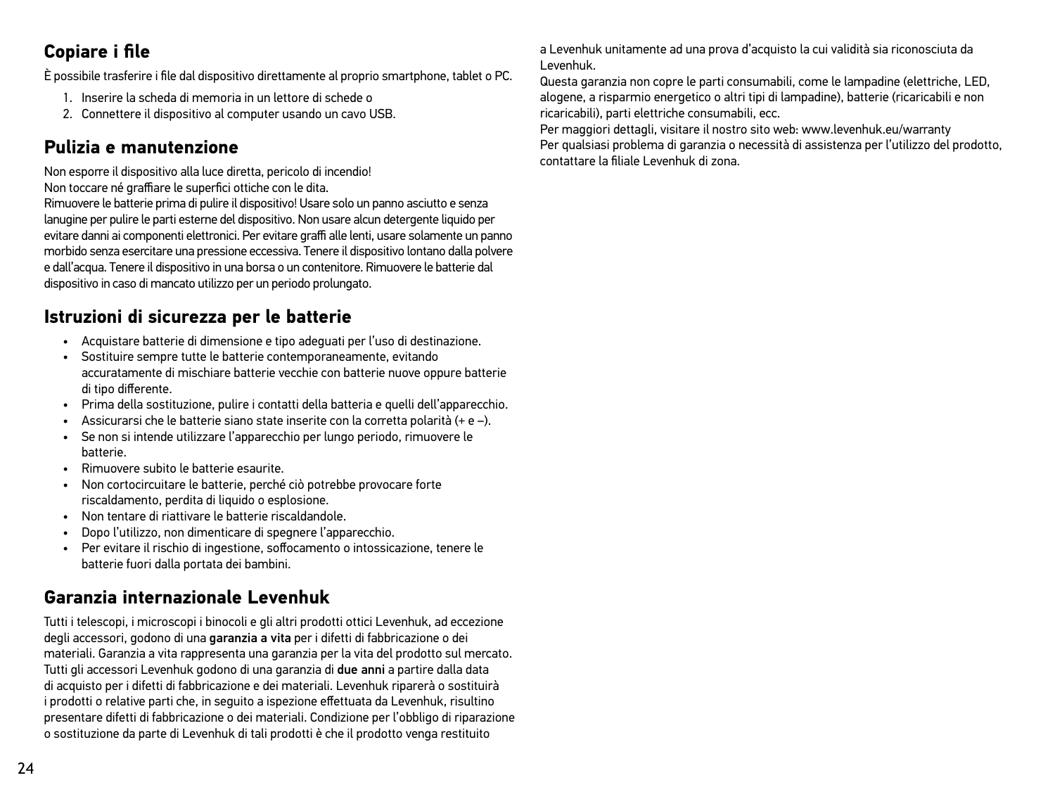## Copiare i file

È possibile trasferire i file dal dispositivo direttamente al proprio smartphone, tablet o PC.

1. Inserire la scheda di memoria in un lettore di schede o
2. Connettere il dispositivo al computer usando un cavo USB.

## Pulizia e manutenzione

Non esporre il dispositivo alla luce diretta, pericolo di incendio!
Non toccare né graffiare le superfici ottiche con le dita.
Rimuovere le batterie prima di pulire il dispositivo! Usare solo un panno asciutto e senza lanugine per pulire le parti esterne del dispositivo. Non usare alcun detergente liquido per evitare danni ai componenti elettronici. Per evitare graffi alle lenti, usare solamente un panno morbido senza esercitare una pressione eccessiva. Tenere il dispositivo lontano dalla polvere e dall'acqua. Tenere il dispositivo in una borsa o un contenitore. Rimuovere le batterie dal dispositivo in caso di mancato utilizzo per un periodo prolungato.

## Istruzioni di sicurezza per le batterie

- Acquistare batterie di dimensione e tipo adeguati per l'uso di destinazione.
- Sostituire sempre tutte le batterie contemporaneamente, evitando accuratamente di mischiare batterie vecchie con batterie nuove oppure batterie di tipo differente.
- Prima della sostituzione, pulire i contatti della batteria e quelli dell'apparecchio.
- Assicurarsi che le batterie siano state inserite con la corretta polarità (+ e –).
- Se non si intende utilizzare l'apparecchio per lungo periodo, rimuovere le batterie.
- Rimuovere subito le batterie esaurite.
- Non cortocircuitare le batterie, perché ciò potrebbe provocare forte riscaldamento, perdita di liquido o esplosione.
- Non tentare di riattivare le batterie riscaldandole.
- Dopo l'utilizzo, non dimenticare di spegnere l'apparecchio.
- Per evitare il rischio di ingestione, soffocamento o intossicazione, tenere le batterie fuori dalla portata dei bambini.

## Garanzia internazionale Levenhuk

Tutti i telescopi, i microscopi i binocoli e gli altri prodotti ottici Levenhuk, ad eccezione degli accessori, godono di una **garanzia a vita** per i difetti di fabbricazione o dei materiali. Garanzia a vita rappresenta una garanzia per la vita del prodotto sul mercato. Tutti gli accessori Levenhuk godono di una garanzia di **due anni** a partire dalla data di acquisto per i difetti di fabbricazione e dei materiali. Levenhuk riparerà o sostituirà i prodotti o relative parti che, in seguito a ispezione effettuata da Levenhuk, risultino presentare difetti di fabbricazione o dei materiali. Condizione per l'obbligo di riparazione o sostituzione da parte di Levenhuk di tali prodotti è che il prodotto venga restituito a Levenhuk unitamente ad una prova d'acquisto la cui validità sia riconosciuta da Levenhuk.
Questa garanzia non copre le parti consumabili, come le lampadine (elettriche, LED, alogene, a risparmio energetico o altri tipi di lampadine), batterie (ricaricabili e non ricaricabili), parti elettriche consumabili, ecc.
Per maggiori dettagli, visitare il nostro sito web: www.levenhuk.eu/warranty
Per qualsiasi problema di garanzia o necessità di assistenza per l'utilizzo del prodotto, contattare la filiale Levenhuk di zona.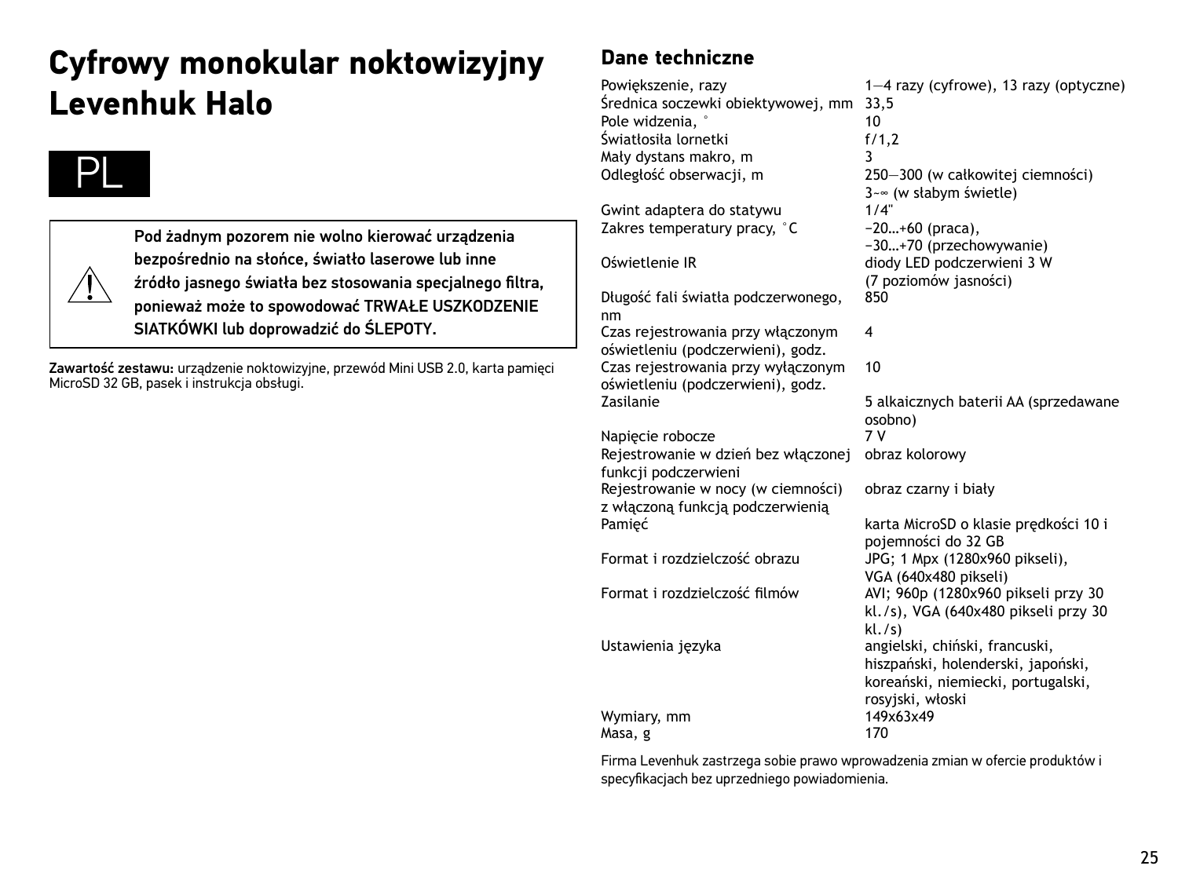# Cyfrowy monokular noktowizyjny Levenhuk Halo

PL

> ⚠ **Pod żadnym pozorem nie wolno kierować urządzenia bezpośrednio na słońce, światło laserowe lub inne źródło jasnego światła bez stosowania specjalnego filtra, ponieważ może to spowodować TRWAŁE USZKODZENIE SIATKÓWKI lub doprowadzić do ŚLEPOTY.**

**Zawartość zestawu:** urządzenie noktowizyjne, przewód Mini USB 2.0, karta pamięci MicroSD 32 GB, pasek i instrukcja obsługi.

## Dane techniczne

| | |
|---|---|
| Powiększenie, razy | 1—4 razy (cyfrowe), 13 razy (optyczne) |
| Średnica soczewki obiektywowej, mm | 33,5 |
| Pole widzenia, ° | 10 |
| Światłosiła lornetki | f/1,2 |
| Mały dystans makro, m | 3 |
| Odległość obserwacji, m | 250—300 (w całkowitej ciemności)<br>3~∞ (w słabym świetle) |
| Gwint adaptera do statywu | 1/4" |
| Zakres temperatury pracy, °C | −20…+60 (praca),<br>−30…+70 (przechowywanie) |
| Oświetlenie IR | diody LED podczerwieni 3 W<br>(7 poziomów jasności) |
| Długość fali światła podczerwonego, nm | 850 |
| Czas rejestrowania przy włączonym oświetleniu (podczerwieni), godz. | 4 |
| Czas rejestrowania przy wyłączonym oświetleniu (podczerwieni), godz. | 10 |
| Zasilanie | 5 alkaicznych baterii AA (sprzedawane osobno) |
| Napięcie robocze | 7 V |
| Rejestrowanie w dzień bez włączonej funkcji podczerwieni | obraz kolorowy |
| Rejestrowanie w nocy (w ciemności) z włączoną funkcją podczerwienią | obraz czarny i biały |
| Pamięć | karta MicroSD o klasie prędkości 10 i pojemności do 32 GB |
| Format i rozdzielczość obrazu | JPG; 1 Mpx (1280x960 pikseli),<br>VGA (640x480 pikseli) |
| Format i rozdzielczość filmów | AVI; 960p (1280x960 pikseli przy 30 kl./s), VGA (640x480 pikseli przy 30 kl./s) |
| Ustawienia języka | angielski, chiński, francuski, hiszpański, holenderski, japoński, koreański, niemiecki, portugalski, rosyjski, włoski |
| Wymiary, mm | 149x63x49 |
| Masa, g | 170 |

Firma Levenhuk zastrzega sobie prawo wprowadzenia zmian w ofercie produktów i specyfikacjach bez uprzedniego powiadomienia.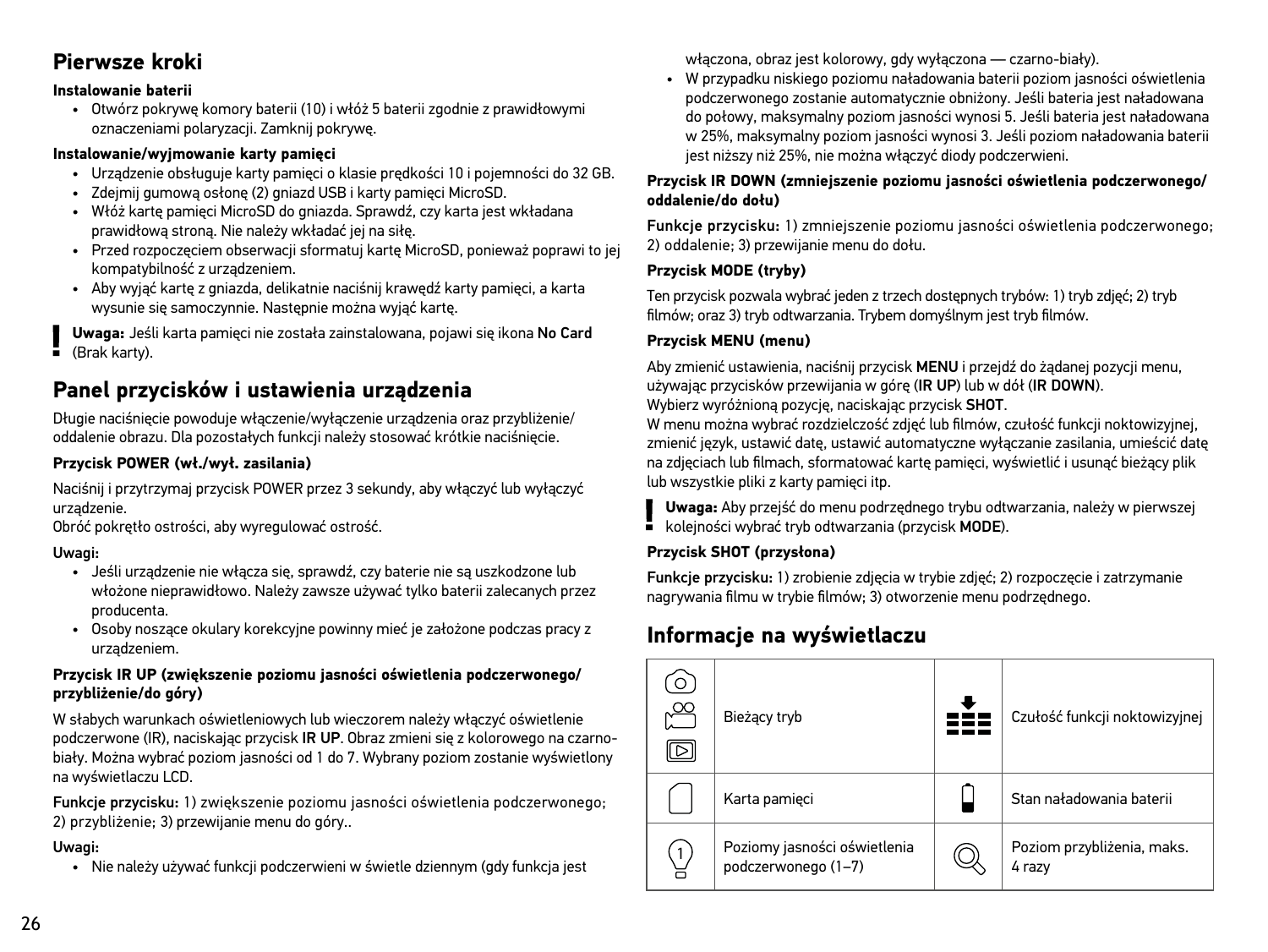## Pierwsze kroki

### Instalowanie baterii

- Otwórz pokrywę komory baterii (10) i włóż 5 baterii zgodnie z prawidłowymi oznaczeniami polaryzacji. Zamknij pokrywę.

### Instalowanie/wyjmowanie karty pamięci

- Urządzenie obsługuje karty pamięci o klasie prędkości 10 i pojemności do 32 GB.
- Zdejmij gumową osłonę (2) gniazd USB i karty pamięci MicroSD.
- Włóż kartę pamięci MicroSD do gniazda. Sprawdź, czy karta jest wkładana prawidłową stroną. Nie należy wkładać jej na siłę.
- Przed rozpoczęciem obserwacji sformatuj kartę MicroSD, ponieważ poprawi to jej kompatybilność z urządzeniem.
- Aby wyjąć kartę z gniazda, delikatnie naciśnij krawędź karty pamięci, a karta wysunie się samoczynnie. Następnie można wyjąć kartę.

**Uwaga:** Jeśli karta pamięci nie została zainstalowana, pojawi się ikona **No Card** (Brak karty).

## Panel przycisków i ustawienia urządzenia

Długie naciśnięcie powoduje włączenie/wyłączenie urządzenia oraz przybliżenie/oddalenie obrazu. Dla pozostałych funkcji należy stosować krótkie naciśnięcie.

### Przycisk POWER (wł./wył. zasilania)

Naciśnij i przytrzymaj przycisk POWER przez 3 sekundy, aby włączyć lub wyłączyć urządzenie.
Obróć pokrętło ostrości, aby wyregulować ostrość.

Uwagi:

- Jeśli urządzenie nie włącza się, sprawdź, czy baterie nie są uszkodzone lub włożone nieprawidłowo. Należy zawsze używać tylko baterii zalecanych przez producenta.
- Osoby noszące okulary korekcyjne powinny mieć je założone podczas pracy z urządzeniem.

### Przycisk IR UP (zwiększenie poziomu jasności oświetlenia podczerwonego/przybliżenie/do góry)

W słabych warunkach oświetleniowych lub wieczorem należy włączyć oświetlenie podczerwone (IR), naciskając przycisk **IR UP**. Obraz zmieni się z kolorowego na czarno-biały. Można wybrać poziom jasności od 1 do 7. Wybrany poziom zostanie wyświetlony na wyświetlaczu LCD.

**Funkcje przycisku:** 1) zwiększenie poziomu jasności oświetlenia podczerwonego; 2) przybliżenie; 3) przewijanie menu do góry..

Uwagi:

- Nie należy używać funkcji podczerwieni w świetle dziennym (gdy funkcja jest włączona, obraz jest kolorowy, gdy wyłączona — czarno-biały).
- W przypadku niskiego poziomu naładowania baterii poziom jasności oświetlenia podczerwonego zostanie automatycznie obniżony. Jeśli bateria jest naładowana do połowy, maksymalny poziom jasności wynosi 5. Jeśli bateria jest naładowana w 25%, maksymalny poziom jasności wynosi 3. Jeśli poziom naładowania baterii jest niższy niż 25%, nie można włączyć diody podczerwieni.

### Przycisk IR DOWN (zmniejszenie poziomu jasności oświetlenia podczerwonego/oddalenie/do dołu)

**Funkcje przycisku:** 1) zmniejszenie poziomu jasności oświetlenia podczerwonego; 2) oddalenie; 3) przewijanie menu do dołu.

### Przycisk MODE (tryby)

Ten przycisk pozwala wybrać jeden z trzech dostępnych trybów: 1) tryb zdjęć; 2) tryb filmów; oraz 3) tryb odtwarzania. Trybem domyślnym jest tryb filmów.

### Przycisk MENU (menu)

Aby zmienić ustawienia, naciśnij przycisk **MENU** i przejdź do żądanej pozycji menu, używając przycisków przewijania w górę (**IR UP**) lub w dół (**IR DOWN**).
Wybierz wyróżnioną pozycję, naciskając przycisk **SHOT**.
W menu można wybrać rozdzielczość zdjęć lub filmów, czułość funkcji noktowizyjnej, zmienić język, ustawić datę, ustawić automatyczne wyłączanie zasilania, umieścić datę na zdjęciach lub filmach, sformatować kartę pamięci, wyświetlić i usunąć bieżący plik lub wszystkie pliki z karty pamięci itp.

**Uwaga:** Aby przejść do menu podrzędnego trybu odtwarzania, należy w pierwszej kolejności wybrać tryb odtwarzania (przycisk **MODE**).

### Przycisk SHOT (przysłona)

**Funkcje przycisku:** 1) zrobienie zdjęcia w trybie zdjęć; 2) rozpoczęcie i zatrzymanie nagrywania filmu w trybie filmów; 3) otworzenie menu podrzędnego.

## Informacje na wyświetlaczu

| | | | |
|---|---|---|---|
| | Bieżący tryb | | Czułość funkcji noktowizyjnej |
| | Karta pamięci | | Stan naładowania baterii |
| 1 | Poziomy jasności oświetlenia podczerwonego (1–7) | | Poziom przybliżenia, maks. 4 razy |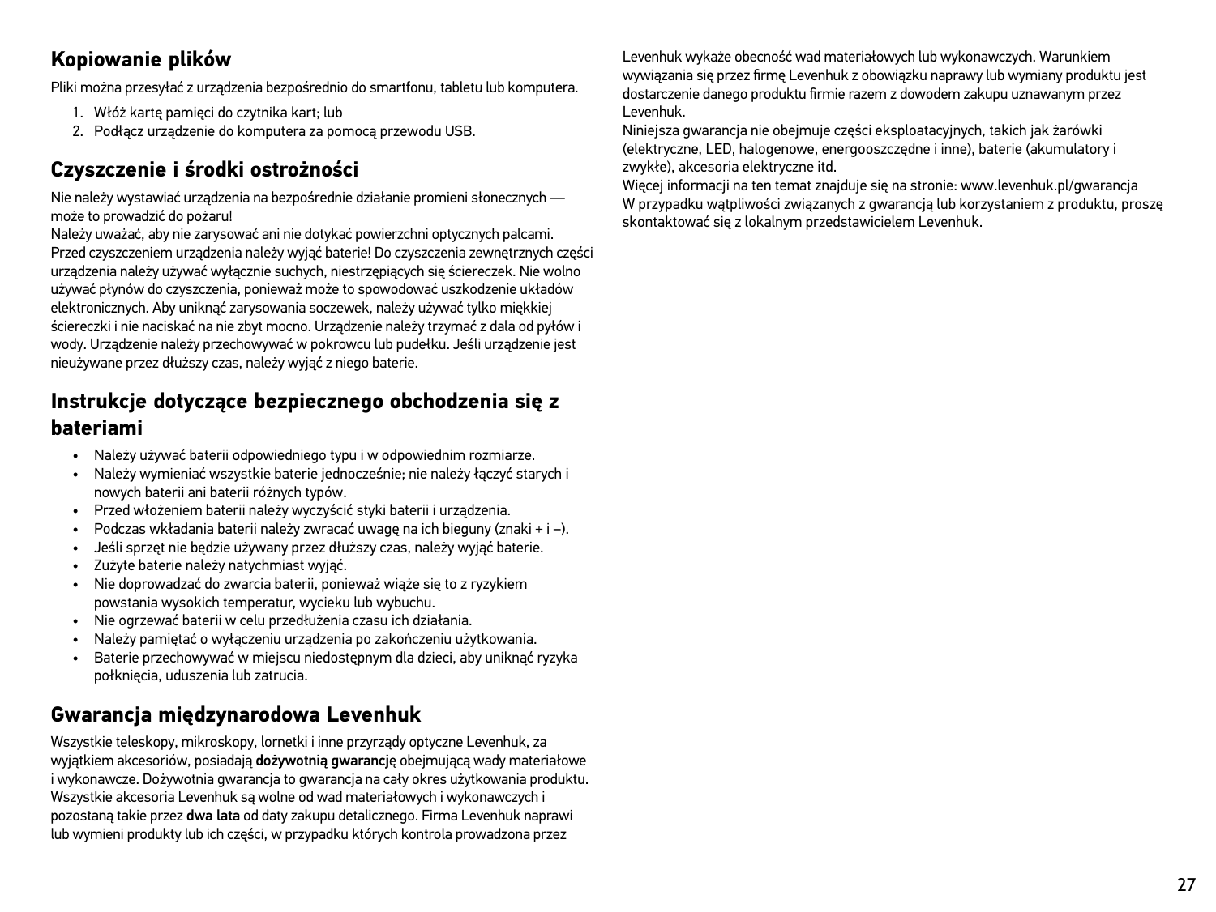## Kopiowanie plików

Pliki można przesyłać z urządzenia bezpośrednio do smartfonu, tabletu lub komputera.

1. Włóż kartę pamięci do czytnika kart; lub
2. Podłącz urządzenie do komputera za pomocą przewodu USB.

## Czyszczenie i środki ostrożności

Nie należy wystawiać urządzenia na bezpośrednie działanie promieni słonecznych — może to prowadzić do pożaru!
Należy uważać, aby nie zarysować ani nie dotykać powierzchni optycznych palcami. Przed czyszczeniem urządzenia należy wyjąć baterie! Do czyszczenia zewnętrznych części urządzenia należy używać wyłącznie suchych, niestrzępiących się ściereczek. Nie wolno używać płynów do czyszczenia, ponieważ może to spowodować uszkodzenie układów elektronicznych. Aby uniknąć zarysowania soczewek, należy używać tylko miękkiej ściereczki i nie naciskać na nie zbyt mocno. Urządzenie należy trzymać z dala od pyłów i wody. Urządzenie należy przechowywać w pokrowcu lub pudełku. Jeśli urządzenie jest nieużywane przez dłuższy czas, należy wyjąć z niego baterie.

## Instrukcje dotyczące bezpiecznego obchodzenia się z bateriami

- Należy używać baterii odpowiedniego typu i w odpowiednim rozmiarze.
- Należy wymieniać wszystkie baterie jednocześnie; nie należy łączyć starych i nowych baterii ani baterii różnych typów.
- Przed włożeniem baterii należy wyczyścić styki baterii i urządzenia.
- Podczas wkładania baterii należy zwracać uwagę na ich bieguny (znaki + i –).
- Jeśli sprzęt nie będzie używany przez dłuższy czas, należy wyjąć baterie.
- Zużyte baterie należy natychmiast wyjąć.
- Nie doprowadzać do zwarcia baterii, ponieważ wiąże się to z ryzykiem powstania wysokich temperatur, wycieku lub wybuchu.
- Nie ogrzewać baterii w celu przedłużenia czasu ich działania.
- Należy pamiętać o wyłączeniu urządzenia po zakończeniu użytkowania.
- Baterie przechowywać w miejscu niedostępnym dla dzieci, aby uniknąć ryzyka połknięcia, uduszenia lub zatrucia.

## Gwarancja międzynarodowa Levenhuk

Wszystkie teleskopy, mikroskopy, lornetki i inne przyrządy optyczne Levenhuk, za wyjątkiem akcesoriów, posiadają **dożywotnią gwarancję** obejmującą wady materiałowe i wykonawcze. Dożywotnia gwarancja to gwarancja na cały okres użytkowania produktu. Wszystkie akcesoria Levenhuk są wolne od wad materiałowych i wykonawczych i pozostaną takie przez **dwa lata** od daty zakupu detalicznego. Firma Levenhuk naprawi lub wymieni produkty lub ich części, w przypadku których kontrola prowadzona przez Levenhuk wykaże obecność wad materiałowych lub wykonawczych. Warunkiem wywiązania się przez firmę Levenhuk z obowiązku naprawy lub wymiany produktu jest dostarczenie danego produktu firmie razem z dowodem zakupu uznawanym przez Levenhuk.
Niniejsza gwarancja nie obejmuje części eksploatacyjnych, takich jak żarówki (elektryczne, LED, halogenowe, energooszczędne i inne), baterie (akumulatory i zwykłe), akcesoria elektryczne itd.
Więcej informacji na ten temat znajduje się na stronie: www.levenhuk.pl/gwarancja
W przypadku wątpliwości związanych z gwarancją lub korzystaniem z produktu, proszę skontaktować się z lokalnym przedstawicielem Levenhuk.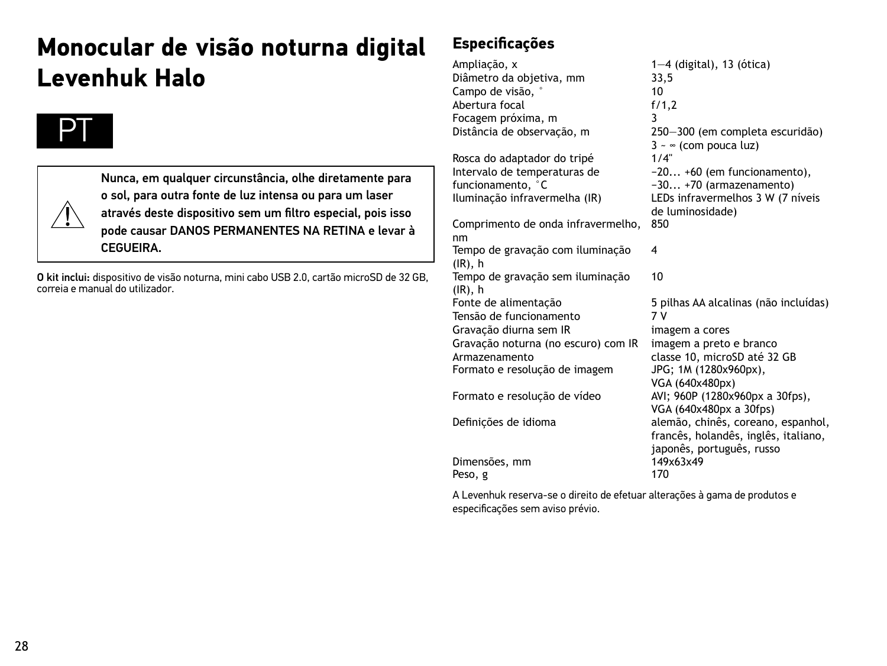# Monocular de visão noturna digital Levenhuk Halo

PT

⚠ **Nunca, em qualquer circunstância, olhe diretamente para o sol, para outra fonte de luz intensa ou para um laser através deste dispositivo sem um filtro especial, pois isso pode causar DANOS PERMANENTES NA RETINA e levar à CEGUEIRA.**

**O kit inclui:** dispositivo de visão noturna, mini cabo USB 2.0, cartão microSD de 32 GB, correia e manual do utilizador.

## Especificações

| | |
|---|---|
| Ampliação, x | 1—4 (digital), 13 (ótica) |
| Diâmetro da objetiva, mm | 33,5 |
| Campo de visão, ° | 10 |
| Abertura focal | f/1,2 |
| Focagem próxima, m | 3 |
| Distância de observação, m | 250—300 (em completa escuridão)<br>3 ~ ∞ (com pouca luz) |
| Rosca do adaptador do tripé | 1/4" |
| Intervalo de temperaturas de funcionamento, °C | −20... +60 (em funcionamento),<br>−30... +70 (armazenamento) |
| Iluminação infravermelha (IR) | LEDs infravermelhos 3 W (7 níveis de luminosidade) |
| Comprimento de onda infravermelho, nm | 850 |
| Tempo de gravação com iluminação (IR), h | 4 |
| Tempo de gravação sem iluminação (IR), h | 10 |
| Fonte de alimentação | 5 pilhas AA alcalinas (não incluídas) |
| Tensão de funcionamento | 7 V |
| Gravação diurna sem IR | imagem a cores |
| Gravação noturna (no escuro) com IR | imagem a preto e branco |
| Armazenamento | classe 10, microSD até 32 GB |
| Formato e resolução de imagem | JPG; 1M (1280x960px),<br>VGA (640x480px) |
| Formato e resolução de vídeo | AVI; 960P (1280x960px a 30fps),<br>VGA (640x480px a 30fps) |
| Definições de idioma | alemão, chinês, coreano, espanhol, francês, holandês, inglês, italiano, japonês, português, russo |
| Dimensões, mm | 149x63x49 |
| Peso, g | 170 |

A Levenhuk reserva-se o direito de efetuar alterações à gama de produtos e especificações sem aviso prévio.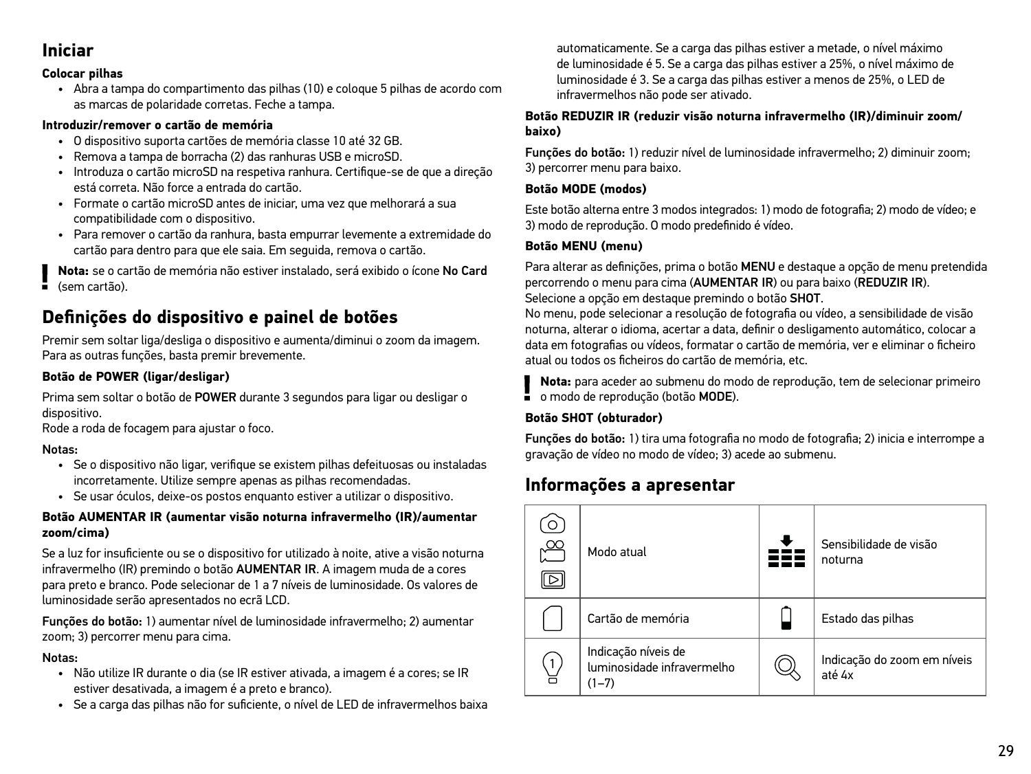## Iniciar

**Colocar pilhas**

- Abra a tampa do compartimento das pilhas (10) e coloque 5 pilhas de acordo com as marcas de polaridade corretas. Feche a tampa.

**Introduzir/remover o cartão de memória**

- O dispositivo suporta cartões de memória classe 10 até 32 GB.
- Remova a tampa de borracha (2) das ranhuras USB e microSD.
- Introduza o cartão microSD na respetiva ranhura. Certifique-se de que a direção está correta. Não force a entrada do cartão.
- Formate o cartão microSD antes de iniciar, uma vez que melhorará a sua compatibilidade com o dispositivo.
- Para remover o cartão da ranhura, basta empurrar levemente a extremidade do cartão para dentro para que ele saia. Em seguida, remova o cartão.

**Nota:** se o cartão de memória não estiver instalado, será exibido o ícone **No Card** (sem cartão).

## Definições do dispositivo e painel de botões

Premir sem soltar liga/desliga o dispositivo e aumenta/diminui o zoom da imagem. Para as outras funções, basta premir brevemente.

**Botão de POWER (ligar/desligar)**

Prima sem soltar o botão de **POWER** durante 3 segundos para ligar ou desligar o dispositivo.
Rode a roda de focagem para ajustar o foco.

**Notas:**

- Se o dispositivo não ligar, verifique se existem pilhas defeituosas ou instaladas incorretamente. Utilize sempre apenas as pilhas recomendadas.
- Se usar óculos, deixe-os postos enquanto estiver a utilizar o dispositivo.

**Botão AUMENTAR IR (aumentar visão noturna infravermelho (IR)/aumentar zoom/cima)**

Se a luz for insuficiente ou se o dispositivo for utilizado à noite, ative a visão noturna infravermelho (IR) premindo o botão **AUMENTAR IR**. A imagem muda de a cores para preto e branco. Pode selecionar de 1 a 7 níveis de luminosidade. Os valores de luminosidade serão apresentados no ecrã LCD.

**Funções do botão:** 1) aumentar nível de luminosidade infravermelho; 2) aumentar zoom; 3) percorrer menu para cima.

**Notas:**

- Não utilize IR durante o dia (se IR estiver ativada, a imagem é a cores; se IR estiver desativada, a imagem é a preto e branco).
- Se a carga das pilhas não for suficiente, o nível de LED de infravermelhos baixa automaticamente. Se a carga das pilhas estiver a metade, o nível máximo de luminosidade é 5. Se a carga das pilhas estiver a 25%, o nível máximo de luminosidade é 3. Se a carga das pilhas estiver a menos de 25%, o LED de infravermelhos não pode ser ativado.

**Botão REDUZIR IR (reduzir visão noturna infravermelho (IR)/diminuir zoom/baixo)**

**Funções do botão:** 1) reduzir nível de luminosidade infravermelho; 2) diminuir zoom; 3) percorrer menu para baixo.

**Botão MODE (modos)**

Este botão alterna entre 3 modos integrados: 1) modo de fotografia; 2) modo de vídeo; e 3) modo de reprodução. O modo predefinido é vídeo.

**Botão MENU (menu)**

Para alterar as definições, prima o botão **MENU** e destaque a opção de menu pretendida percorrendo o menu para cima (**AUMENTAR IR**) ou para baixo (**REDUZIR IR**). Selecione a opção em destaque premindo o botão **SHOT**.
No menu, pode selecionar a resolução de fotografia ou vídeo, a sensibilidade de visão noturna, alterar o idioma, acertar a data, definir o desligamento automático, colocar a data em fotografias ou vídeos, formatar o cartão de memória, ver e eliminar o ficheiro atual ou todos os ficheiros do cartão de memória, etc.

**Nota:** para aceder ao submenu do modo de reprodução, tem de selecionar primeiro o modo de reprodução (botão **MODE**).

**Botão SHOT (obturador)**

**Funções do botão:** 1) tira uma fotografia no modo de fotografia; 2) inicia e interrompe a gravação de vídeo no modo de vídeo; 3) acede ao submenu.

## Informações a apresentar

| | | | |
|---|---|---|---|
| | Modo atual | | Sensibilidade de visão noturna |
| | Cartão de memória | | Estado das pilhas |
| | Indicação níveis de luminosidade infravermelho (1–7) | | Indicação do zoom em níveis até 4x |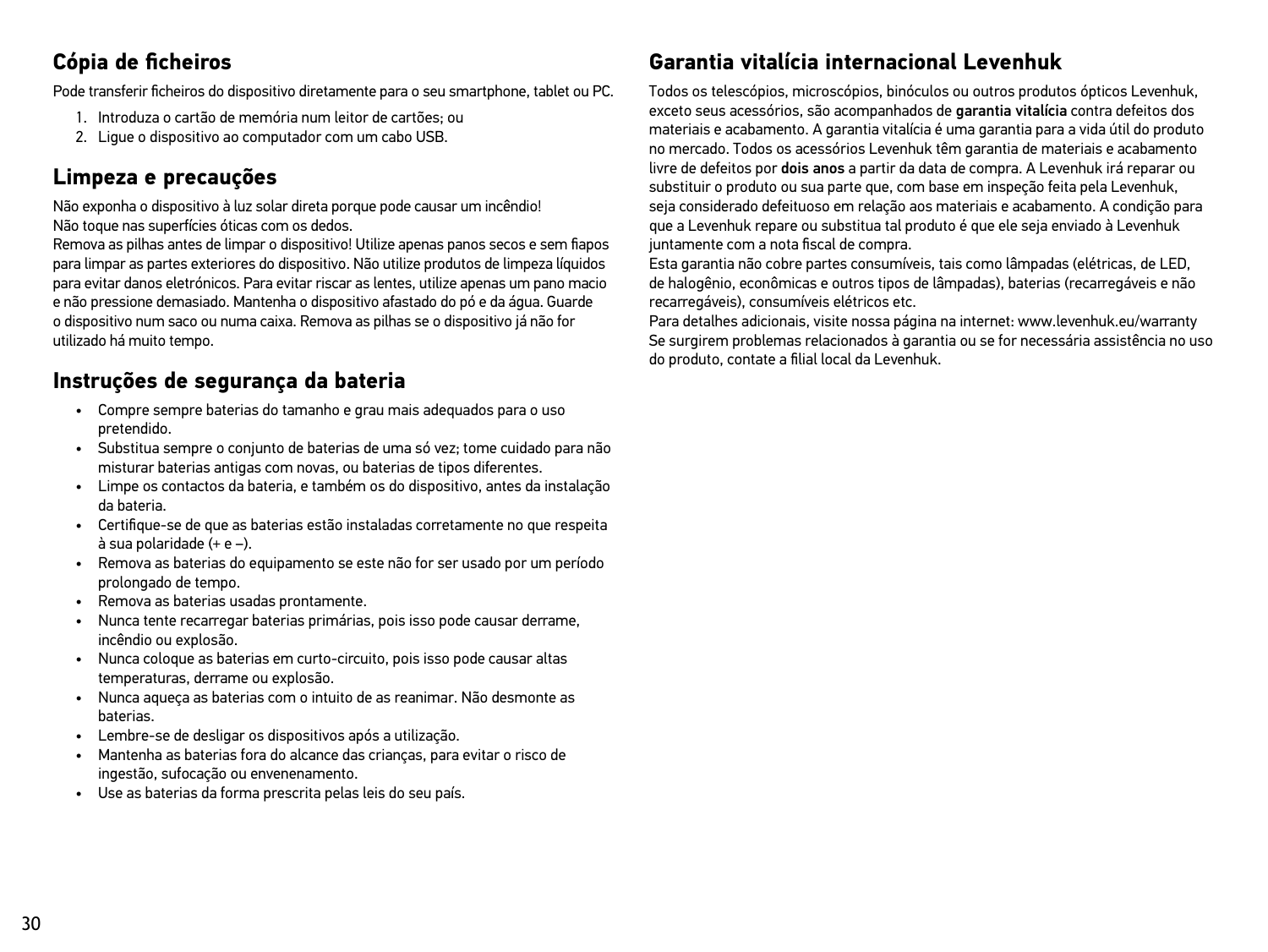## Cópia de ficheiros

Pode transferir ficheiros do dispositivo diretamente para o seu smartphone, tablet ou PC.

1. Introduza o cartão de memória num leitor de cartões; ou
2. Ligue o dispositivo ao computador com um cabo USB.

## Limpeza e precauções

Não exponha o dispositivo à luz solar direta porque pode causar um incêndio!
Não toque nas superfícies óticas com os dedos.
Remova as pilhas antes de limpar o dispositivo! Utilize apenas panos secos e sem fiapos para limpar as partes exteriores do dispositivo. Não utilize produtos de limpeza líquidos para evitar danos eletrónicos. Para evitar riscar as lentes, utilize apenas um pano macio e não pressione demasiado. Mantenha o dispositivo afastado do pó e da água. Guarde o dispositivo num saco ou numa caixa. Remova as pilhas se o dispositivo já não for utilizado há muito tempo.

## Instruções de segurança da bateria

- Compre sempre baterias do tamanho e grau mais adequados para o uso pretendido.
- Substitua sempre o conjunto de baterias de uma só vez; tome cuidado para não misturar baterias antigas com novas, ou baterias de tipos diferentes.
- Limpe os contactos da bateria, e também os do dispositivo, antes da instalação da bateria.
- Certifique-se de que as baterias estão instaladas corretamente no que respeita à sua polaridade (+ e –).
- Remova as baterias do equipamento se este não for ser usado por um período prolongado de tempo.
- Remova as baterias usadas prontamente.
- Nunca tente recarregar baterias primárias, pois isso pode causar derrame, incêndio ou explosão.
- Nunca coloque as baterias em curto-circuito, pois isso pode causar altas temperaturas, derrame ou explosão.
- Nunca aqueça as baterias com o intuito de as reanimar. Não desmonte as baterias.
- Lembre-se de desligar os dispositivos após a utilização.
- Mantenha as baterias fora do alcance das crianças, para evitar o risco de ingestão, sufocação ou envenenamento.
- Use as baterias da forma prescrita pelas leis do seu país.

## Garantia vitalícia internacional Levenhuk

Todos os telescópios, microscópios, binóculos ou outros produtos ópticos Levenhuk, exceto seus acessórios, são acompanhados de **garantia vitalícia** contra defeitos dos materiais e acabamento. A garantia vitalícia é uma garantia para a vida útil do produto no mercado. Todos os acessórios Levenhuk têm garantia de materiais e acabamento livre de defeitos por **dois anos** a partir da data de compra. A Levenhuk irá reparar ou substituir o produto ou sua parte que, com base em inspeção feita pela Levenhuk, seja considerado defeituoso em relação aos materiais e acabamento. A condição para que a Levenhuk repare ou substitua tal produto é que ele seja enviado à Levenhuk juntamente com a nota fiscal de compra.
Esta garantia não cobre partes consumíveis, tais como lâmpadas (elétricas, de LED, de halogênio, econômicas e outros tipos de lâmpadas), baterias (recarregáveis e não recarregáveis), consumíveis elétricos etc.
Para detalhes adicionais, visite nossa página na internet: www.levenhuk.eu/warranty
Se surgirem problemas relacionados à garantia ou se for necessária assistência no uso do produto, contate a filial local da Levenhuk.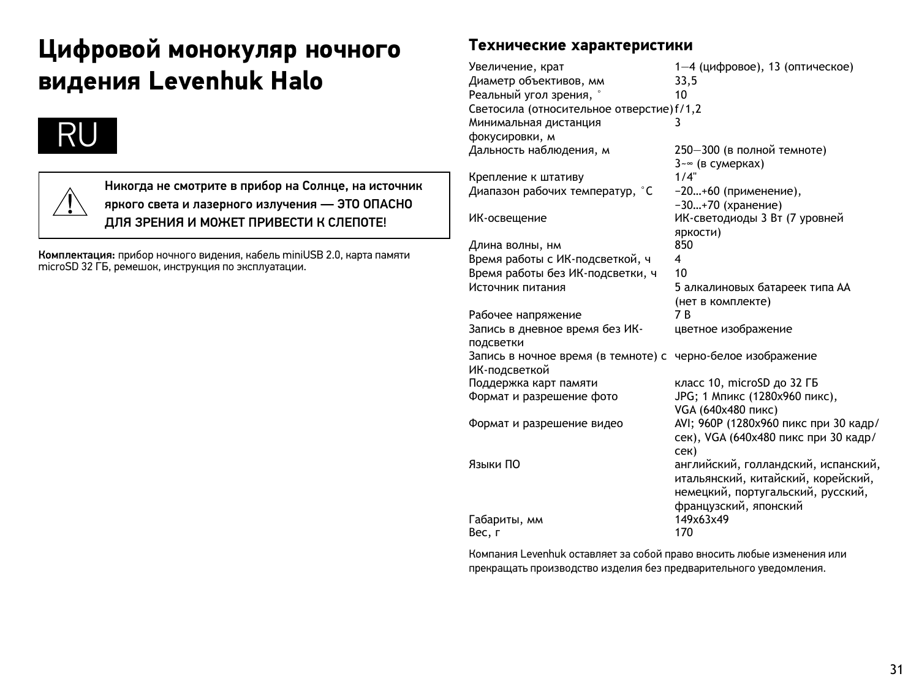# Цифровой монокуляр ночного видения Levenhuk Halo

RU

⚠ **Никогда не смотрите в прибор на Солнце, на источник яркого света и лазерного излучения — ЭТО ОПАСНО ДЛЯ ЗРЕНИЯ И МОЖЕТ ПРИВЕСТИ К СЛЕПОТЕ!**

**Комплектация:** прибор ночного видения, кабель miniUSB 2.0, карта памяти microSD 32 ГБ, ремешок, инструкция по эксплуатации.

## Технические характеристики

| | |
|---|---|
| Увеличение, крат | 1—4 (цифровое), 13 (оптическое) |
| Диаметр объективов, мм | 33,5 |
| Реальный угол зрения, ° | 10 |
| Светосила (относительное отверстие) | f/1,2 |
| Минимальная дистанция фокусировки, м | 3 |
| Дальность наблюдения, м | 250—300 (в полной темноте)<br>3~∞ (в сумерках) |
| Крепление к штативу | 1/4" |
| Диапазон рабочих температур, °С | −20…+60 (применение),<br>−30…+70 (хранение) |
| ИК-освещение | ИК-светодиоды 3 Вт (7 уровней яркости) |
| Длина волны, нм | 850 |
| Время работы с ИК-подсветкой, ч | 4 |
| Время работы без ИК-подсветки, ч | 10 |
| Источник питания | 5 алкалиновых батареек типа AA (нет в комплекте) |
| Рабочее напряжение | 7 В |
| Запись в дневное время без ИК-подсветки | цветное изображение |
| Запись в ночное время (в темноте) с ИК-подсветкой | черно-белое изображение |
| Поддержка карт памяти | класс 10, microSD до 32 ГБ |
| Формат и разрешение фото | JPG; 1 Мпикс (1280x960 пикс),<br>VGA (640x480 пикс) |
| Формат и разрешение видео | AVI; 960P (1280x960 пикс при 30 кадр/сек), VGA (640x480 пикс при 30 кадр/сек) |
| Языки ПО | английский, голландский, испанский, итальянский, китайский, корейский, немецкий, португальский, русский, французский, японский |
| Габариты, мм | 149x63x49 |
| Вес, г | 170 |

Компания Levenhuk оставляет за собой право вносить любые изменения или прекращать производство изделия без предварительного уведомления.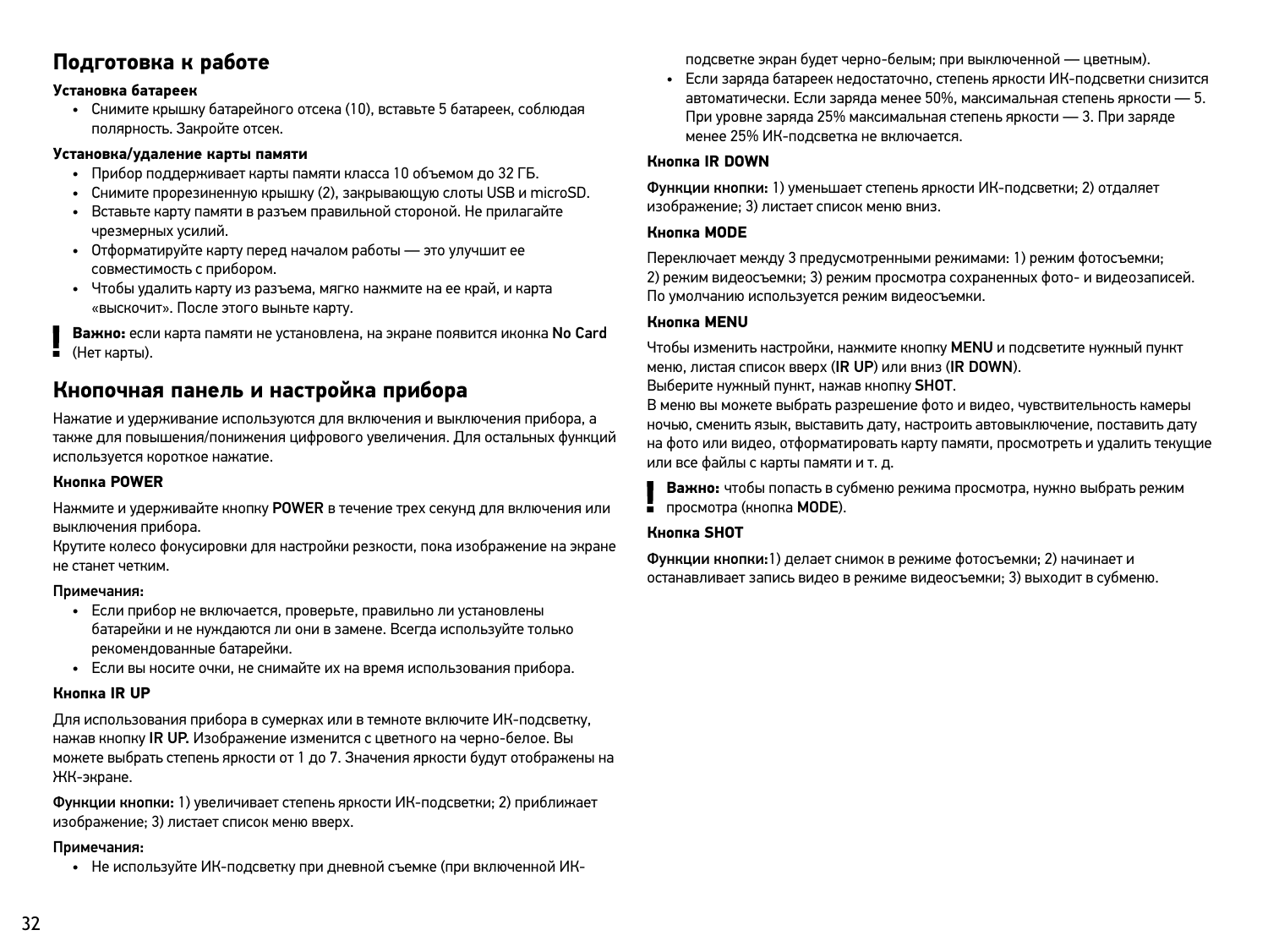## Подготовка к работе

#### Установка батареек

- Снимите крышку батарейного отсека (10), вставьте 5 батареек, соблюдая полярность. Закройте отсек.

#### Установка/удаление карты памяти

- Прибор поддерживает карты памяти класса 10 объемом до 32 ГБ.
- Снимите прорезиненную крышку (2), закрывающую слоты USB и microSD.
- Вставьте карту памяти в разъем правильной стороной. Не прилагайте чрезмерных усилий.
- Отформатируйте карту перед началом работы — это улучшит ее совместимость с прибором.
- Чтобы удалить карту из разъема, мягко нажмите на ее край, и карта «выскочит». После этого выньте карту.

**!** **Важно:** если карта памяти не установлена, на экране появится иконка **No Card** (Нет карты).

## Кнопочная панель и настройка прибора

Нажатие и удерживание используются для включения и выключения прибора, а также для повышения/понижения цифрового увеличения. Для остальных функций используется короткое нажатие.

#### Кнопка POWER

Нажмите и удерживайте кнопку **POWER** в течение трех секунд для включения или выключения прибора.
Крутите колесо фокусировки для настройки резкости, пока изображение на экране не станет четким.

**Примечания:**

- Если прибор не включается, проверьте, правильно ли установлены батарейки и не нуждаются ли они в замене. Всегда используйте только рекомендованные батарейки.
- Если вы носите очки, не снимайте их на время использования прибора.

#### Кнопка IR UP

Для использования прибора в сумерках или в темноте включите ИК-подсветку, нажав кнопку **IR UP.** Изображение изменится с цветного на черно-белое. Вы можете выбрать степень яркости от 1 до 7. Значения яркости будут отображены на ЖК-экране.

**Функции кнопки:** 1) увеличивает степень яркости ИК-подсветки; 2) приближает изображение; 3) листает список меню вверх.

**Примечания:**

- Не используйте ИК-подсветку при дневной съемке (при включенной ИК-подсветке экран будет черно-белым; при выключенной — цветным).
- Если заряда батареек недостаточно, степень яркости ИК-подсветки снизится автоматически. Если заряда менее 50%, максимальная степень яркости — 5. При уровне заряда 25% максимальная степень яркости — 3. При заряде менее 25% ИК-подсветка не включается.

#### Кнопка IR DOWN

**Функции кнопки:** 1) уменьшает степень яркости ИК-подсветки; 2) отдаляет изображение; 3) листает список меню вниз.

#### Кнопка MODE

Переключает между 3 предусмотренными режимами: 1) режим фотосъемки; 2) режим видеосъемки; 3) режим просмотра сохраненных фото- и видеозаписей. По умолчанию используется режим видеосъемки.

#### Кнопка MENU

Чтобы изменить настройки, нажмите кнопку **MENU** и подсветите нужный пункт меню, листая список вверх (**IR UP**) или вниз (**IR DOWN**).
Выберите нужный пункт, нажав кнопку **SHOT**.
В меню вы можете выбрать разрешение фото и видео, чувствительность камеры ночью, сменить язык, выставить дату, настроить автовыключение, поставить дату на фото или видео, отформатировать карту памяти, просмотреть и удалить текущие или все файлы с карты памяти и т. д.

**!** **Важно:** чтобы попасть в субменю режима просмотра, нужно выбрать режим просмотра (кнопка **MODE**).

#### Кнопка SHOT

**Функции кнопки:**1) делает снимок в режиме фотосъемки; 2) начинает и останавливает запись видео в режиме видеосъемки; 3) выходит в субменю.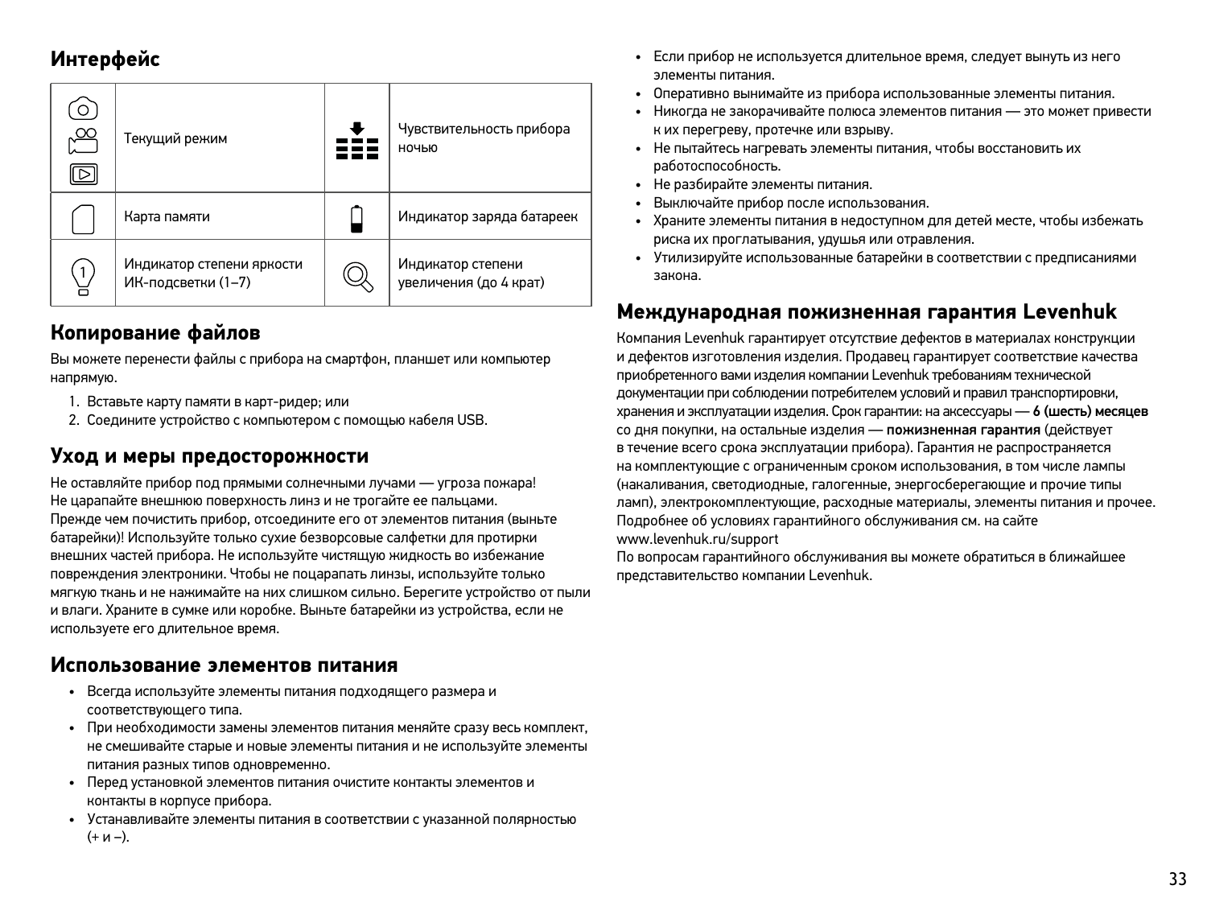## Интерфейс

| | | | |
|---|---|---|---|
| | Текущий режим | | Чувствительность прибора ночью |
| | Карта памяти | | Индикатор заряда батареек |
| | Индикатор степени яркости ИК-подсветки (1–7) | | Индикатор степени увеличения (до 4 крат) |

## Копирование файлов

Вы можете перенести файлы с прибора на смартфон, планшет или компьютер напрямую.

1. Вставьте карту памяти в карт-ридер; или
2. Соедините устройство с компьютером с помощью кабеля USB.

## Уход и меры предосторожности

Не оставляйте прибор под прямыми солнечными лучами — угроза пожара! Не царапайте внешнюю поверхность линз и не трогайте ее пальцами. Прежде чем почистить прибор, отсоедините его от элементов питания (выньте батарейки)! Используйте только сухие безворсовые салфетки для протирки внешних частей прибора. Не используйте чистящую жидкость во избежание повреждения электроники. Чтобы не поцарапать линзы, используйте только мягкую ткань и не нажимайте на них слишком сильно. Берегите устройство от пыли и влаги. Храните в сумке или коробке. Выньте батарейки из устройства, если не используете его длительное время.

## Использование элементов питания

- Всегда используйте элементы питания подходящего размера и соответствующего типа.
- При необходимости замены элементов питания меняйте сразу весь комплект, не смешивайте старые и новые элементы питания и не используйте элементы питания разных типов одновременно.
- Перед установкой элементов питания очистите контакты элементов и контакты в корпусе прибора.
- Устанавливайте элементы питания в соответствии с указанной полярностью (+ и –).
- Если прибор не используется длительное время, следует вынуть из него элементы питания.
- Оперативно вынимайте из прибора использованные элементы питания.
- Никогда не закорачивайте полюса элементов питания — это может привести к их перегреву, протечке или взрыву.
- Не пытайтесь нагревать элементы питания, чтобы восстановить их работоспособность.
- Не разбирайте элементы питания.
- Выключайте прибор после использования.
- Храните элементы питания в недоступном для детей месте, чтобы избежать риска их проглатывания, удушья или отравления.
- Утилизируйте использованные батарейки в соответствии с предписаниями закона.

## Международная пожизненная гарантия Levenhuk

Компания Levenhuk гарантирует отсутствие дефектов в материалах конструкции и дефектов изготовления изделия. Продавец гарантирует соответствие качества приобретенного вами изделия компании Levenhuk требованиям технической документации при соблюдении потребителем условий и правил транспортировки, хранения и эксплуатации изделия. Срок гарантии: на аксессуары — **6 (шесть) месяцев** со дня покупки, на остальные изделия — **пожизненная гарантия** (действует в течение всего срока эксплуатации прибора). Гарантия не распространяется на комплектующие с ограниченным сроком использования, в том числе лампы (накаливания, светодиодные, галогенные, энергосберегающие и прочие типы ламп), электрокомплектующие, расходные материалы, элементы питания и прочее. Подробнее об условиях гарантийного обслуживания см. на сайте www.levenhuk.ru/support

По вопросам гарантийного обслуживания вы можете обратиться в ближайшее представительство компании Levenhuk.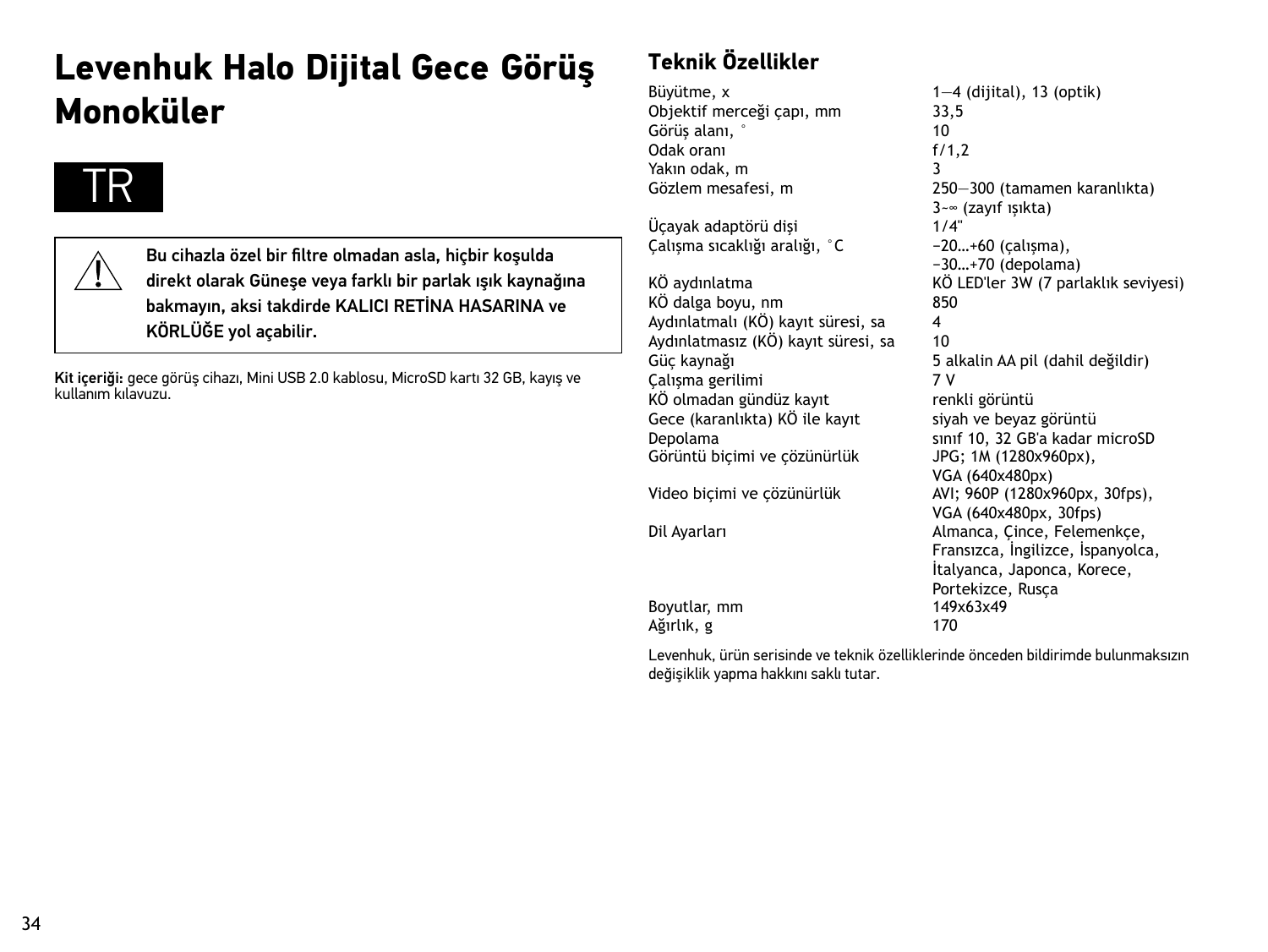# Levenhuk Halo Dijital Gece Görüş Monoküler

TR

> ⚠ **Bu cihazla özel bir filtre olmadan asla, hiçbir koşulda direkt olarak Güneşe veya farklı bir parlak ışık kaynağına bakmayın, aksi takdirde KALICI RETİNA HASARINA ve KÖRLÜĞE yol açabilir.**

**Kit içeriği:** gece görüş cihazı, Mini USB 2.0 kablosu, MicroSD kartı 32 GB, kayış ve kullanım kılavuzu.

## Teknik Özellikler

| | |
|---|---|
| Büyütme, x | 1—4 (dijital), 13 (optik) |
| Objektif merceği çapı, mm | 33,5 |
| Görüş alanı, ° | 10 |
| Odak oranı | f/1,2 |
| Yakın odak, m | 3 |
| Gözlem mesafesi, m | 250—300 (tamamen karanlıkta)<br>3~∞ (zayıf ışıkta) |
| Üçayak adaptörü dişi | 1/4" |
| Çalışma sıcaklığı aralığı, °C | −20…+60 (çalışma),<br>−30…+70 (depolama) |
| KÖ aydınlatma | KÖ LED'ler 3W (7 parlaklık seviyesi) |
| KÖ dalga boyu, nm | 850 |
| Aydınlatmalı (KÖ) kayıt süresi, sa | 4 |
| Aydınlatmasız (KÖ) kayıt süresi, sa | 10 |
| Güç kaynağı | 5 alkalin AA pil (dahil değildir) |
| Çalışma gerilimi | 7 V |
| KÖ olmadan gündüz kayıt | renkli görüntü |
| Gece (karanlıkta) KÖ ile kayıt | siyah ve beyaz görüntü |
| Depolama | sınıf 10, 32 GB'a kadar microSD |
| Görüntü biçimi ve çözünürlük | JPG; 1M (1280x960px),<br>VGA (640x480px) |
| Video biçimi ve çözünürlük | AVI; 960P (1280x960px, 30fps),<br>VGA (640x480px, 30fps) |
| Dil Ayarları | Almanca, Çince, Felemenkçe, Fransızca, İngilizce, İspanyolca, İtalyanca, Japonca, Korece, Portekizce, Rusça |
| Boyutlar, mm | 149x63x49 |
| Ağırlık, g | 170 |

Levenhuk, ürün serisinde ve teknik özelliklerinde önceden bildirimde bulunmaksızın değişiklik yapma hakkını saklı tutar.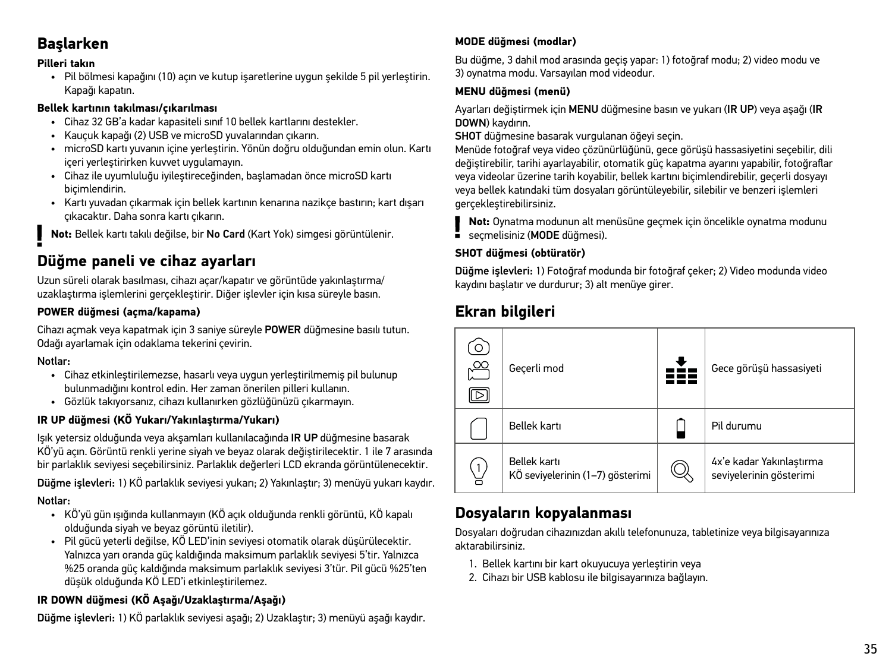## Başlarken

### Pilleri takın

- Pil bölmesi kapağını (10) açın ve kutup işaretlerine uygun şekilde 5 pil yerleştirin. Kapağı kapatın.

### Bellek kartının takılması/çıkarılması

- Cihaz 32 GB'a kadar kapasiteli sınıf 10 bellek kartlarını destekler.
- Kauçuk kapağı (2) USB ve microSD yuvalarından çıkarın.
- microSD kartı yuvanın içine yerleştirin. Yönün doğru olduğundan emin olun. Kartı içeri yerleştirirken kuvvet uygulamayın.
- Cihaz ile uyumluluğu iyileştireceğinden, başlamadan önce microSD kartı biçimlendirin.
- Kartı yuvadan çıkarmak için bellek kartının kenarına nazikçe bastırın; kart dışarı çıkacaktır. Daha sonra kartı çıkarın.

**Not:** Bellek kartı takılı değilse, bir **No Card** (Kart Yok) simgesi görüntülenir.

## Düğme paneli ve cihaz ayarları

Uzun süreli olarak basılması, cihazı açar/kapatır ve görüntüde yakınlaştırma/uzaklaştırma işlemlerini gerçekleştirir. Diğer işlevler için kısa süreyle basın.

### POWER düğmesi (açma/kapama)

Cihazı açmak veya kapatmak için 3 saniye süreyle **POWER** düğmesine basılı tutun. Odağı ayarlamak için odaklama tekerini çevirin.

**Notlar:**

- Cihaz etkinleştirilemezse, hasarlı veya uygun yerleştirilmemiş pil bulunup bulunmadığını kontrol edin. Her zaman önerilen pilleri kullanın.
- Gözlük takıyorsanız, cihazı kullanırken gözlüğünüzü çıkarmayın.

### IR UP düğmesi (KÖ Yukarı/Yakınlaştırma/Yukarı)

Işık yetersiz olduğunda veya akşamları kullanılacağında **IR UP** düğmesine basarak KÖ'yü açın. Görüntü renkli yerine siyah ve beyaz olarak değiştirilecektir. 1 ile 7 arasında bir parlaklık seviyesi seçebilirsiniz. Parlaklık değerleri LCD ekranda görüntülenecektir.

**Düğme işlevleri:** 1) KÖ parlaklık seviyesi yukarı; 2) Yakınlaştır; 3) menüyü yukarı kaydır.

**Notlar:**

- KÖ'yü gün ışığında kullanmayın (KÖ açık olduğunda renkli görüntü, KÖ kapalı olduğunda siyah ve beyaz görüntü iletilir).
- Pil gücü yeterli değilse, KÖ LED'inin seviyesi otomatik olarak düşürülecektir. Yalnızca yarı oranda güç kaldığında maksimum parlaklık seviyesi 5'tir. Yalnızca %25 oranda güç kaldığında maksimum parlaklık seviyesi 3'tür. Pil gücü %25'ten düşük olduğunda KÖ LED'i etkinleştirilemez.

### IR DOWN düğmesi (KÖ Aşağı/Uzaklaştırma/Aşağı)

**Düğme işlevleri:** 1) KÖ parlaklık seviyesi aşağı; 2) Uzaklaştır; 3) menüyü aşağı kaydır.

### MODE düğmesi (modlar)

Bu düğme, 3 dahil mod arasında geçiş yapar: 1) fotoğraf modu; 2) video modu ve 3) oynatma modu. Varsayılan mod videodur.

### MENU düğmesi (menü)

Ayarları değiştirmek için **MENU** düğmesine basın ve yukarı (**IR UP**) veya aşağı (**IR DOWN**) kaydırın.

**SHOT** düğmesine basarak vurgulanan öğeyi seçin.

Menüde fotoğraf veya video çözünürlüğünü, gece görüşü hassasiyetini seçebilir, dili değiştirebilir, tarihi ayarlayabilir, otomatik güç kapatma ayarını yapabilir, fotoğraflar veya videolar üzerine tarih koyabilir, bellek kartını biçimlendirebilir, geçerli dosyayı veya bellek katındaki tüm dosyaları görüntüleyebilir, silebilir ve benzeri işlemleri gerçekleştirebilirsiniz.

**Not:** Oynatma modunun alt menüsüne geçmek için öncelikle oynatma modunu seçmelisiniz (**MODE** düğmesi).

### SHOT düğmesi (obtüratör)

**Düğme işlevleri:** 1) Fotoğraf modunda bir fotoğraf çeker; 2) Video modunda video kaydını başlatır ve durdurur; 3) alt menüye girer.

## Ekran bilgileri

| | | | |
|---|---|---|---|
| | Geçerli mod | | Gece görüşü hassasiyeti |
| | Bellek kartı | | Pil durumu |
| | Bellek kartı<br>KÖ seviyelerinin (1–7) gösterimi | | 4x'e kadar Yakınlaştırma seviyelerinin gösterimi |

## Dosyaların kopyalanması

Dosyaları doğrudan cihazınızdan akıllı telefonunuza, tabletinize veya bilgisayarınıza aktarabilirsiniz.

1. Bellek kartını bir kart okuyucuya yerleştirin veya
2. Cihazı bir USB kablosu ile bilgisayarınıza bağlayın.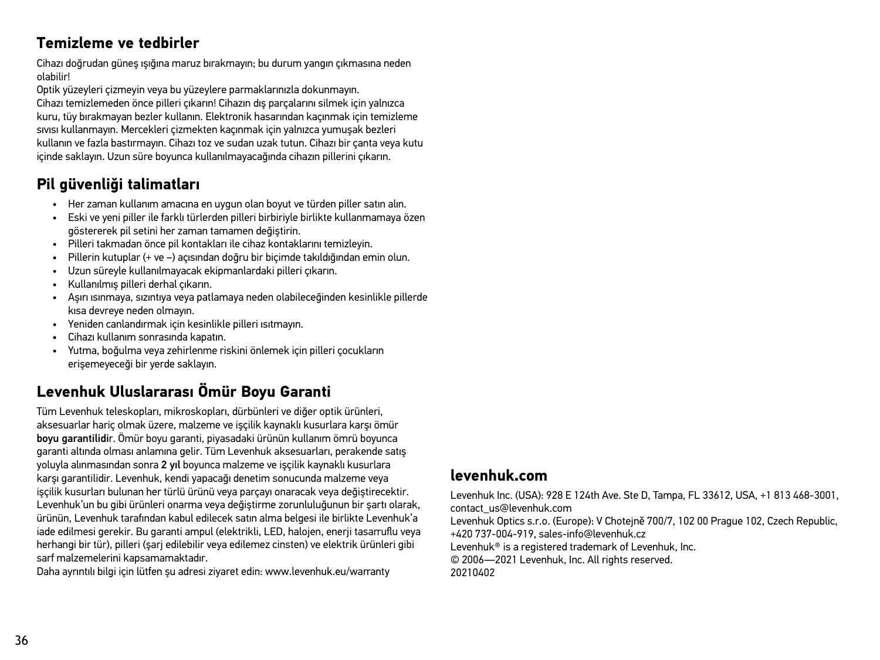## Temizleme ve tedbirler

Cihazı doğrudan güneş ışığına maruz bırakmayın; bu durum yangın çıkmasına neden olabilir!
Optik yüzeyleri çizmeyin veya bu yüzeylere parmaklarınızla dokunmayın.
Cihazı temizlemeden önce pilleri çıkarın! Cihazın dış parçalarını silmek için yalnızca kuru, tüy bırakmayan bezler kullanın. Elektronik hasarından kaçınmak için temizleme sıvısı kullanmayın. Mercekleri çizmekten kaçınmak için yalnızca yumuşak bezleri kullanın ve fazla bastırmayın. Cihazı toz ve sudan uzak tutun. Cihazı bir çanta veya kutu içinde saklayın. Uzun süre boyunca kullanılmayacağında cihazın pillerini çıkarın.

## Pil güvenliği talimatları

- Her zaman kullanım amacına en uygun olan boyut ve türden piller satın alın.
- Eski ve yeni piller ile farklı türlerden pilleri birbiriyle birlikte kullanmamaya özen göstererek pil setini her zaman tamamen değiştirin.
- Pilleri takmadan önce pil kontakları ile cihaz kontaklarını temizleyin.
- Pillerin kutuplar (+ ve –) açısından doğru bir biçimde takıldığından emin olun.
- Uzun süreyle kullanılmayacak ekipmanlardaki pilleri çıkarın.
- Kullanılmış pilleri derhal çıkarın.
- Aşırı ısınmaya, sızıntıya veya patlamaya neden olabileceğinden kesinlikle pillerde kısa devreye neden olmayın.
- Yeniden canlandırmak için kesinlikle pilleri ısıtmayın.
- Cihazı kullanım sonrasında kapatın.
- Yutma, boğulma veya zehirlenme riskini önlemek için pilleri çocukların erişemeyeceği bir yerde saklayın.

## Levenhuk Uluslararası Ömür Boyu Garanti

Tüm Levenhuk teleskopları, mikroskopları, dürbünleri ve diğer optik ürünleri, aksesuarlar hariç olmak üzere, malzeme ve işçilik kaynaklı kusurlara karşı ömür **boyu garantilidi**r. Ömür boyu garanti, piyasadaki ürünün kullanım ömrü boyunca garanti altında olması anlamına gelir. Tüm Levenhuk aksesuarları, perakende satış yoluyla alınmasından sonra **2 yıl** boyunca malzeme ve işçilik kaynaklı kusurlara karşı garantilidir. Levenhuk, kendi yapacağı denetim sonucunda malzeme veya işçilik kusurları bulunan her türlü ürünü veya parçayı onaracak veya değiştirecektir. Levenhuk'un bu gibi ürünleri onarma veya değiştirme zorunluluğunun bir şartı olarak, ürünün, Levenhuk tarafından kabul edilecek satın alma belgesi ile birlikte Levenhuk'a iade edilmesi gerekir. Bu garanti ampul (elektrikli, LED, halojen, enerji tasarruflu veya herhangi bir tür), pilleri (şarj edilebilir veya edilemez cinsten) ve elektrik ürünleri gibi sarf malzemelerini kapsamamaktadır.
Daha ayrıntılı bilgi için lütfen şu adresi ziyaret edin: www.levenhuk.eu/warranty

## levenhuk.com

Levenhuk Inc. (USA): 928 E 124th Ave. Ste D, Tampa, FL 33612, USA, +1 813 468-3001, contact_us@levenhuk.com
Levenhuk Optics s.r.o. (Europe): V Chotejně 700/7, 102 00 Prague 102, Czech Republic, +420 737-004-919, sales-info@levenhuk.cz
Levenhuk® is a registered trademark of Levenhuk, Inc.
© 2006—2021 Levenhuk, Inc. All rights reserved.
20210402